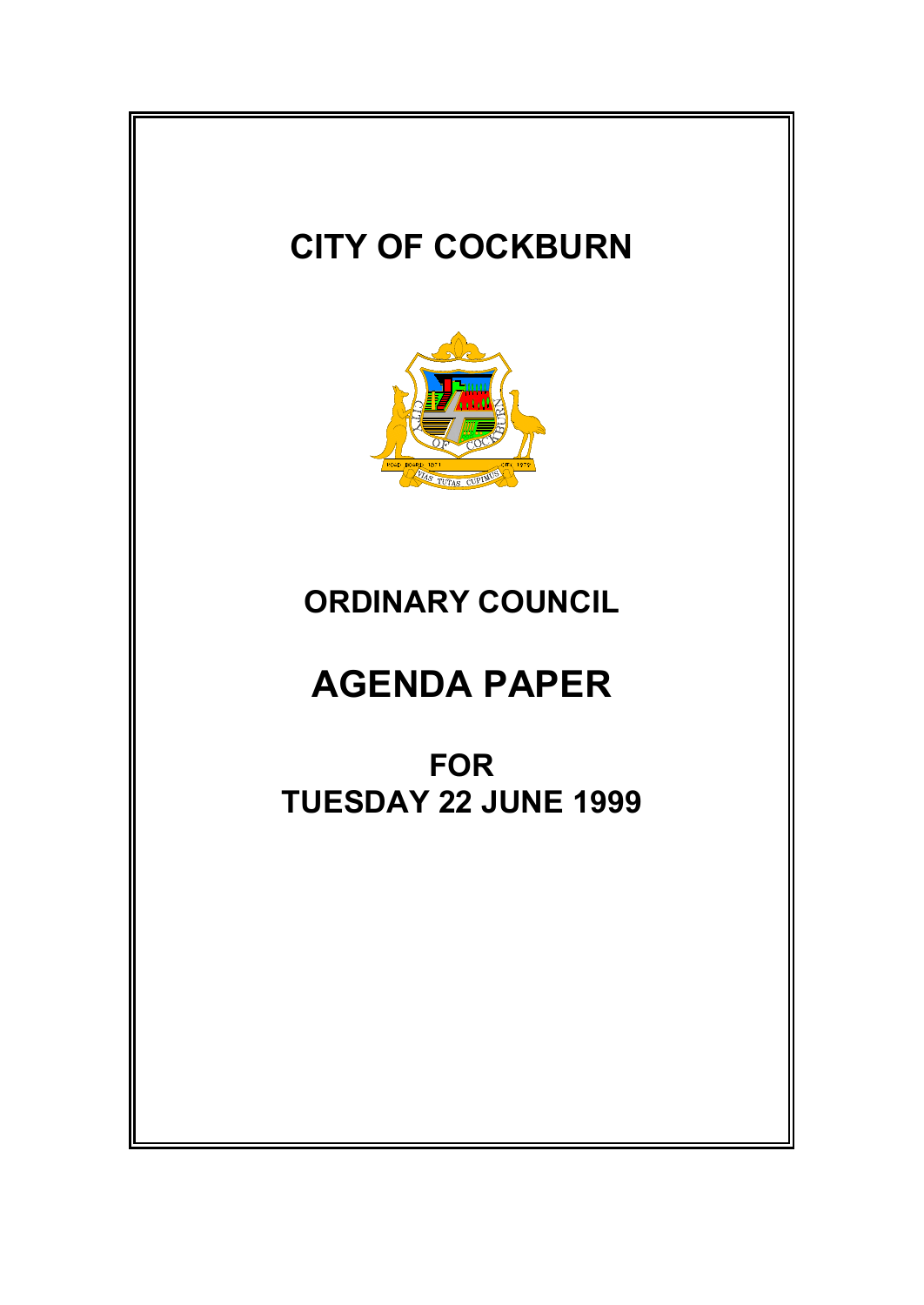# CITY OF COCKBURN

# ORDINARY COUNCIL

# AGENDA PAPER

## FOR
## TUESDAY 22 JUNE 1999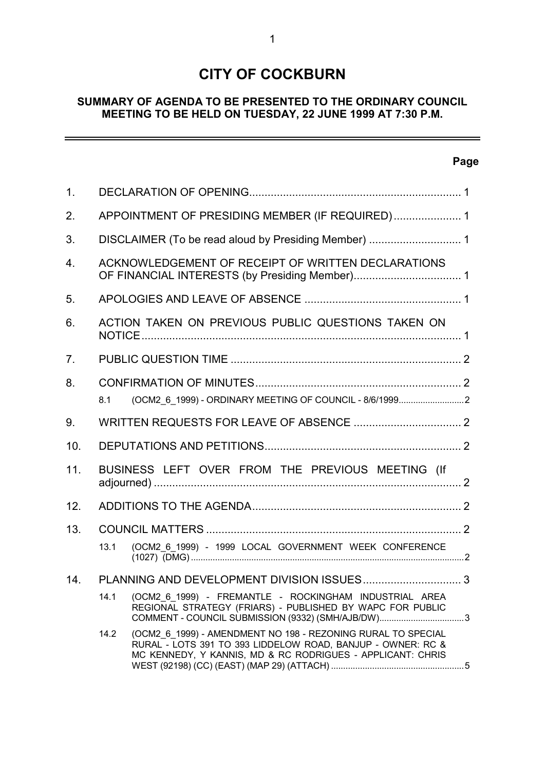# CITY OF COCKBURN

## SUMMARY OF AGENDA TO BE PRESENTED TO THE ORDINARY COUNCIL MEETING TO BE HELD ON TUESDAY, 22 JUNE 1999 AT 7:30 P.M.

| | | Page |
|---|---|---|
| 1. | DECLARATION OF OPENING | 1 |
| 2. | APPOINTMENT OF PRESIDING MEMBER (IF REQUIRED) | 1 |
| 3. | DISCLAIMER (To be read aloud by Presiding Member) | 1 |
| 4. | ACKNOWLEDGEMENT OF RECEIPT OF WRITTEN DECLARATIONS OF FINANCIAL INTERESTS (by Presiding Member) | 1 |
| 5. | APOLOGIES AND LEAVE OF ABSENCE | 1 |
| 6. | ACTION TAKEN ON PREVIOUS PUBLIC QUESTIONS TAKEN ON NOTICE | 1 |
| 7. | PUBLIC QUESTION TIME | 2 |
| 8. | CONFIRMATION OF MINUTES | 2 |
| | 8.1 (OCM2_6_1999) - ORDINARY MEETING OF COUNCIL - 8/6/1999 | 2 |
| 9. | WRITTEN REQUESTS FOR LEAVE OF ABSENCE | 2 |
| 10. | DEPUTATIONS AND PETITIONS | 2 |
| 11. | BUSINESS LEFT OVER FROM THE PREVIOUS MEETING (If adjourned) | 2 |
| 12. | ADDITIONS TO THE AGENDA | 2 |
| 13. | COUNCIL MATTERS | 2 |
| | 13.1 (OCM2_6_1999) - 1999 LOCAL GOVERNMENT WEEK CONFERENCE (1027) (DMG) | 2 |
| 14. | PLANNING AND DEVELOPMENT DIVISION ISSUES | 3 |
| | 14.1 (OCM2_6_1999) - FREMANTLE - ROCKINGHAM INDUSTRIAL AREA REGIONAL STRATEGY (FRIARS) - PUBLISHED BY WAPC FOR PUBLIC COMMENT - COUNCIL SUBMISSION (9332) (SMH/AJB/DW) | 3 |
| | 14.2 (OCM2_6_1999) - AMENDMENT NO 198 - REZONING RURAL TO SPECIAL RURAL - LOTS 391 TO 393 LIDDELOW ROAD, BANJUP - OWNER: RC & MC KENNEDY, Y KANNIS, MD & RC RODRIGUES - APPLICANT: CHRIS WEST (92198) (CC) (EAST) (MAP 29) (ATTACH) | 5 |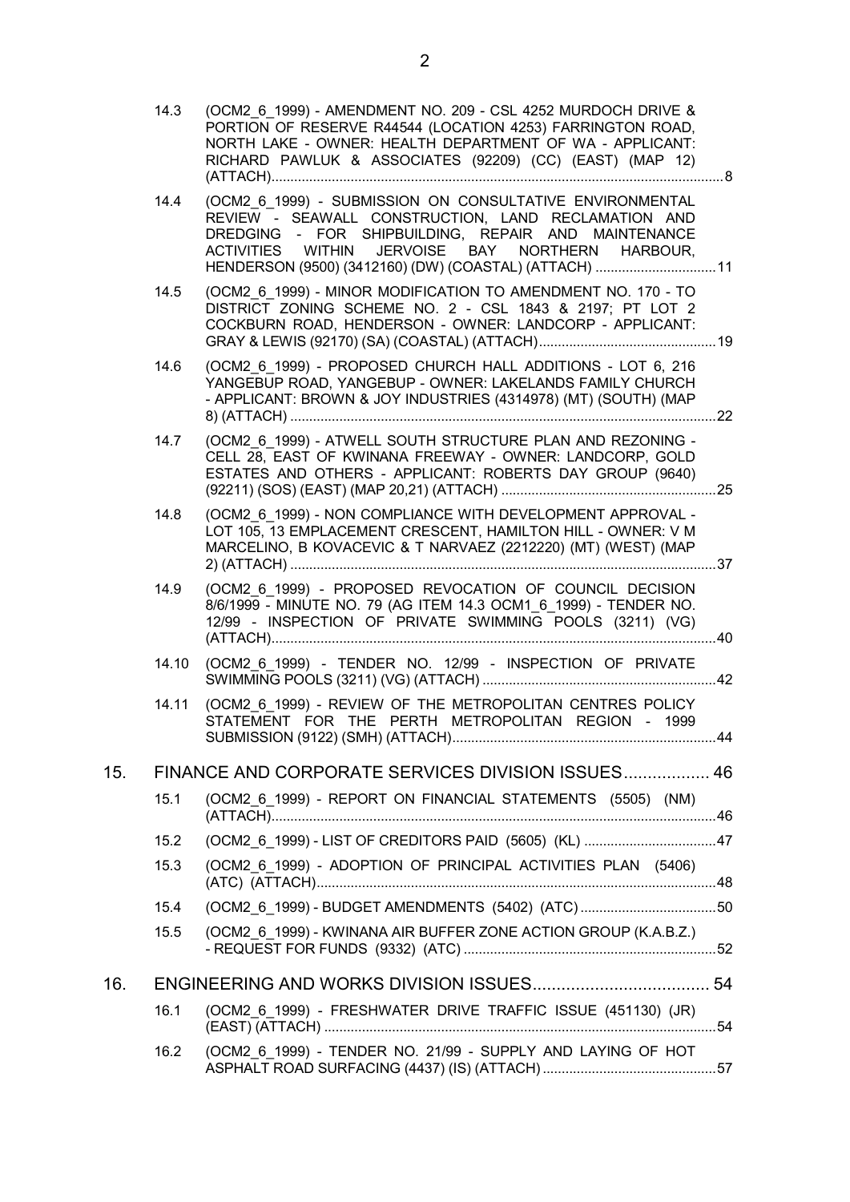14.3 (OCM2_6_1999) - AMENDMENT NO. 209 - CSL 4252 MURDOCH DRIVE & PORTION OF RESERVE R44544 (LOCATION 4253) FARRINGTON ROAD, NORTH LAKE - OWNER: HEALTH DEPARTMENT OF WA - APPLICANT: RICHARD PAWLUK & ASSOCIATES (92209) (CC) (EAST) (MAP 12) (ATTACH)....................8

14.4 (OCM2_6_1999) - SUBMISSION ON CONSULTATIVE ENVIRONMENTAL REVIEW - SEAWALL CONSTRUCTION, LAND RECLAMATION AND DREDGING - FOR SHIPBUILDING, REPAIR AND MAINTENANCE ACTIVITIES WITHIN JERVOISE BAY NORTHERN HARBOUR, HENDERSON (9500) (3412160) (DW) (COASTAL) (ATTACH) ....................11

14.5 (OCM2_6_1999) - MINOR MODIFICATION TO AMENDMENT NO. 170 - TO DISTRICT ZONING SCHEME NO. 2 - CSL 1843 & 2197; PT LOT 2 COCKBURN ROAD, HENDERSON - OWNER: LANDCORP - APPLICANT: GRAY & LEWIS (92170) (SA) (COASTAL) (ATTACH)....................19

14.6 (OCM2_6_1999) - PROPOSED CHURCH HALL ADDITIONS - LOT 6, 216 YANGEBUP ROAD, YANGEBUP - OWNER: LAKELANDS FAMILY CHURCH - APPLICANT: BROWN & JOY INDUSTRIES (4314978) (MT) (SOUTH) (MAP 8) (ATTACH) ....................22

14.7 (OCM2_6_1999) - ATWELL SOUTH STRUCTURE PLAN AND REZONING - CELL 28, EAST OF KWINANA FREEWAY - OWNER: LANDCORP, GOLD ESTATES AND OTHERS - APPLICANT: ROBERTS DAY GROUP (9640) (92211) (SOS) (EAST) (MAP 20,21) (ATTACH) ....................25

14.8 (OCM2_6_1999) - NON COMPLIANCE WITH DEVELOPMENT APPROVAL - LOT 105, 13 EMPLACEMENT CRESCENT, HAMILTON HILL - OWNER: V M MARCELINO, B KOVACEVIC & T NARVAEZ (2212220) (MT) (WEST) (MAP 2) (ATTACH) ....................37

14.9 (OCM2_6_1999) - PROPOSED REVOCATION OF COUNCIL DECISION 8/6/1999 - MINUTE NO. 79 (AG ITEM 14.3 OCM1_6_1999) - TENDER NO. 12/99 - INSPECTION OF PRIVATE SWIMMING POOLS (3211) (VG) (ATTACH)....................40

14.10 (OCM2_6_1999) - TENDER NO. 12/99 - INSPECTION OF PRIVATE SWIMMING POOLS (3211) (VG) (ATTACH) ....................42

14.11 (OCM2_6_1999) - REVIEW OF THE METROPOLITAN CENTRES POLICY STATEMENT FOR THE PERTH METROPOLITAN REGION - 1999 SUBMISSION (9122) (SMH) (ATTACH)....................44

## 15. FINANCE AND CORPORATE SERVICES DIVISION ISSUES.................. 46

15.1 (OCM2_6_1999) - REPORT ON FINANCIAL STATEMENTS (5505) (NM) (ATTACH)....................46

15.2 (OCM2_6_1999) - LIST OF CREDITORS PAID (5605) (KL) ....................47

15.3 (OCM2_6_1999) - ADOPTION OF PRINCIPAL ACTIVITIES PLAN (5406) (ATC) (ATTACH)....................48

15.4 (OCM2_6_1999) - BUDGET AMENDMENTS (5402) (ATC)....................50

15.5 (OCM2_6_1999) - KWINANA AIR BUFFER ZONE ACTION GROUP (K.A.B.Z.) - REQUEST FOR FUNDS (9332) (ATC) ....................52

## 16. ENGINEERING AND WORKS DIVISION ISSUES..................................... 54

16.1 (OCM2_6_1999) - FRESHWATER DRIVE TRAFFIC ISSUE (451130) (JR) (EAST) (ATTACH) ....................54

16.2 (OCM2_6_1999) - TENDER NO. 21/99 - SUPPLY AND LAYING OF HOT ASPHALT ROAD SURFACING (4437) (IS) (ATTACH) ....................57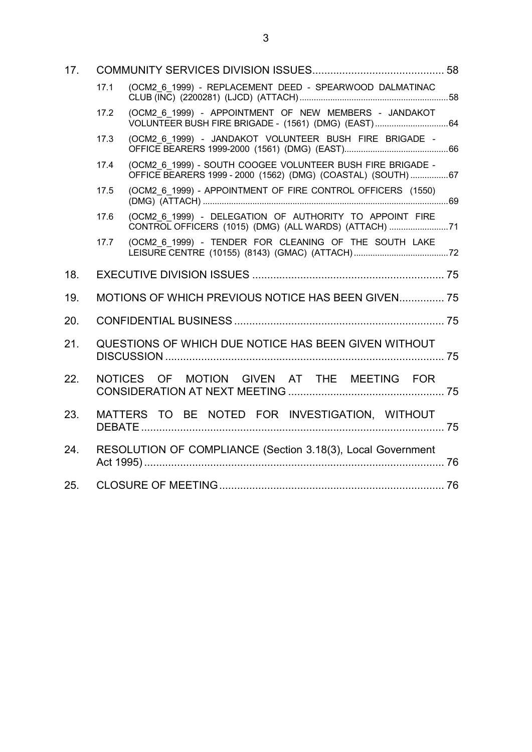17. COMMUNITY SERVICES DIVISION ISSUES ........................................... 58

- 17.1 (OCM2_6_1999) - REPLACEMENT DEED - SPEARWOOD DALMATINAC CLUB (INC) (2200281) (LJCD) (ATTACH) ........................................................... 58
- 17.2 (OCM2_6_1999) - APPOINTMENT OF NEW MEMBERS - JANDAKOT VOLUNTEER BUSH FIRE BRIGADE - (1561) (DMG) (EAST) ............................... 64
- 17.3 (OCM2_6_1999) - JANDAKOT VOLUNTEER BUSH FIRE BRIGADE - OFFICE BEARERS 1999-2000 (1561) (DMG) (EAST) ........................................... 66
- 17.4 (OCM2_6_1999) - SOUTH COOGEE VOLUNTEER BUSH FIRE BRIGADE - OFFICE BEARERS 1999 - 2000 (1562) (DMG) (COASTAL) (SOUTH) ................ 67
- 17.5 (OCM2_6_1999) - APPOINTMENT OF FIRE CONTROL OFFICERS (1550) (DMG) (ATTACH) ....................................................................................... 69
- 17.6 (OCM2_6_1999) - DELEGATION OF AUTHORITY TO APPOINT FIRE CONTROL OFFICERS (1015) (DMG) (ALL WARDS) (ATTACH) ......................... 71
- 17.7 (OCM2_6_1999) - TENDER FOR CLEANING OF THE SOUTH LAKE LEISURE CENTRE (10155) (8143) (GMAC) (ATTACH) ........................................ 72

18. EXECUTIVE DIVISION ISSUES ................................................................ 75

19. MOTIONS OF WHICH PREVIOUS NOTICE HAS BEEN GIVEN ............... 75

20. CONFIDENTIAL BUSINESS ...................................................................... 75

21. QUESTIONS OF WHICH DUE NOTICE HAS BEEN GIVEN WITHOUT DISCUSSION ............................................................................................. 75

22. NOTICES OF MOTION GIVEN AT THE MEETING FOR CONSIDERATION AT NEXT MEETING .................................................... 75

23. MATTERS TO BE NOTED FOR INVESTIGATION, WITHOUT DEBATE ..................................................................................................... 75

24. RESOLUTION OF COMPLIANCE (Section 3.18(3), Local Government Act 1995) .................................................................................................... 76

25. CLOSURE OF MEETING .......................................................................... 76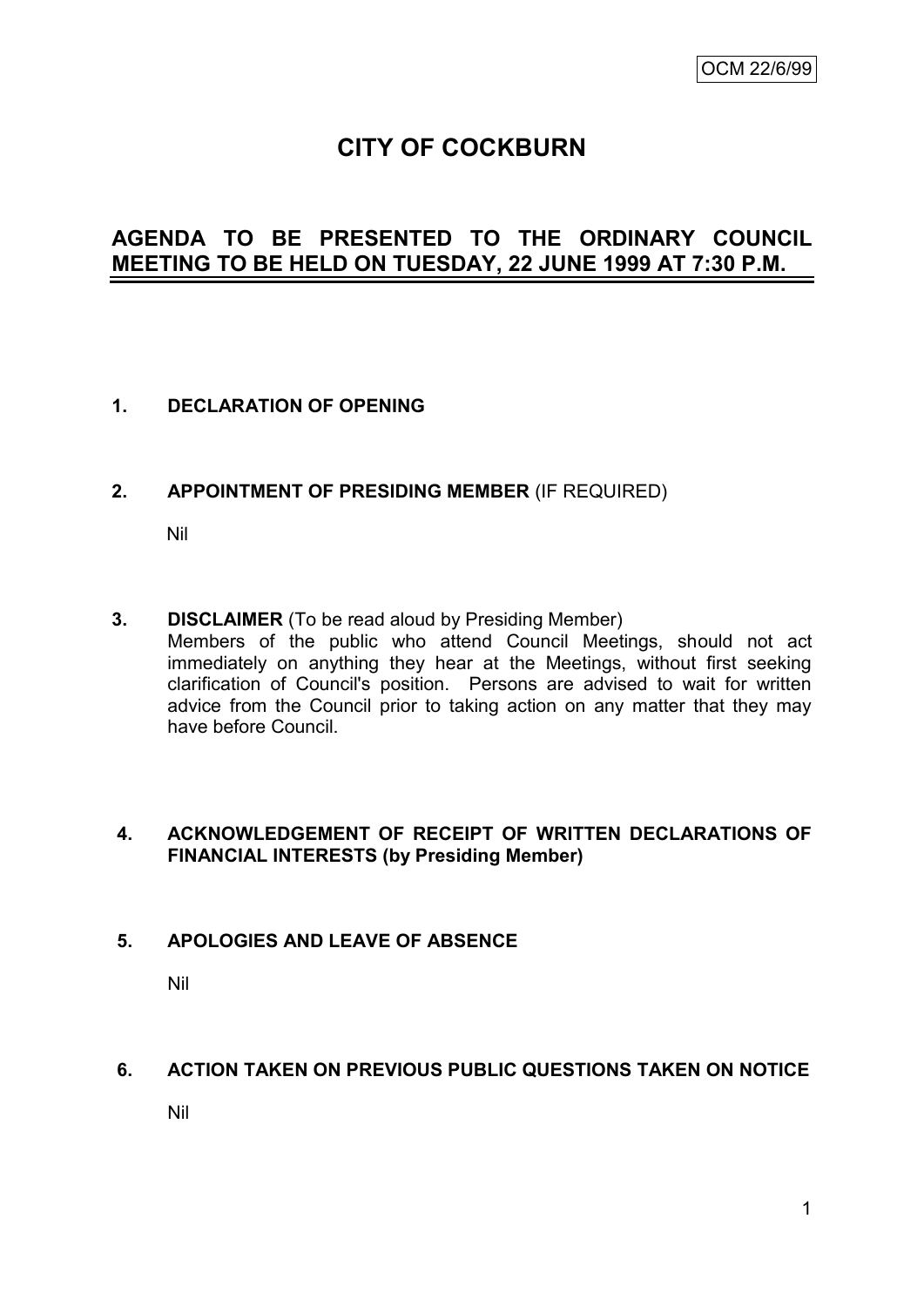OCM 22/6/99

# CITY OF COCKBURN

## AGENDA TO BE PRESENTED TO THE ORDINARY COUNCIL MEETING TO BE HELD ON TUESDAY, 22 JUNE 1999 AT 7:30 P.M.

**1. DECLARATION OF OPENING**

**2. APPOINTMENT OF PRESIDING MEMBER** (IF REQUIRED)

Nil

**3. DISCLAIMER** (To be read aloud by Presiding Member)

Members of the public who attend Council Meetings, should not act immediately on anything they hear at the Meetings, without first seeking clarification of Council's position. Persons are advised to wait for written advice from the Council prior to taking action on any matter that they may have before Council.

**4. ACKNOWLEDGEMENT OF RECEIPT OF WRITTEN DECLARATIONS OF FINANCIAL INTERESTS (by Presiding Member)**

**5. APOLOGIES AND LEAVE OF ABSENCE**

Nil

**6. ACTION TAKEN ON PREVIOUS PUBLIC QUESTIONS TAKEN ON NOTICE**

Nil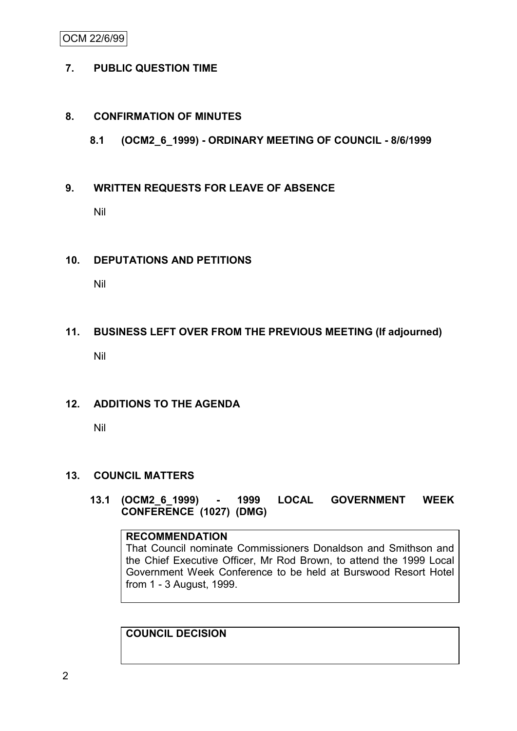## 7. PUBLIC QUESTION TIME

## 8. CONFIRMATION OF MINUTES

### 8.1 (OCM2_6_1999) - ORDINARY MEETING OF COUNCIL - 8/6/1999

## 9. WRITTEN REQUESTS FOR LEAVE OF ABSENCE

Nil

## 10. DEPUTATIONS AND PETITIONS

Nil

## 11. BUSINESS LEFT OVER FROM THE PREVIOUS MEETING (If adjourned)

Nil

## 12. ADDITIONS TO THE AGENDA

Nil

## 13. COUNCIL MATTERS

### 13.1 (OCM2_6_1999) - 1999 LOCAL GOVERNMENT WEEK CONFERENCE (1027) (DMG)

**RECOMMENDATION**

That Council nominate Commissioners Donaldson and Smithson and the Chief Executive Officer, Mr Rod Brown, to attend the 1999 Local Government Week Conference to be held at Burswood Resort Hotel from 1 - 3 August, 1999.

**COUNCIL DECISION**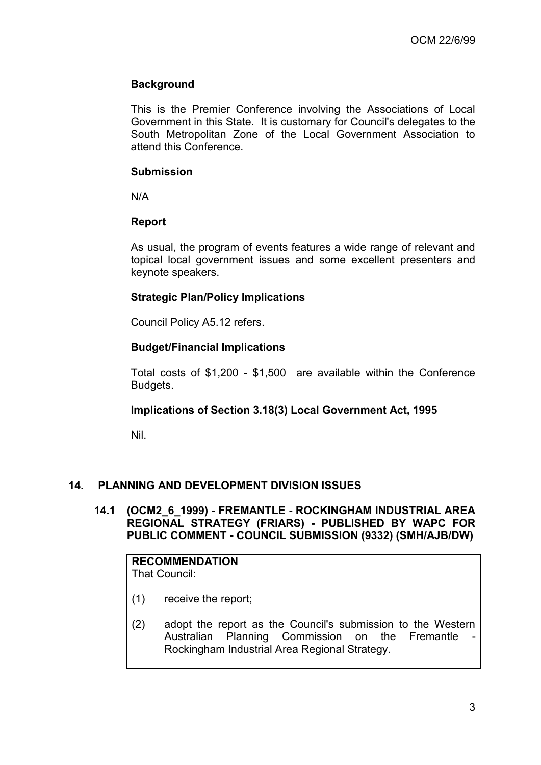**Background**

This is the Premier Conference involving the Associations of Local Government in this State. It is customary for Council's delegates to the South Metropolitan Zone of the Local Government Association to attend this Conference.

**Submission**

N/A

**Report**

As usual, the program of events features a wide range of relevant and topical local government issues and some excellent presenters and keynote speakers.

**Strategic Plan/Policy Implications**

Council Policy A5.12 refers.

**Budget/Financial Implications**

Total costs of $1,200 - $1,500 are available within the Conference Budgets.

**Implications of Section 3.18(3) Local Government Act, 1995**

Nil.

## 14. PLANNING AND DEVELOPMENT DIVISION ISSUES

### 14.1 (OCM2_6_1999) - FREMANTLE - ROCKINGHAM INDUSTRIAL AREA REGIONAL STRATEGY (FRIARS) - PUBLISHED BY WAPC FOR PUBLIC COMMENT - COUNCIL SUBMISSION (9332) (SMH/AJB/DW)

**RECOMMENDATION**
That Council:

(1) receive the report;

(2) adopt the report as the Council's submission to the Western Australian Planning Commission on the Fremantle - Rockingham Industrial Area Regional Strategy.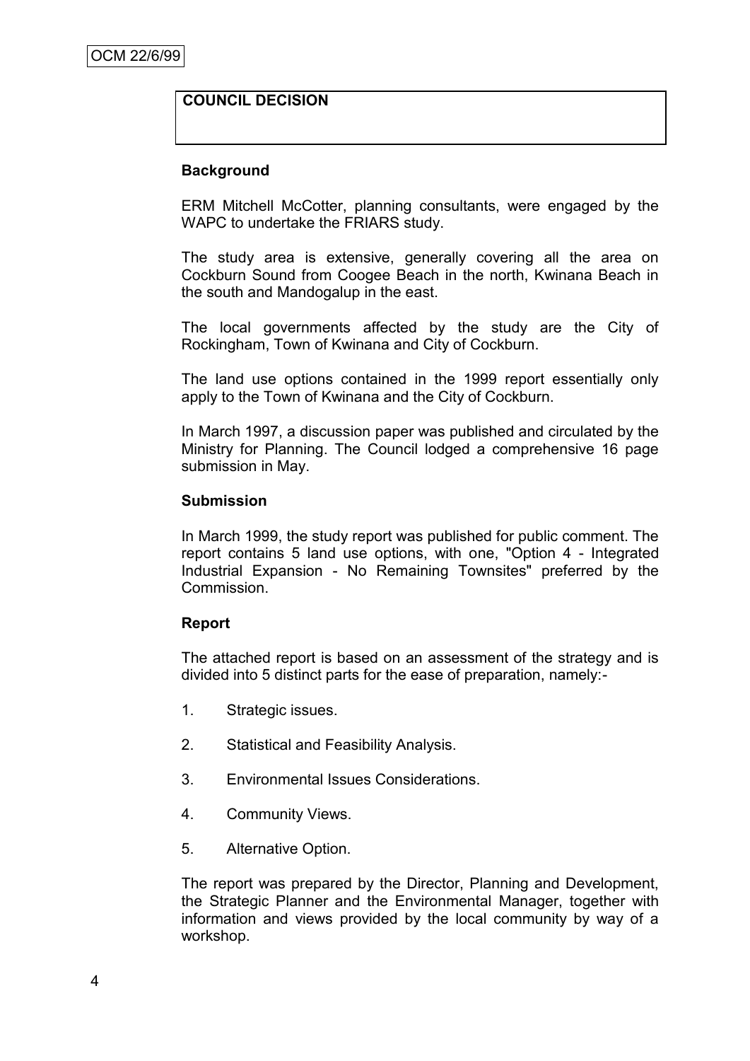**COUNCIL DECISION**

**Background**

ERM Mitchell McCotter, planning consultants, were engaged by the WAPC to undertake the FRIARS study.

The study area is extensive, generally covering all the area on Cockburn Sound from Coogee Beach in the north, Kwinana Beach in the south and Mandogalup in the east.

The local governments affected by the study are the City of Rockingham, Town of Kwinana and City of Cockburn.

The land use options contained in the 1999 report essentially only apply to the Town of Kwinana and the City of Cockburn.

In March 1997, a discussion paper was published and circulated by the Ministry for Planning. The Council lodged a comprehensive 16 page submission in May.

**Submission**

In March 1999, the study report was published for public comment. The report contains 5 land use options, with one, "Option 4 - Integrated Industrial Expansion - No Remaining Townsites" preferred by the Commission.

**Report**

The attached report is based on an assessment of the strategy and is divided into 5 distinct parts for the ease of preparation, namely:-

1. Strategic issues.
2. Statistical and Feasibility Analysis.
3. Environmental Issues Considerations.
4. Community Views.
5. Alternative Option.

The report was prepared by the Director, Planning and Development, the Strategic Planner and the Environmental Manager, together with information and views provided by the local community by way of a workshop.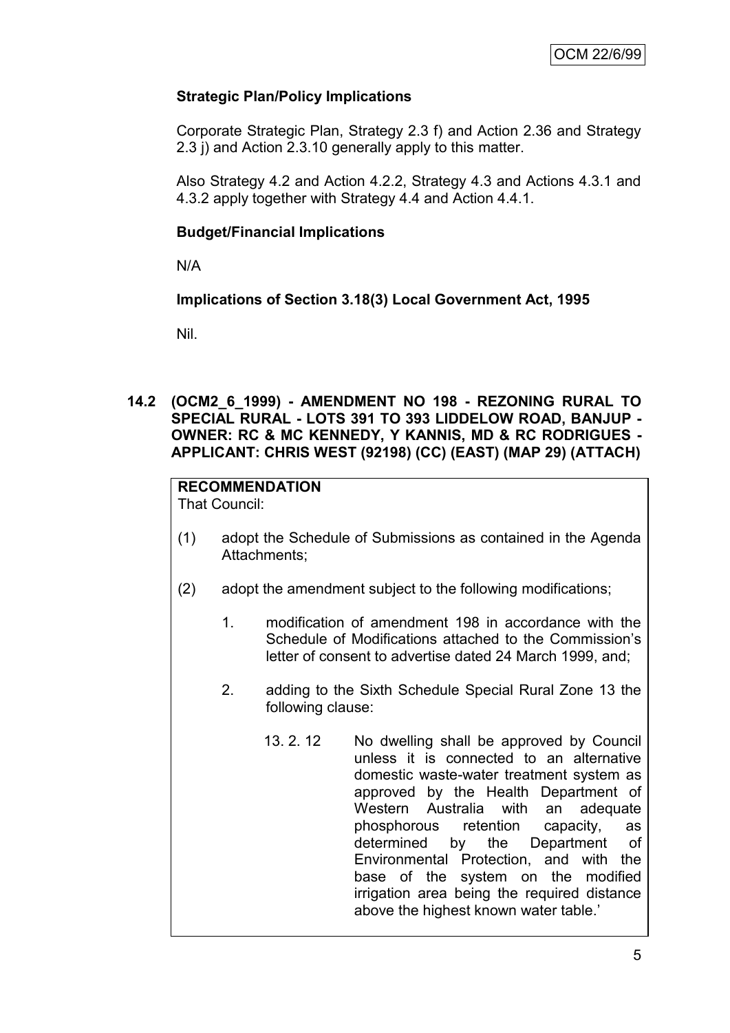### Strategic Plan/Policy Implications

Corporate Strategic Plan, Strategy 2.3 f) and Action 2.36 and Strategy 2.3 j) and Action 2.3.10 generally apply to this matter.

Also Strategy 4.2 and Action 4.2.2, Strategy 4.3 and Actions 4.3.1 and 4.3.2 apply together with Strategy 4.4 and Action 4.4.1.

### Budget/Financial Implications

N/A

### Implications of Section 3.18(3) Local Government Act, 1995

Nil.

## 14.2 (OCM2_6_1999) - AMENDMENT NO 198 - REZONING RURAL TO SPECIAL RURAL - LOTS 391 TO 393 LIDDELOW ROAD, BANJUP - OWNER: RC & MC KENNEDY, Y KANNIS, MD & RC RODRIGUES - APPLICANT: CHRIS WEST (92198) (CC) (EAST) (MAP 29) (ATTACH)

**RECOMMENDATION**
That Council:

(1) adopt the Schedule of Submissions as contained in the Agenda Attachments;

(2) adopt the amendment subject to the following modifications;

1. modification of amendment 198 in accordance with the Schedule of Modifications attached to the Commission's letter of consent to advertise dated 24 March 1999, and;

2. adding to the Sixth Schedule Special Rural Zone 13 the following clause:

13. 2. 12 No dwelling shall be approved by Council unless it is connected to an alternative domestic waste-water treatment system as approved by the Health Department of Western Australia with an adequate phosphorous retention capacity, as determined by the Department of Environmental Protection, and with the base of the system on the modified irrigation area being the required distance above the highest known water table.'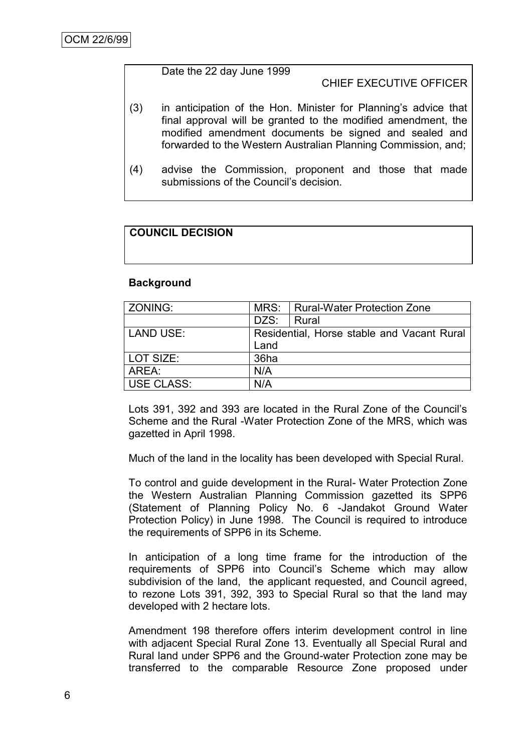Date the 22 day June 1999

CHIEF EXECUTIVE OFFICER

(3) in anticipation of the Hon. Minister for Planning's advice that final approval will be granted to the modified amendment, the modified amendment documents be signed and sealed and forwarded to the Western Australian Planning Commission, and;

(4) advise the Commission, proponent and those that made submissions of the Council's decision.

**COUNCIL DECISION**

**Background**

| ZONING: | MRS: | Rural-Water Protection Zone |
|---|---|---|
| | DZS: | Rural |
| LAND USE: | Residential, Horse stable and Vacant Rural Land | |
| LOT SIZE: | 36ha | |
| AREA: | N/A | |
| USE CLASS: | N/A | |

Lots 391, 392 and 393 are located in the Rural Zone of the Council's Scheme and the Rural -Water Protection Zone of the MRS, which was gazetted in April 1998.

Much of the land in the locality has been developed with Special Rural.

To control and guide development in the Rural- Water Protection Zone the Western Australian Planning Commission gazetted its SPP6 (Statement of Planning Policy No. 6 -Jandakot Ground Water Protection Policy) in June 1998. The Council is required to introduce the requirements of SPP6 in its Scheme.

In anticipation of a long time frame for the introduction of the requirements of SPP6 into Council's Scheme which may allow subdivision of the land, the applicant requested, and Council agreed, to rezone Lots 391, 392, 393 to Special Rural so that the land may developed with 2 hectare lots.

Amendment 198 therefore offers interim development control in line with adjacent Special Rural Zone 13. Eventually all Special Rural and Rural land under SPP6 and the Ground-water Protection zone may be transferred to the comparable Resource Zone proposed under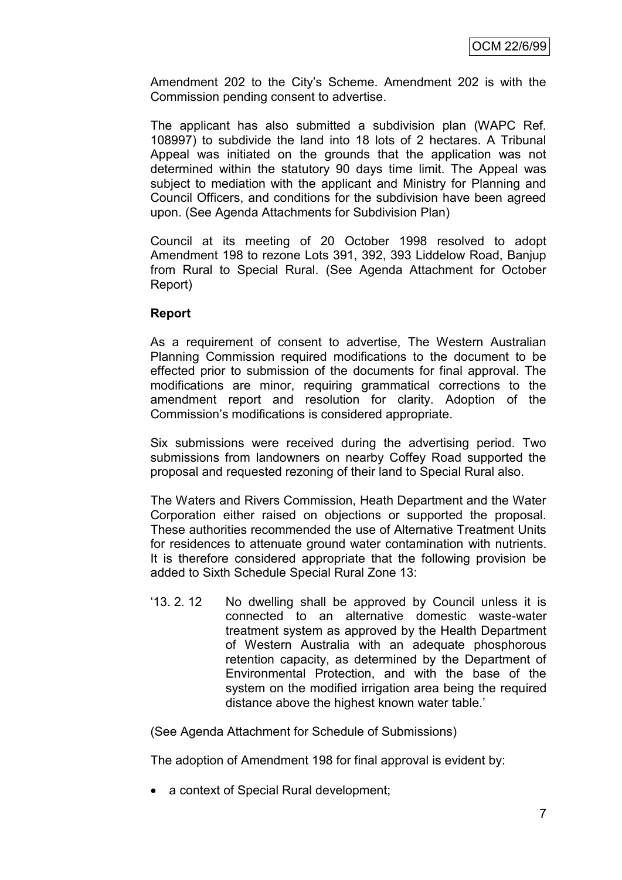Amendment 202 to the City's Scheme. Amendment 202 is with the Commission pending consent to advertise.

The applicant has also submitted a subdivision plan (WAPC Ref. 108997) to subdivide the land into 18 lots of 2 hectares. A Tribunal Appeal was initiated on the grounds that the application was not determined within the statutory 90 days time limit. The Appeal was subject to mediation with the applicant and Ministry for Planning and Council Officers, and conditions for the subdivision have been agreed upon. (See Agenda Attachments for Subdivision Plan)

Council at its meeting of 20 October 1998 resolved to adopt Amendment 198 to rezone Lots 391, 392, 393 Liddelow Road, Banjup from Rural to Special Rural. (See Agenda Attachment for October Report)

**Report**

As a requirement of consent to advertise, The Western Australian Planning Commission required modifications to the document to be effected prior to submission of the documents for final approval. The modifications are minor, requiring grammatical corrections to the amendment report and resolution for clarity. Adoption of the Commission's modifications is considered appropriate.

Six submissions were received during the advertising period. Two submissions from landowners on nearby Coffey Road supported the proposal and requested rezoning of their land to Special Rural also.

The Waters and Rivers Commission, Heath Department and the Water Corporation either raised on objections or supported the proposal. These authorities recommended the use of Alternative Treatment Units for residences to attenuate ground water contamination with nutrients. It is therefore considered appropriate that the following provision be added to Sixth Schedule Special Rural Zone 13:

'13. 2. 12 No dwelling shall be approved by Council unless it is connected to an alternative domestic waste-water treatment system as approved by the Health Department of Western Australia with an adequate phosphorous retention capacity, as determined by the Department of Environmental Protection, and with the base of the system on the modified irrigation area being the required distance above the highest known water table.'

(See Agenda Attachment for Schedule of Submissions)

The adoption of Amendment 198 for final approval is evident by:

- a context of Special Rural development;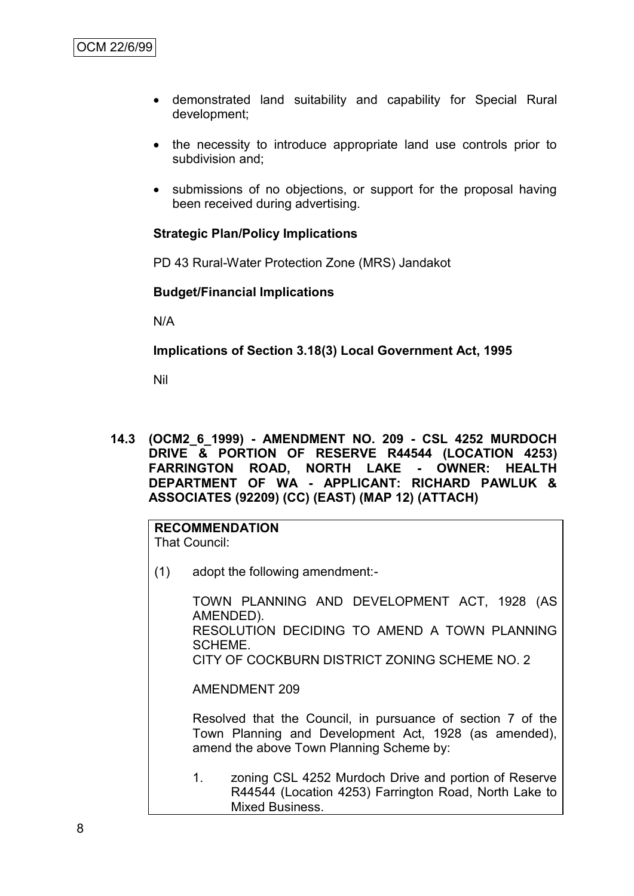- demonstrated land suitability and capability for Special Rural development;
- the necessity to introduce appropriate land use controls prior to subdivision and;
- submissions of no objections, or support for the proposal having been received during advertising.

**Strategic Plan/Policy Implications**

PD 43 Rural-Water Protection Zone (MRS) Jandakot

**Budget/Financial Implications**

N/A

**Implications of Section 3.18(3) Local Government Act, 1995**

Nil

**14.3 (OCM2_6_1999) - AMENDMENT NO. 209 - CSL 4252 MURDOCH DRIVE & PORTION OF RESERVE R44544 (LOCATION 4253) FARRINGTON ROAD, NORTH LAKE - OWNER: HEALTH DEPARTMENT OF WA - APPLICANT: RICHARD PAWLUK & ASSOCIATES (92209) (CC) (EAST) (MAP 12) (ATTACH)**

**RECOMMENDATION**
That Council:

(1) adopt the following amendment:-

TOWN PLANNING AND DEVELOPMENT ACT, 1928 (AS AMENDED).
RESOLUTION DECIDING TO AMEND A TOWN PLANNING SCHEME.
CITY OF COCKBURN DISTRICT ZONING SCHEME NO. 2

AMENDMENT 209

Resolved that the Council, in pursuance of section 7 of the Town Planning and Development Act, 1928 (as amended), amend the above Town Planning Scheme by:

1. zoning CSL 4252 Murdoch Drive and portion of Reserve R44544 (Location 4253) Farrington Road, North Lake to Mixed Business.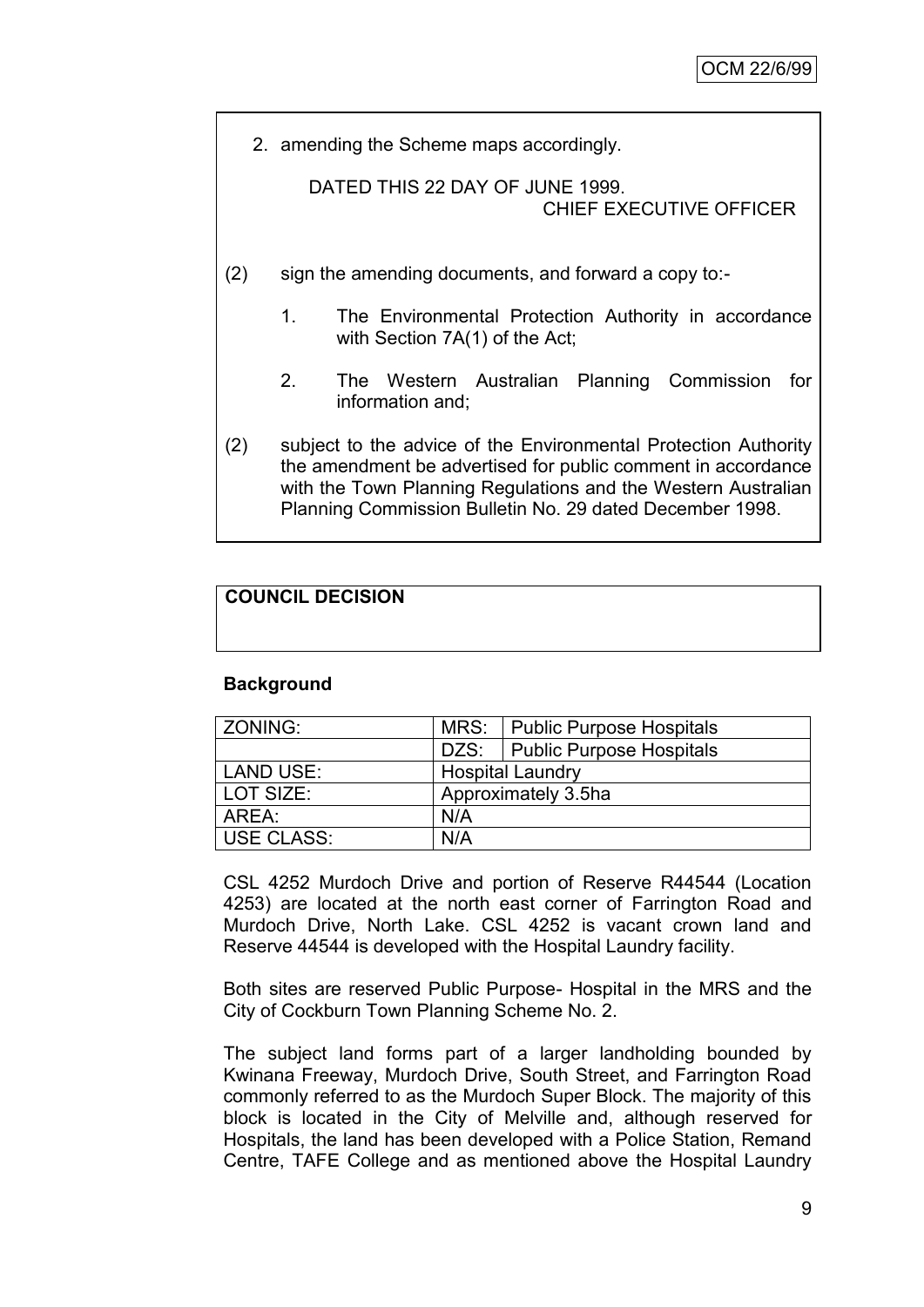2. amending the Scheme maps accordingly.

DATED THIS 22 DAY OF JUNE 1999.
CHIEF EXECUTIVE OFFICER

(2) sign the amending documents, and forward a copy to:-

1. The Environmental Protection Authority in accordance with Section 7A(1) of the Act;

2. The Western Australian Planning Commission for information and;

(2) subject to the advice of the Environmental Protection Authority the amendment be advertised for public comment in accordance with the Town Planning Regulations and the Western Australian Planning Commission Bulletin No. 29 dated December 1998.

**COUNCIL DECISION**

**Background**

| ZONING: | MRS: | Public Purpose Hospitals |
|---|---|---|
| | DZS: | Public Purpose Hospitals |
| LAND USE: | Hospital Laundry | |
| LOT SIZE: | Approximately 3.5ha | |
| AREA: | N/A | |
| USE CLASS: | N/A | |

CSL 4252 Murdoch Drive and portion of Reserve R44544 (Location 4253) are located at the north east corner of Farrington Road and Murdoch Drive, North Lake. CSL 4252 is vacant crown land and Reserve 44544 is developed with the Hospital Laundry facility.

Both sites are reserved Public Purpose- Hospital in the MRS and the City of Cockburn Town Planning Scheme No. 2.

The subject land forms part of a larger landholding bounded by Kwinana Freeway, Murdoch Drive, South Street, and Farrington Road commonly referred to as the Murdoch Super Block. The majority of this block is located in the City of Melville and, although reserved for Hospitals, the land has been developed with a Police Station, Remand Centre, TAFE College and as mentioned above the Hospital Laundry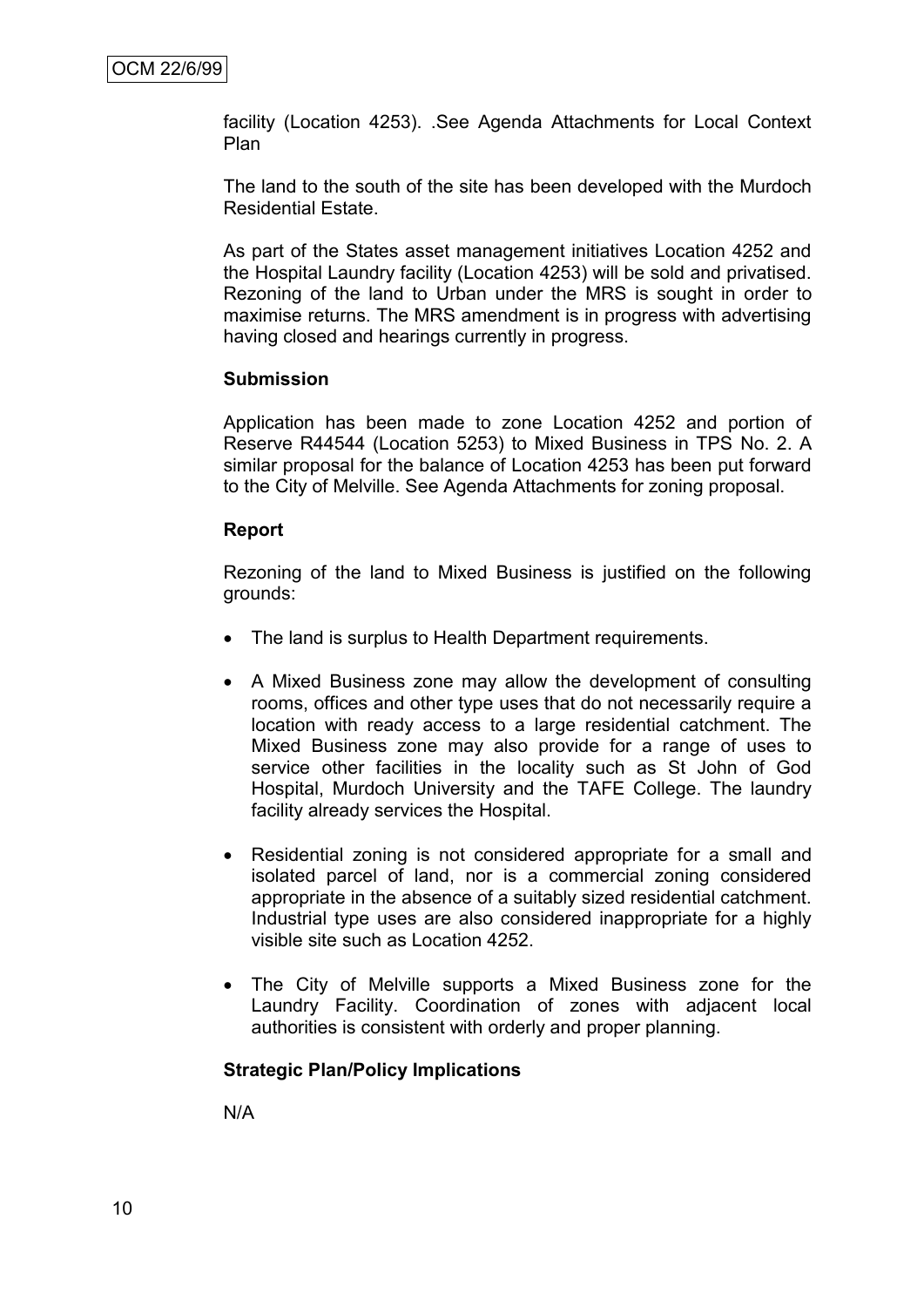facility (Location 4253). .See Agenda Attachments for Local Context Plan

The land to the south of the site has been developed with the Murdoch Residential Estate.

As part of the States asset management initiatives Location 4252 and the Hospital Laundry facility (Location 4253) will be sold and privatised. Rezoning of the land to Urban under the MRS is sought in order to maximise returns. The MRS amendment is in progress with advertising having closed and hearings currently in progress.

**Submission**

Application has been made to zone Location 4252 and portion of Reserve R44544 (Location 5253) to Mixed Business in TPS No. 2. A similar proposal for the balance of Location 4253 has been put forward to the City of Melville. See Agenda Attachments for zoning proposal.

**Report**

Rezoning of the land to Mixed Business is justified on the following grounds:

- The land is surplus to Health Department requirements.
- A Mixed Business zone may allow the development of consulting rooms, offices and other type uses that do not necessarily require a location with ready access to a large residential catchment. The Mixed Business zone may also provide for a range of uses to service other facilities in the locality such as St John of God Hospital, Murdoch University and the TAFE College. The laundry facility already services the Hospital.
- Residential zoning is not considered appropriate for a small and isolated parcel of land, nor is a commercial zoning considered appropriate in the absence of a suitably sized residential catchment. Industrial type uses are also considered inappropriate for a highly visible site such as Location 4252.
- The City of Melville supports a Mixed Business zone for the Laundry Facility. Coordination of zones with adjacent local authorities is consistent with orderly and proper planning.

**Strategic Plan/Policy Implications**

N/A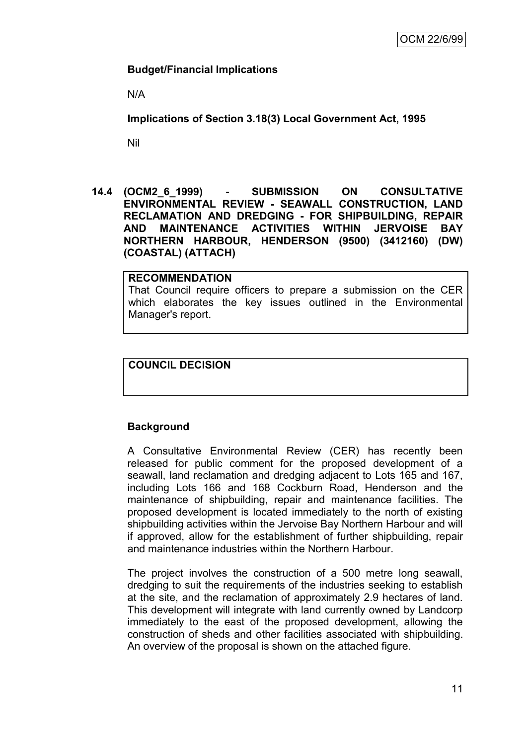**Budget/Financial Implications**

N/A

**Implications of Section 3.18(3) Local Government Act, 1995**

Nil

**14.4 (OCM2_6_1999) - SUBMISSION ON CONSULTATIVE ENVIRONMENTAL REVIEW - SEAWALL CONSTRUCTION, LAND RECLAMATION AND DREDGING - FOR SHIPBUILDING, REPAIR AND MAINTENANCE ACTIVITIES WITHIN JERVOISE BAY NORTHERN HARBOUR, HENDERSON (9500) (3412160) (DW) (COASTAL) (ATTACH)**

| **RECOMMENDATION** |
|---|
| That Council require officers to prepare a submission on the CER which elaborates the key issues outlined in the Environmental Manager's report. |

| **COUNCIL DECISION** |
|---|
| |

**Background**

A Consultative Environmental Review (CER) has recently been released for public comment for the proposed development of a seawall, land reclamation and dredging adjacent to Lots 165 and 167, including Lots 166 and 168 Cockburn Road, Henderson and the maintenance of shipbuilding, repair and maintenance facilities. The proposed development is located immediately to the north of existing shipbuilding activities within the Jervoise Bay Northern Harbour and will if approved, allow for the establishment of further shipbuilding, repair and maintenance industries within the Northern Harbour.

The project involves the construction of a 500 metre long seawall, dredging to suit the requirements of the industries seeking to establish at the site, and the reclamation of approximately 2.9 hectares of land. This development will integrate with land currently owned by Landcorp immediately to the east of the proposed development, allowing the construction of sheds and other facilities associated with shipbuilding. An overview of the proposal is shown on the attached figure.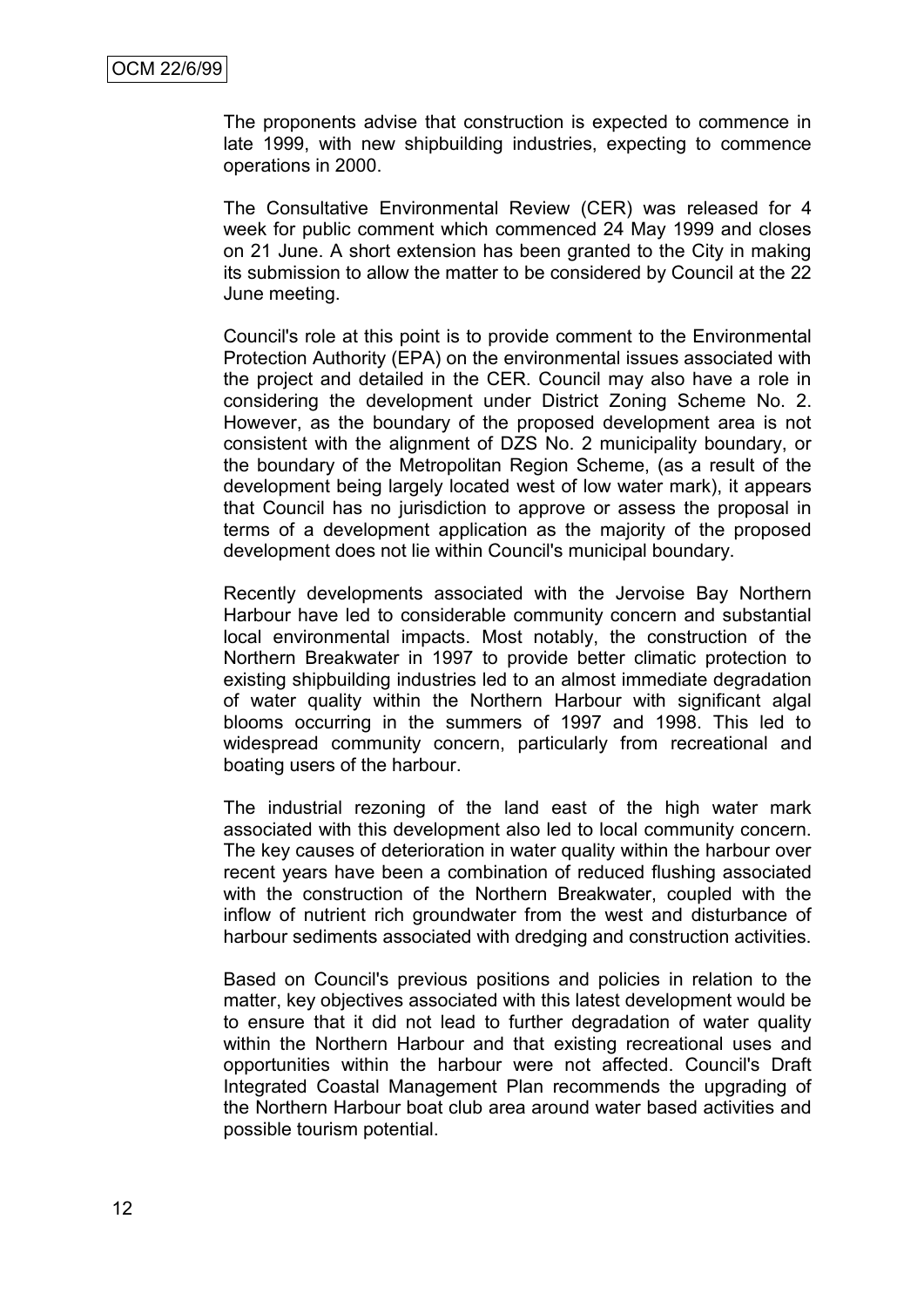The proponents advise that construction is expected to commence in late 1999, with new shipbuilding industries, expecting to commence operations in 2000.

The Consultative Environmental Review (CER) was released for 4 week for public comment which commenced 24 May 1999 and closes on 21 June. A short extension has been granted to the City in making its submission to allow the matter to be considered by Council at the 22 June meeting.

Council's role at this point is to provide comment to the Environmental Protection Authority (EPA) on the environmental issues associated with the project and detailed in the CER. Council may also have a role in considering the development under District Zoning Scheme No. 2. However, as the boundary of the proposed development area is not consistent with the alignment of DZS No. 2 municipality boundary, or the boundary of the Metropolitan Region Scheme, (as a result of the development being largely located west of low water mark), it appears that Council has no jurisdiction to approve or assess the proposal in terms of a development application as the majority of the proposed development does not lie within Council's municipal boundary.

Recently developments associated with the Jervoise Bay Northern Harbour have led to considerable community concern and substantial local environmental impacts. Most notably, the construction of the Northern Breakwater in 1997 to provide better climatic protection to existing shipbuilding industries led to an almost immediate degradation of water quality within the Northern Harbour with significant algal blooms occurring in the summers of 1997 and 1998. This led to widespread community concern, particularly from recreational and boating users of the harbour.

The industrial rezoning of the land east of the high water mark associated with this development also led to local community concern. The key causes of deterioration in water quality within the harbour over recent years have been a combination of reduced flushing associated with the construction of the Northern Breakwater, coupled with the inflow of nutrient rich groundwater from the west and disturbance of harbour sediments associated with dredging and construction activities.

Based on Council's previous positions and policies in relation to the matter, key objectives associated with this latest development would be to ensure that it did not lead to further degradation of water quality within the Northern Harbour and that existing recreational uses and opportunities within the harbour were not affected. Council's Draft Integrated Coastal Management Plan recommends the upgrading of the Northern Harbour boat club area around water based activities and possible tourism potential.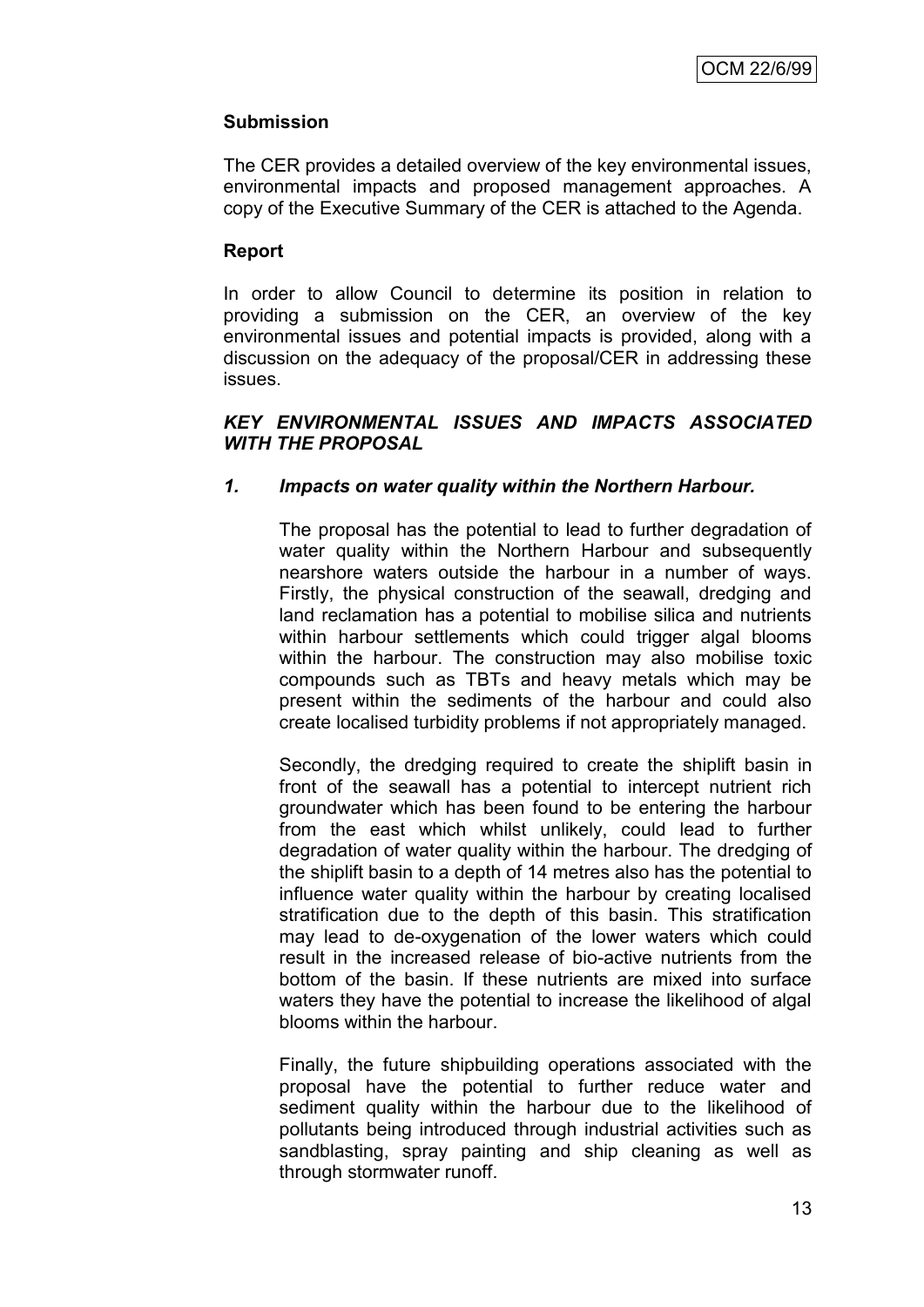### Submission

The CER provides a detailed overview of the key environmental issues, environmental impacts and proposed management approaches. A copy of the Executive Summary of the CER is attached to the Agenda.

### Report

In order to allow Council to determine its position in relation to providing a submission on the CER, an overview of the key environmental issues and potential impacts is provided, along with a discussion on the adequacy of the proposal/CER in addressing these issues.

***KEY ENVIRONMENTAL ISSUES AND IMPACTS ASSOCIATED WITH THE PROPOSAL***

***1. Impacts on water quality within the Northern Harbour.***

The proposal has the potential to lead to further degradation of water quality within the Northern Harbour and subsequently nearshore waters outside the harbour in a number of ways. Firstly, the physical construction of the seawall, dredging and land reclamation has a potential to mobilise silica and nutrients within harbour settlements which could trigger algal blooms within the harbour. The construction may also mobilise toxic compounds such as TBTs and heavy metals which may be present within the sediments of the harbour and could also create localised turbidity problems if not appropriately managed.

Secondly, the dredging required to create the shiplift basin in front of the seawall has a potential to intercept nutrient rich groundwater which has been found to be entering the harbour from the east which whilst unlikely, could lead to further degradation of water quality within the harbour. The dredging of the shiplift basin to a depth of 14 metres also has the potential to influence water quality within the harbour by creating localised stratification due to the depth of this basin. This stratification may lead to de-oxygenation of the lower waters which could result in the increased release of bio-active nutrients from the bottom of the basin. If these nutrients are mixed into surface waters they have the potential to increase the likelihood of algal blooms within the harbour.

Finally, the future shipbuilding operations associated with the proposal have the potential to further reduce water and sediment quality within the harbour due to the likelihood of pollutants being introduced through industrial activities such as sandblasting, spray painting and ship cleaning as well as through stormwater runoff.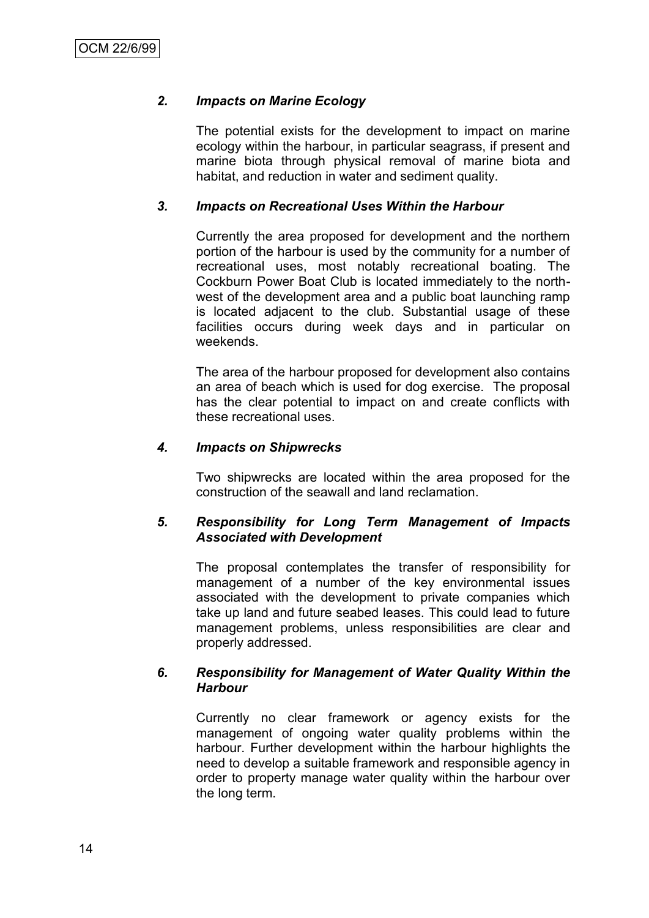### *2. Impacts on Marine Ecology*

The potential exists for the development to impact on marine ecology within the harbour, in particular seagrass, if present and marine biota through physical removal of marine biota and habitat, and reduction in water and sediment quality.

### *3. Impacts on Recreational Uses Within the Harbour*

Currently the area proposed for development and the northern portion of the harbour is used by the community for a number of recreational uses, most notably recreational boating. The Cockburn Power Boat Club is located immediately to the north-west of the development area and a public boat launching ramp is located adjacent to the club. Substantial usage of these facilities occurs during week days and in particular on weekends.

The area of the harbour proposed for development also contains an area of beach which is used for dog exercise. The proposal has the clear potential to impact on and create conflicts with these recreational uses.

### *4. Impacts on Shipwrecks*

Two shipwrecks are located within the area proposed for the construction of the seawall and land reclamation.

### *5. Responsibility for Long Term Management of Impacts Associated with Development*

The proposal contemplates the transfer of responsibility for management of a number of the key environmental issues associated with the development to private companies which take up land and future seabed leases. This could lead to future management problems, unless responsibilities are clear and properly addressed.

### *6. Responsibility for Management of Water Quality Within the Harbour*

Currently no clear framework or agency exists for the management of ongoing water quality problems within the harbour. Further development within the harbour highlights the need to develop a suitable framework and responsible agency in order to property manage water quality within the harbour over the long term.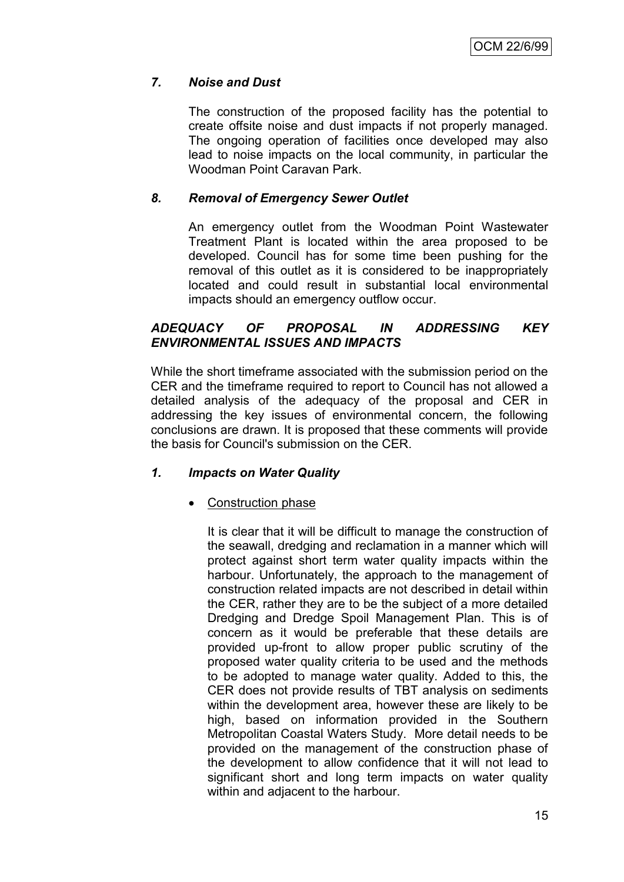### *7. Noise and Dust*

The construction of the proposed facility has the potential to create offsite noise and dust impacts if not properly managed. The ongoing operation of facilities once developed may also lead to noise impacts on the local community, in particular the Woodman Point Caravan Park.

### *8. Removal of Emergency Sewer Outlet*

An emergency outlet from the Woodman Point Wastewater Treatment Plant is located within the area proposed to be developed. Council has for some time been pushing for the removal of this outlet as it is considered to be inappropriately located and could result in substantial local environmental impacts should an emergency outflow occur.

## *ADEQUACY OF PROPOSAL IN ADDRESSING KEY ENVIRONMENTAL ISSUES AND IMPACTS*

While the short timeframe associated with the submission period on the CER and the timeframe required to report to Council has not allowed a detailed analysis of the adequacy of the proposal and CER in addressing the key issues of environmental concern, the following conclusions are drawn. It is proposed that these comments will provide the basis for Council's submission on the CER.

### *1. Impacts on Water Quality*

- Construction phase

  It is clear that it will be difficult to manage the construction of the seawall, dredging and reclamation in a manner which will protect against short term water quality impacts within the harbour. Unfortunately, the approach to the management of construction related impacts are not described in detail within the CER, rather they are to be the subject of a more detailed Dredging and Dredge Spoil Management Plan. This is of concern as it would be preferable that these details are provided up-front to allow proper public scrutiny of the proposed water quality criteria to be used and the methods to be adopted to manage water quality. Added to this, the CER does not provide results of TBT analysis on sediments within the development area, however these are likely to be high, based on information provided in the Southern Metropolitan Coastal Waters Study. More detail needs to be provided on the management of the construction phase of the development to allow confidence that it will not lead to significant short and long term impacts on water quality within and adjacent to the harbour.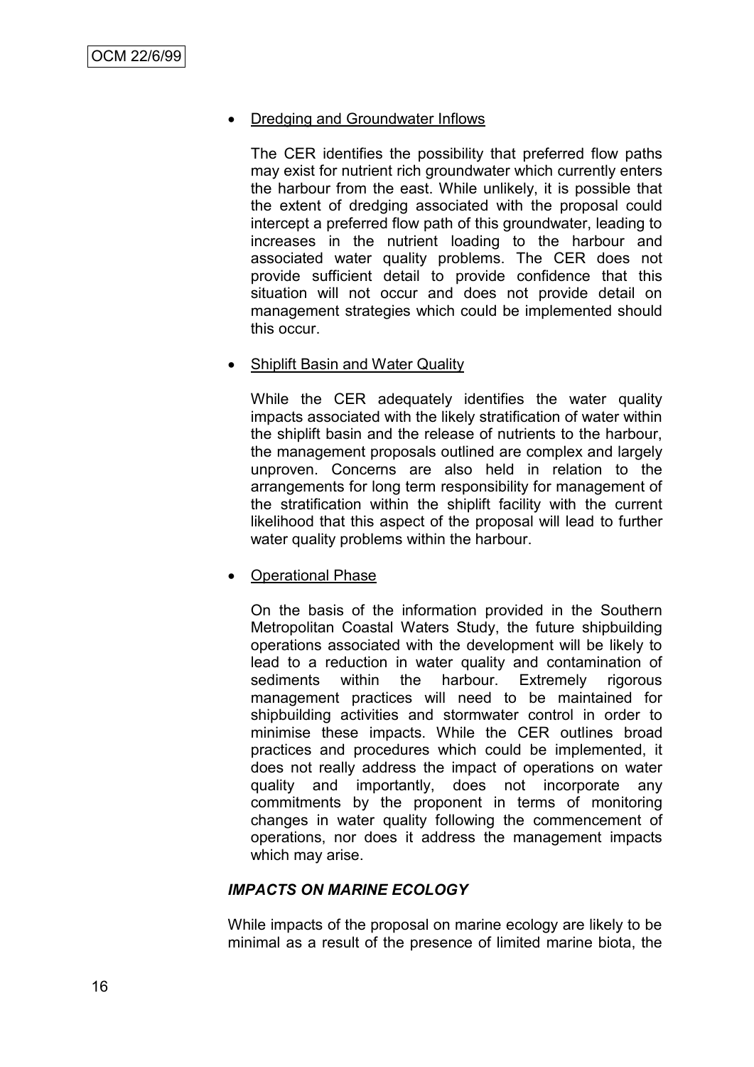- Dredging and Groundwater Inflows

  The CER identifies the possibility that preferred flow paths may exist for nutrient rich groundwater which currently enters the harbour from the east. While unlikely, it is possible that the extent of dredging associated with the proposal could intercept a preferred flow path of this groundwater, leading to increases in the nutrient loading to the harbour and associated water quality problems. The CER does not provide sufficient detail to provide confidence that this situation will not occur and does not provide detail on management strategies which could be implemented should this occur.

- Shiplift Basin and Water Quality

  While the CER adequately identifies the water quality impacts associated with the likely stratification of water within the shiplift basin and the release of nutrients to the harbour, the management proposals outlined are complex and largely unproven. Concerns are also held in relation to the arrangements for long term responsibility for management of the stratification within the shiplift facility with the current likelihood that this aspect of the proposal will lead to further water quality problems within the harbour.

- Operational Phase

  On the basis of the information provided in the Southern Metropolitan Coastal Waters Study, the future shipbuilding operations associated with the development will be likely to lead to a reduction in water quality and contamination of sediments within the harbour. Extremely rigorous management practices will need to be maintained for shipbuilding activities and stormwater control in order to minimise these impacts. While the CER outlines broad practices and procedures which could be implemented, it does not really address the impact of operations on water quality and importantly, does not incorporate any commitments by the proponent in terms of monitoring changes in water quality following the commencement of operations, nor does it address the management impacts which may arise.

***IMPACTS ON MARINE ECOLOGY***

While impacts of the proposal on marine ecology are likely to be minimal as a result of the presence of limited marine biota, the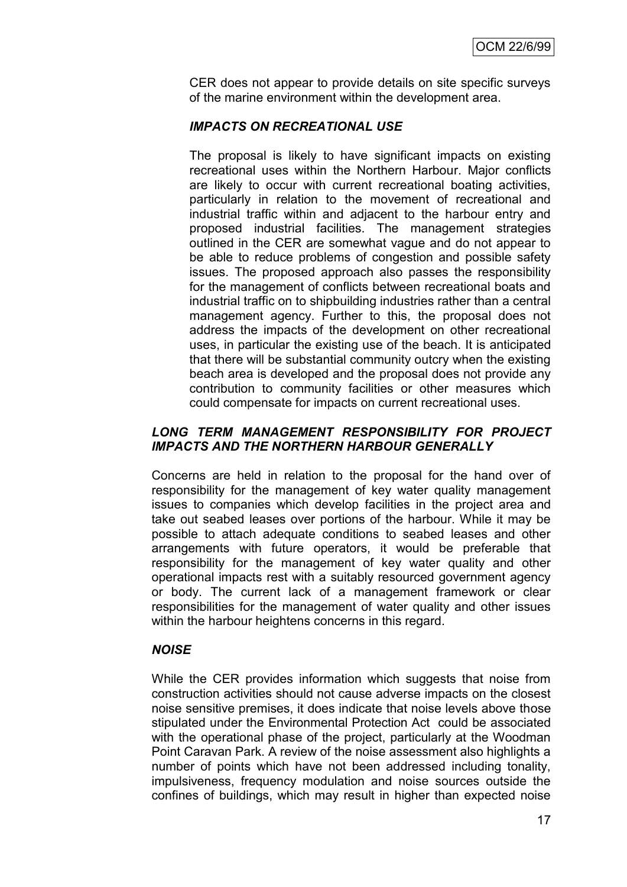CER does not appear to provide details on site specific surveys of the marine environment within the development area.

### *IMPACTS ON RECREATIONAL USE*

The proposal is likely to have significant impacts on existing recreational uses within the Northern Harbour. Major conflicts are likely to occur with current recreational boating activities, particularly in relation to the movement of recreational and industrial traffic within and adjacent to the harbour entry and proposed industrial facilities. The management strategies outlined in the CER are somewhat vague and do not appear to be able to reduce problems of congestion and possible safety issues. The proposed approach also passes the responsibility for the management of conflicts between recreational boats and industrial traffic on to shipbuilding industries rather than a central management agency. Further to this, the proposal does not address the impacts of the development on other recreational uses, in particular the existing use of the beach. It is anticipated that there will be substantial community outcry when the existing beach area is developed and the proposal does not provide any contribution to community facilities or other measures which could compensate for impacts on current recreational uses.

### *LONG TERM MANAGEMENT RESPONSIBILITY FOR PROJECT IMPACTS AND THE NORTHERN HARBOUR GENERALLY*

Concerns are held in relation to the proposal for the hand over of responsibility for the management of key water quality management issues to companies which develop facilities in the project area and take out seabed leases over portions of the harbour. While it may be possible to attach adequate conditions to seabed leases and other arrangements with future operators, it would be preferable that responsibility for the management of key water quality and other operational impacts rest with a suitably resourced government agency or body. The current lack of a management framework or clear responsibilities for the management of water quality and other issues within the harbour heightens concerns in this regard.

### *NOISE*

While the CER provides information which suggests that noise from construction activities should not cause adverse impacts on the closest noise sensitive premises, it does indicate that noise levels above those stipulated under the Environmental Protection Act could be associated with the operational phase of the project, particularly at the Woodman Point Caravan Park. A review of the noise assessment also highlights a number of points which have not been addressed including tonality, impulsiveness, frequency modulation and noise sources outside the confines of buildings, which may result in higher than expected noise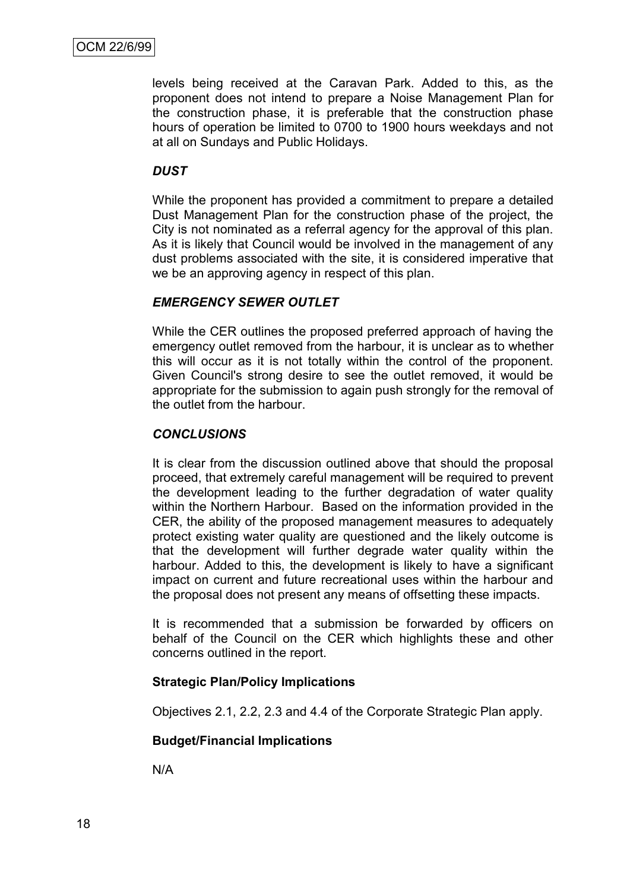levels being received at the Caravan Park. Added to this, as the proponent does not intend to prepare a Noise Management Plan for the construction phase, it is preferable that the construction phase hours of operation be limited to 0700 to 1900 hours weekdays and not at all on Sundays and Public Holidays.

***DUST***

While the proponent has provided a commitment to prepare a detailed Dust Management Plan for the construction phase of the project, the City is not nominated as a referral agency for the approval of this plan. As it is likely that Council would be involved in the management of any dust problems associated with the site, it is considered imperative that we be an approving agency in respect of this plan.

***EMERGENCY SEWER OUTLET***

While the CER outlines the proposed preferred approach of having the emergency outlet removed from the harbour, it is unclear as to whether this will occur as it is not totally within the control of the proponent. Given Council's strong desire to see the outlet removed, it would be appropriate for the submission to again push strongly for the removal of the outlet from the harbour.

***CONCLUSIONS***

It is clear from the discussion outlined above that should the proposal proceed, that extremely careful management will be required to prevent the development leading to the further degradation of water quality within the Northern Harbour. Based on the information provided in the CER, the ability of the proposed management measures to adequately protect existing water quality are questioned and the likely outcome is that the development will further degrade water quality within the harbour. Added to this, the development is likely to have a significant impact on current and future recreational uses within the harbour and the proposal does not present any means of offsetting these impacts.

It is recommended that a submission be forwarded by officers on behalf of the Council on the CER which highlights these and other concerns outlined in the report.

**Strategic Plan/Policy Implications**

Objectives 2.1, 2.2, 2.3 and 4.4 of the Corporate Strategic Plan apply.

**Budget/Financial Implications**

N/A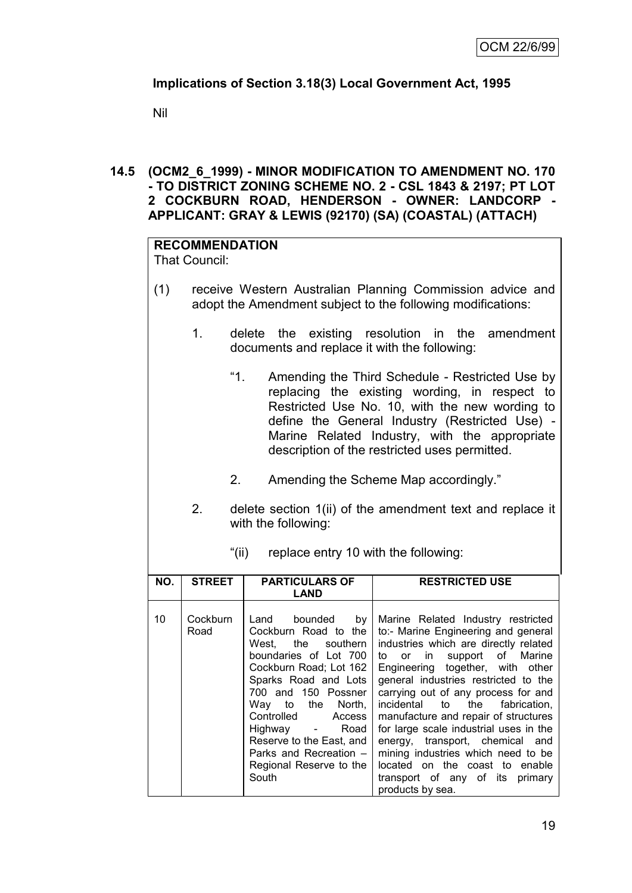**Implications of Section 3.18(3) Local Government Act, 1995**

Nil

**14.5 (OCM2_6_1999) - MINOR MODIFICATION TO AMENDMENT NO. 170 - TO DISTRICT ZONING SCHEME NO. 2 - CSL 1843 & 2197; PT LOT 2 COCKBURN ROAD, HENDERSON - OWNER: LANDCORP - APPLICANT: GRAY & LEWIS (92170) (SA) (COASTAL) (ATTACH)**

**RECOMMENDATION**
That Council:

(1) receive Western Australian Planning Commission advice and adopt the Amendment subject to the following modifications:

1. delete the existing resolution in the amendment documents and replace it with the following:

   "1. Amending the Third Schedule - Restricted Use by replacing the existing wording, in respect to Restricted Use No. 10, with the new wording to define the General Industry (Restricted Use) - Marine Related Industry, with the appropriate description of the restricted uses permitted.

   2. Amending the Scheme Map accordingly."

2. delete section 1(ii) of the amendment text and replace it with the following:

   "(ii) replace entry 10 with the following:

| NO. | STREET | PARTICULARS OF LAND | RESTRICTED USE |
|---|---|---|---|
| 10 | Cockburn Road | Land bounded by Cockburn Road to the West, the southern boundaries of Lot 700 Cockburn Road; Lot 162 Sparks Road and Lots 700 and 150 Possner Way to the North, Controlled Access Highway - Road Reserve to the East, and Parks and Recreation – Regional Reserve to the South | Marine Related Industry restricted to:- Marine Engineering and general industries which are directly related to or in support of Marine Engineering together, with other general industries restricted to the carrying out of any process for and incidental to the fabrication, manufacture and repair of structures for large scale industrial uses in the energy, transport, chemical and mining industries which need to be located on the coast to enable transport of any of its primary products by sea. |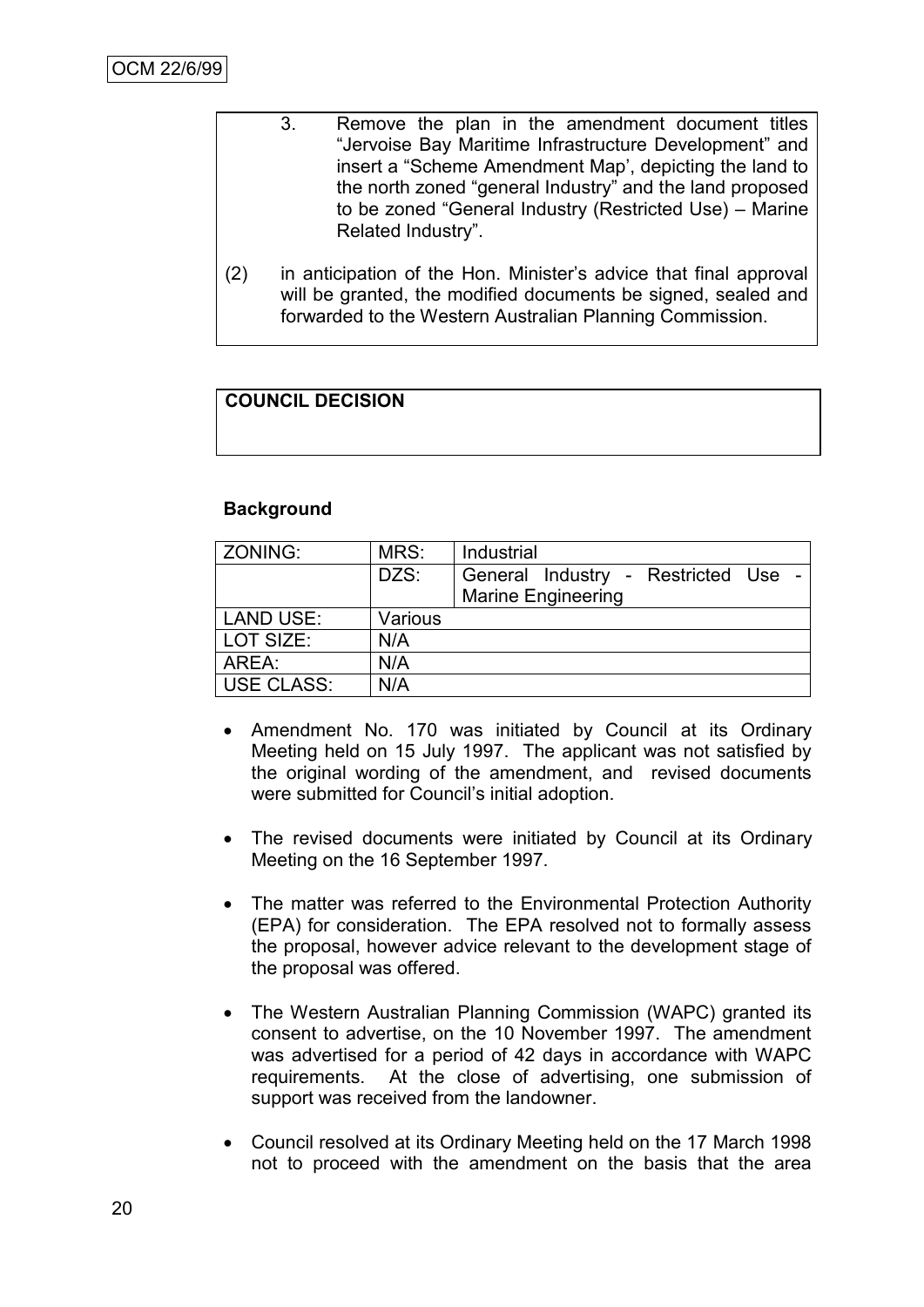3. Remove the plan in the amendment document titles "Jervoise Bay Maritime Infrastructure Development" and insert a 'Scheme Amendment Map', depicting the land to the north zoned "general Industry" and the land proposed to be zoned "General Industry (Restricted Use) – Marine Related Industry".

(2) in anticipation of the Hon. Minister's advice that final approval will be granted, the modified documents be signed, sealed and forwarded to the Western Australian Planning Commission.

**COUNCIL DECISION**

**Background**

| ZONING: | MRS: | Industrial |
|---|---|---|
| | DZS: | General Industry - Restricted Use - Marine Engineering |
| LAND USE: | Various | |
| LOT SIZE: | N/A | |
| AREA: | N/A | |
| USE CLASS: | N/A | |

- Amendment No. 170 was initiated by Council at its Ordinary Meeting held on 15 July 1997. The applicant was not satisfied by the original wording of the amendment, and revised documents were submitted for Council's initial adoption.
- The revised documents were initiated by Council at its Ordinary Meeting on the 16 September 1997.
- The matter was referred to the Environmental Protection Authority (EPA) for consideration. The EPA resolved not to formally assess the proposal, however advice relevant to the development stage of the proposal was offered.
- The Western Australian Planning Commission (WAPC) granted its consent to advertise, on the 10 November 1997. The amendment was advertised for a period of 42 days in accordance with WAPC requirements. At the close of advertising, one submission of support was received from the landowner.
- Council resolved at its Ordinary Meeting held on the 17 March 1998 not to proceed with the amendment on the basis that the area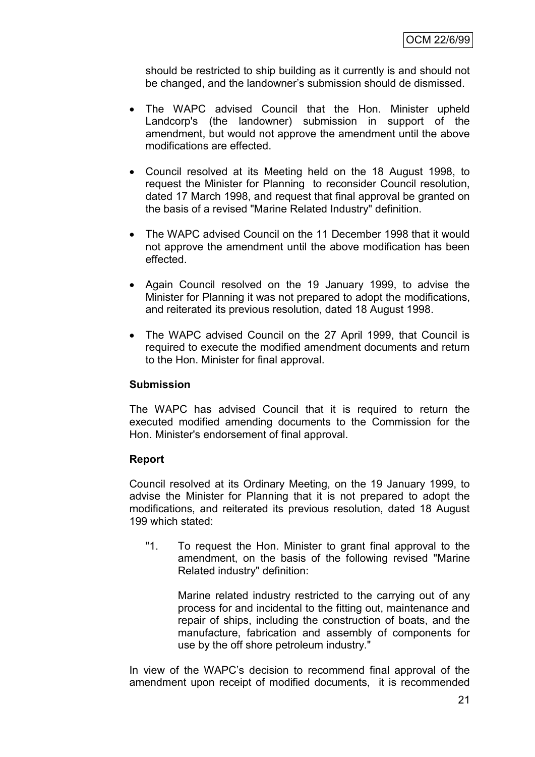should be restricted to ship building as it currently is and should not be changed, and the landowner's submission should de dismissed.

- The WAPC advised Council that the Hon. Minister upheld Landcorp's (the landowner) submission in support of the amendment, but would not approve the amendment until the above modifications are effected.
- Council resolved at its Meeting held on the 18 August 1998, to request the Minister for Planning to reconsider Council resolution, dated 17 March 1998, and request that final approval be granted on the basis of a revised "Marine Related Industry" definition.
- The WAPC advised Council on the 11 December 1998 that it would not approve the amendment until the above modification has been effected.
- Again Council resolved on the 19 January 1999, to advise the Minister for Planning it was not prepared to adopt the modifications, and reiterated its previous resolution, dated 18 August 1998.
- The WAPC advised Council on the 27 April 1999, that Council is required to execute the modified amendment documents and return to the Hon. Minister for final approval.

**Submission**

The WAPC has advised Council that it is required to return the executed modified amending documents to the Commission for the Hon. Minister's endorsement of final approval.

**Report**

Council resolved at its Ordinary Meeting, on the 19 January 1999, to advise the Minister for Planning that it is not prepared to adopt the modifications, and reiterated its previous resolution, dated 18 August 199 which stated:

> "1. To request the Hon. Minister to grant final approval to the amendment, on the basis of the following revised "Marine Related industry" definition:
>
> Marine related industry restricted to the carrying out of any process for and incidental to the fitting out, maintenance and repair of ships, including the construction of boats, and the manufacture, fabrication and assembly of components for use by the off shore petroleum industry."

In view of the WAPC's decision to recommend final approval of the amendment upon receipt of modified documents, it is recommended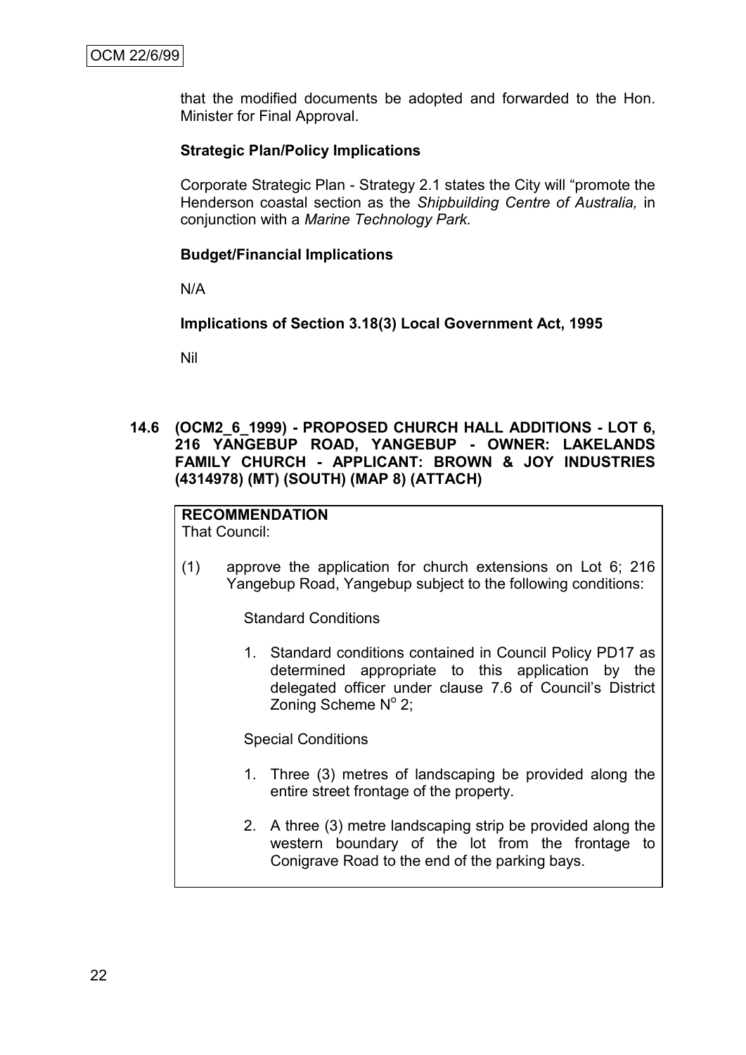that the modified documents be adopted and forwarded to the Hon. Minister for Final Approval.

**Strategic Plan/Policy Implications**

Corporate Strategic Plan - Strategy 2.1 states the City will "promote the Henderson coastal section as the *Shipbuilding Centre of Australia,* in conjunction with a *Marine Technology Park*.

**Budget/Financial Implications**

N/A

**Implications of Section 3.18(3) Local Government Act, 1995**

Nil

### 14.6 (OCM2_6_1999) - PROPOSED CHURCH HALL ADDITIONS - LOT 6, 216 YANGEBUP ROAD, YANGEBUP - OWNER: LAKELANDS FAMILY CHURCH - APPLICANT: BROWN & JOY INDUSTRIES (4314978) (MT) (SOUTH) (MAP 8) (ATTACH)

**RECOMMENDATION**
That Council:

(1) approve the application for church extensions on Lot 6; 216 Yangebup Road, Yangebup subject to the following conditions:

Standard Conditions

1. Standard conditions contained in Council Policy PD17 as determined appropriate to this application by the delegated officer under clause 7.6 of Council's District Zoning Scheme N° 2;

Special Conditions

1. Three (3) metres of landscaping be provided along the entire street frontage of the property.
2. A three (3) metre landscaping strip be provided along the western boundary of the lot from the frontage to Conigrave Road to the end of the parking bays.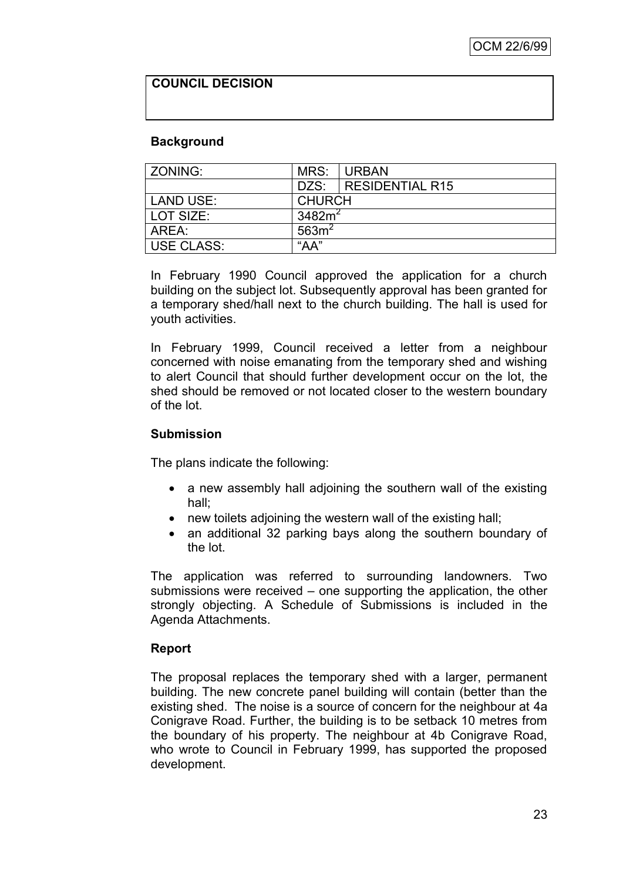| COUNCIL DECISION |
|---|
| |

**Background**

| ZONING: | MRS: | URBAN |
|---|---|---|
| | DZS: | RESIDENTIAL R15 |
| LAND USE: | CHURCH | |
| LOT SIZE: | $3482m^2$ | |
| AREA: | $563m^2$ | |
| USE CLASS: | "AA" | |

In February 1990 Council approved the application for a church building on the subject lot. Subsequently approval has been granted for a temporary shed/hall next to the church building. The hall is used for youth activities.

In February 1999, Council received a letter from a neighbour concerned with noise emanating from the temporary shed and wishing to alert Council that should further development occur on the lot, the shed should be removed or not located closer to the western boundary of the lot.

**Submission**

The plans indicate the following:

- a new assembly hall adjoining the southern wall of the existing hall;
- new toilets adjoining the western wall of the existing hall;
- an additional 32 parking bays along the southern boundary of the lot.

The application was referred to surrounding landowners. Two submissions were received – one supporting the application, the other strongly objecting. A Schedule of Submissions is included in the Agenda Attachments.

**Report**

The proposal replaces the temporary shed with a larger, permanent building. The new concrete panel building will contain (better than the existing shed. The noise is a source of concern for the neighbour at 4a Conigrave Road. Further, the building is to be setback 10 metres from the boundary of his property. The neighbour at 4b Conigrave Road, who wrote to Council in February 1999, has supported the proposed development.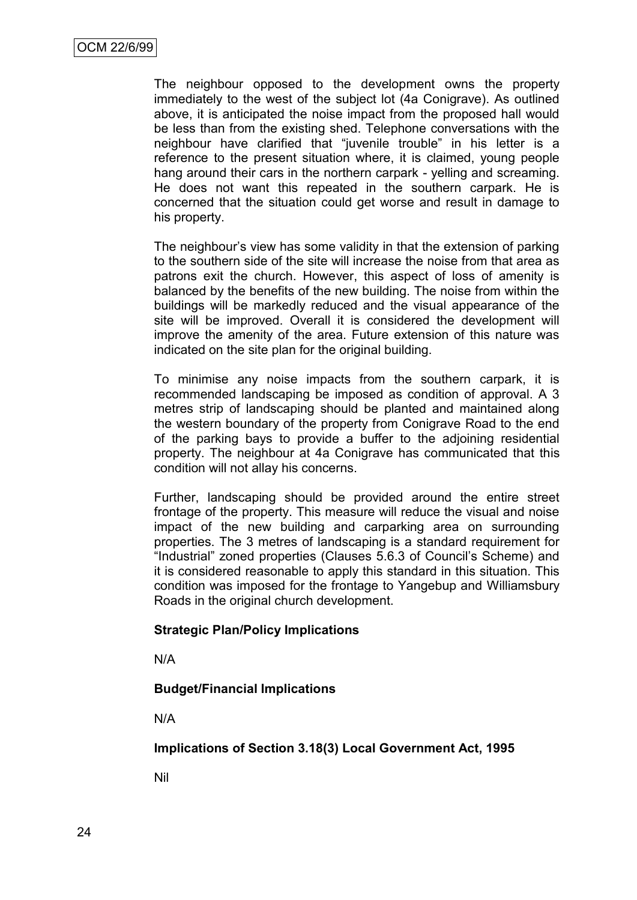The neighbour opposed to the development owns the property immediately to the west of the subject lot (4a Conigrave). As outlined above, it is anticipated the noise impact from the proposed hall would be less than from the existing shed. Telephone conversations with the neighbour have clarified that "juvenile trouble" in his letter is a reference to the present situation where, it is claimed, young people hang around their cars in the northern carpark - yelling and screaming. He does not want this repeated in the southern carpark. He is concerned that the situation could get worse and result in damage to his property.

The neighbour's view has some validity in that the extension of parking to the southern side of the site will increase the noise from that area as patrons exit the church. However, this aspect of loss of amenity is balanced by the benefits of the new building. The noise from within the buildings will be markedly reduced and the visual appearance of the site will be improved. Overall it is considered the development will improve the amenity of the area. Future extension of this nature was indicated on the site plan for the original building.

To minimise any noise impacts from the southern carpark, it is recommended landscaping be imposed as condition of approval. A 3 metres strip of landscaping should be planted and maintained along the western boundary of the property from Conigrave Road to the end of the parking bays to provide a buffer to the adjoining residential property. The neighbour at 4a Conigrave has communicated that this condition will not allay his concerns.

Further, landscaping should be provided around the entire street frontage of the property. This measure will reduce the visual and noise impact of the new building and carparking area on surrounding properties. The 3 metres of landscaping is a standard requirement for "Industrial" zoned properties (Clauses 5.6.3 of Council's Scheme) and it is considered reasonable to apply this standard in this situation. This condition was imposed for the frontage to Yangebup and Williamsbury Roads in the original church development.

**Strategic Plan/Policy Implications**

N/A

**Budget/Financial Implications**

N/A

**Implications of Section 3.18(3) Local Government Act, 1995**

Nil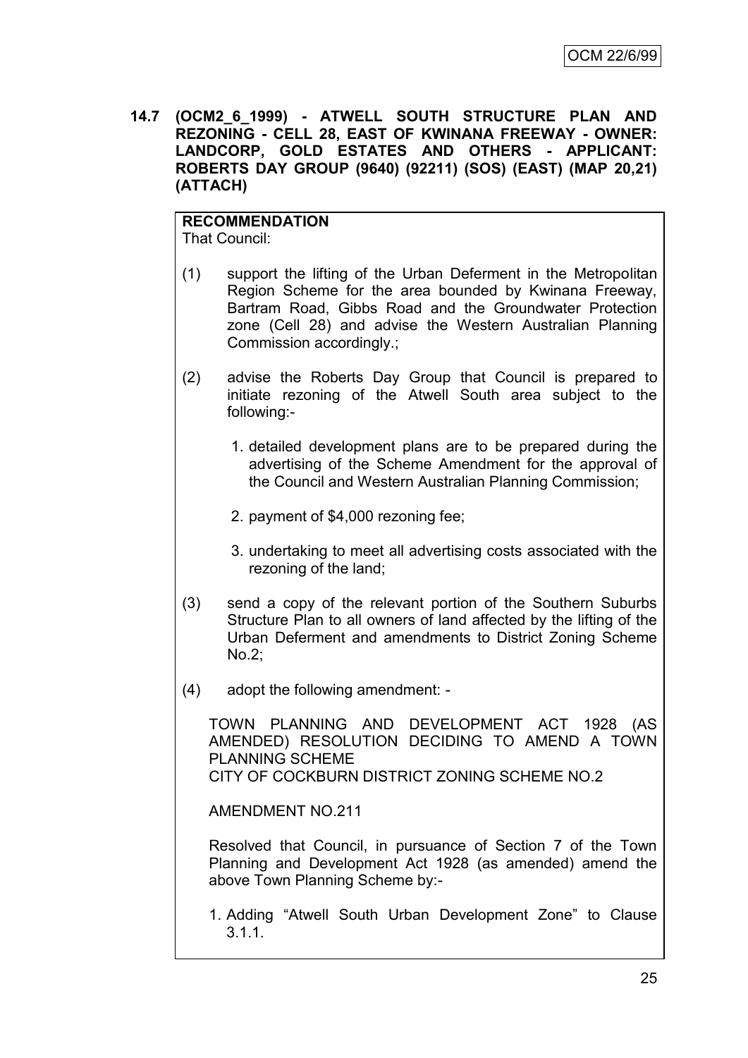**14.7 (OCM2_6_1999) - ATWELL SOUTH STRUCTURE PLAN AND REZONING - CELL 28, EAST OF KWINANA FREEWAY - OWNER: LANDCORP, GOLD ESTATES AND OTHERS - APPLICANT: ROBERTS DAY GROUP (9640) (92211) (SOS) (EAST) (MAP 20,21) (ATTACH)**

**RECOMMENDATION**
That Council:

(1) support the lifting of the Urban Deferment in the Metropolitan Region Scheme for the area bounded by Kwinana Freeway, Bartram Road, Gibbs Road and the Groundwater Protection zone (Cell 28) and advise the Western Australian Planning Commission accordingly.;

(2) advise the Roberts Day Group that Council is prepared to initiate rezoning of the Atwell South area subject to the following:-

1. detailed development plans are to be prepared during the advertising of the Scheme Amendment for the approval of the Council and Western Australian Planning Commission;
2. payment of $4,000 rezoning fee;
3. undertaking to meet all advertising costs associated with the rezoning of the land;

(3) send a copy of the relevant portion of the Southern Suburbs Structure Plan to all owners of land affected by the lifting of the Urban Deferment and amendments to District Zoning Scheme No.2;

(4) adopt the following amendment: -

TOWN PLANNING AND DEVELOPMENT ACT 1928 (AS AMENDED) RESOLUTION DECIDING TO AMEND A TOWN PLANNING SCHEME
CITY OF COCKBURN DISTRICT ZONING SCHEME NO.2

AMENDMENT NO.211

Resolved that Council, in pursuance of Section 7 of the Town Planning and Development Act 1928 (as amended) amend the above Town Planning Scheme by:-

1. Adding "Atwell South Urban Development Zone" to Clause 3.1.1.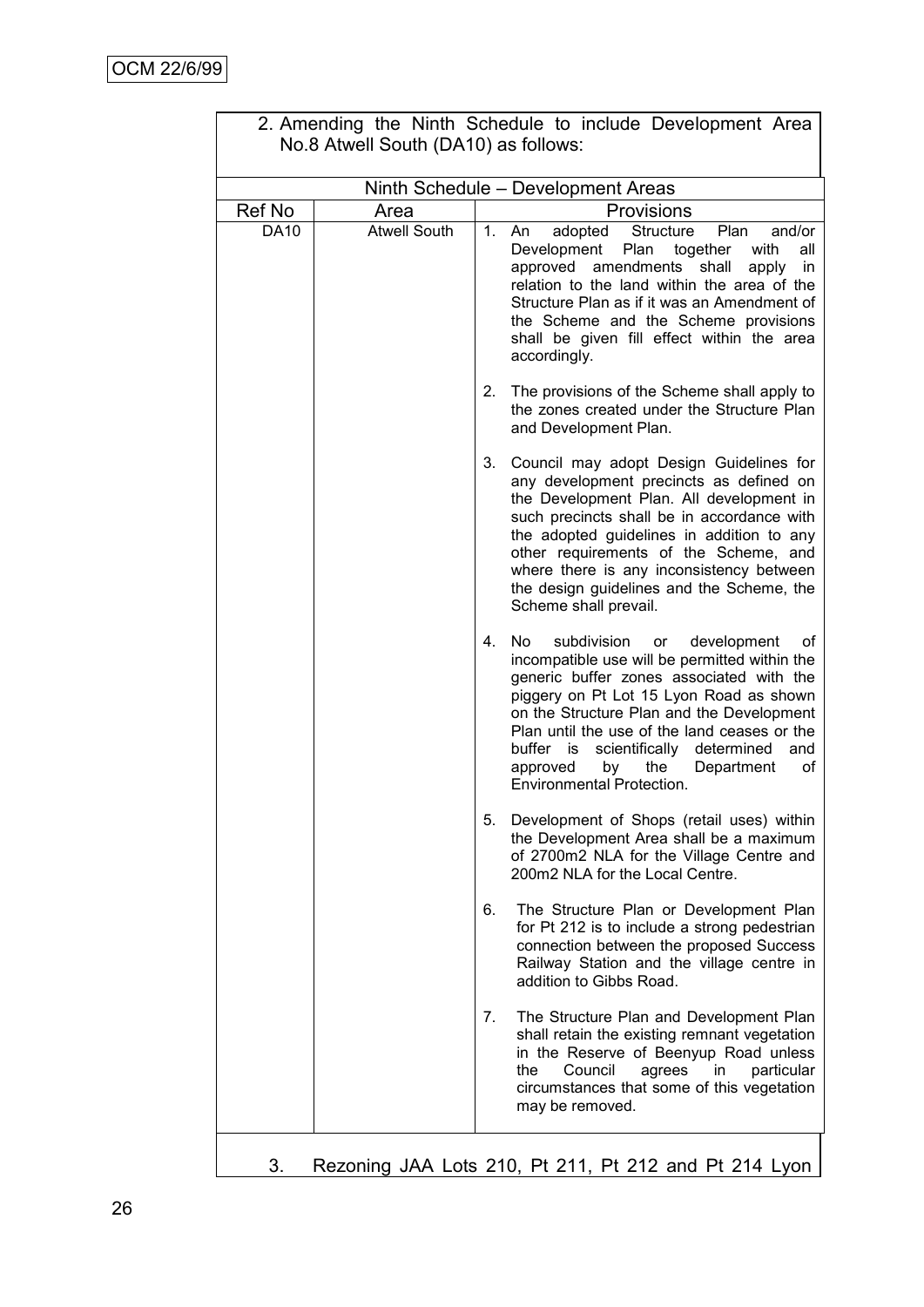2. Amending the Ninth Schedule to include Development Area No.8 Atwell South (DA10) as follows:

| Ninth Schedule – Development Areas | | |
|---|---|---|
| Ref No | Area | Provisions |
| DA10 | Atwell South | 1. An adopted Structure Plan and/or Development Plan together with all approved amendments shall apply in relation to the land within the area of the Structure Plan as if it was an Amendment of the Scheme and the Scheme provisions shall be given fill effect within the area accordingly.<br><br>2. The provisions of the Scheme shall apply to the zones created under the Structure Plan and Development Plan.<br><br>3. Council may adopt Design Guidelines for any development precincts as defined on the Development Plan. All development in such precincts shall be in accordance with the adopted guidelines in addition to any other requirements of the Scheme, and where there is any inconsistency between the design guidelines and the Scheme, the Scheme shall prevail.<br><br>4. No subdivision or development of incompatible use will be permitted within the generic buffer zones associated with the piggery on Pt Lot 15 Lyon Road as shown on the Structure Plan and the Development Plan until the use of the land ceases or the buffer is scientifically determined and approved by the Department of Environmental Protection.<br><br>5. Development of Shops (retail uses) within the Development Area shall be a maximum of 2700m2 NLA for the Village Centre and 200m2 NLA for the Local Centre.<br><br>6. The Structure Plan or Development Plan for Pt 212 is to include a strong pedestrian connection between the proposed Success Railway Station and the village centre in addition to Gibbs Road.<br><br>7. The Structure Plan and Development Plan shall retain the existing remnant vegetation in the Reserve of Beenyup Road unless the Council agrees in particular circumstances that some of this vegetation may be removed. |

3. Rezoning JAA Lots 210, Pt 211, Pt 212 and Pt 214 Lyon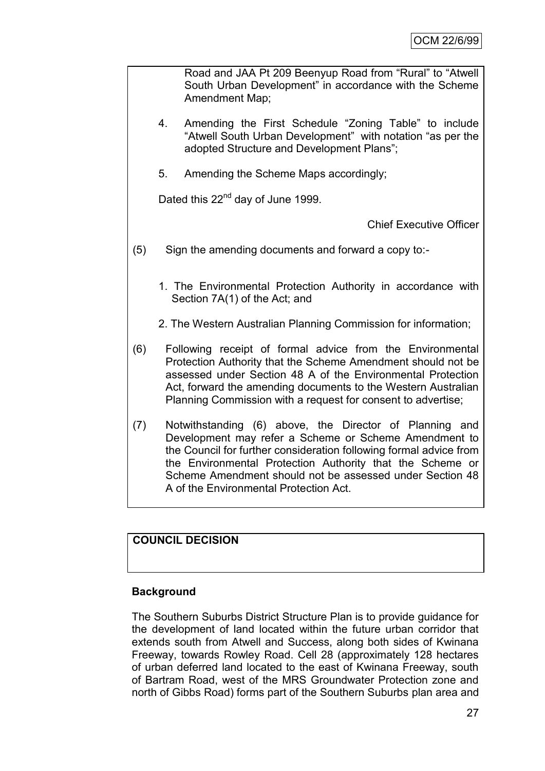Road and JAA Pt 209 Beenyup Road from "Rural" to "Atwell South Urban Development" in accordance with the Scheme Amendment Map;

4. Amending the First Schedule "Zoning Table" to include "Atwell South Urban Development" with notation "as per the adopted Structure and Development Plans";

5. Amending the Scheme Maps accordingly;

Dated this 22nd day of June 1999.

Chief Executive Officer

(5) Sign the amending documents and forward a copy to:-

1. The Environmental Protection Authority in accordance with Section 7A(1) of the Act; and

2. The Western Australian Planning Commission for information;

(6) Following receipt of formal advice from the Environmental Protection Authority that the Scheme Amendment should not be assessed under Section 48 A of the Environmental Protection Act, forward the amending documents to the Western Australian Planning Commission with a request for consent to advertise;

(7) Notwithstanding (6) above, the Director of Planning and Development may refer a Scheme or Scheme Amendment to the Council for further consideration following formal advice from the Environmental Protection Authority that the Scheme or Scheme Amendment should not be assessed under Section 48 A of the Environmental Protection Act.

**COUNCIL DECISION**

**Background**

The Southern Suburbs District Structure Plan is to provide guidance for the development of land located within the future urban corridor that extends south from Atwell and Success, along both sides of Kwinana Freeway, towards Rowley Road. Cell 28 (approximately 128 hectares of urban deferred land located to the east of Kwinana Freeway, south of Bartram Road, west of the MRS Groundwater Protection zone and north of Gibbs Road) forms part of the Southern Suburbs plan area and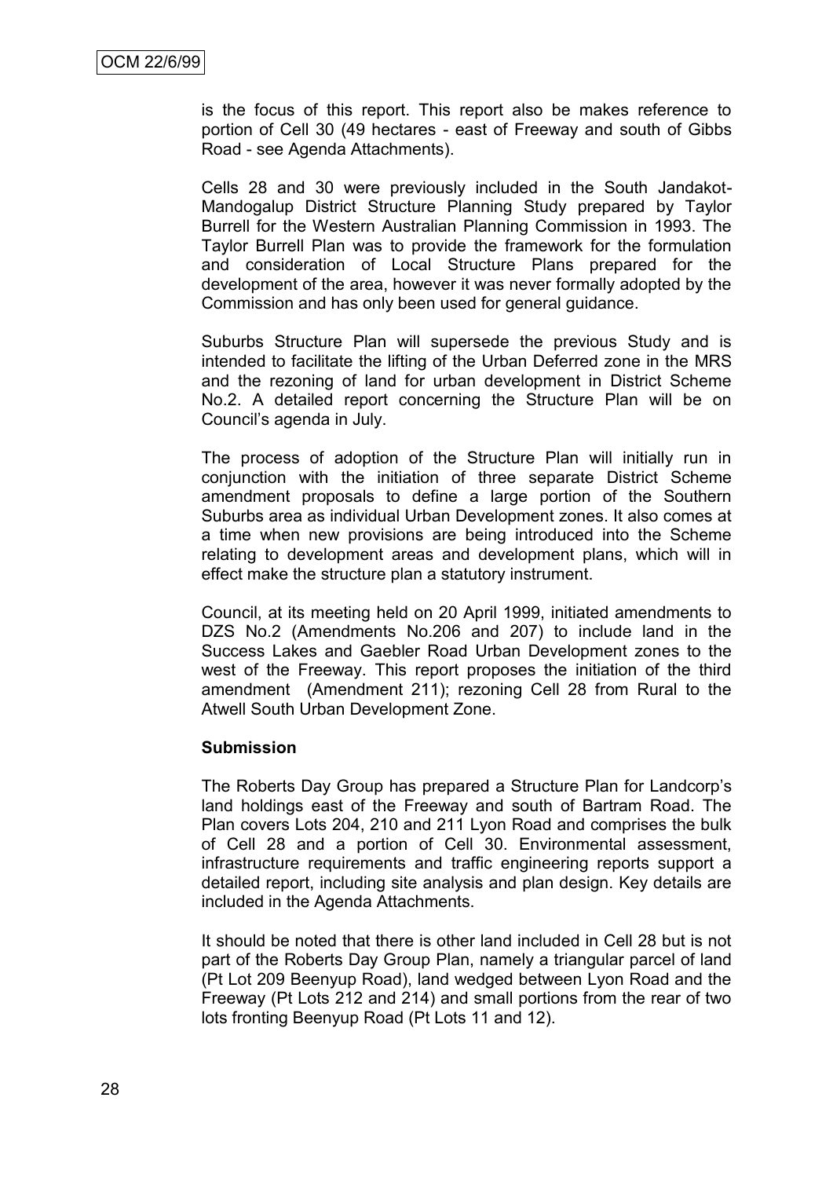is the focus of this report. This report also be makes reference to portion of Cell 30 (49 hectares - east of Freeway and south of Gibbs Road - see Agenda Attachments).

Cells 28 and 30 were previously included in the South Jandakot-Mandogalup District Structure Planning Study prepared by Taylor Burrell for the Western Australian Planning Commission in 1993. The Taylor Burrell Plan was to provide the framework for the formulation and consideration of Local Structure Plans prepared for the development of the area, however it was never formally adopted by the Commission and has only been used for general guidance.

Suburbs Structure Plan will supersede the previous Study and is intended to facilitate the lifting of the Urban Deferred zone in the MRS and the rezoning of land for urban development in District Scheme No.2. A detailed report concerning the Structure Plan will be on Council's agenda in July.

The process of adoption of the Structure Plan will initially run in conjunction with the initiation of three separate District Scheme amendment proposals to define a large portion of the Southern Suburbs area as individual Urban Development zones. It also comes at a time when new provisions are being introduced into the Scheme relating to development areas and development plans, which will in effect make the structure plan a statutory instrument.

Council, at its meeting held on 20 April 1999, initiated amendments to DZS No.2 (Amendments No.206 and 207) to include land in the Success Lakes and Gaebler Road Urban Development zones to the west of the Freeway. This report proposes the initiation of the third amendment (Amendment 211); rezoning Cell 28 from Rural to the Atwell South Urban Development Zone.

**Submission**

The Roberts Day Group has prepared a Structure Plan for Landcorp's land holdings east of the Freeway and south of Bartram Road. The Plan covers Lots 204, 210 and 211 Lyon Road and comprises the bulk of Cell 28 and a portion of Cell 30. Environmental assessment, infrastructure requirements and traffic engineering reports support a detailed report, including site analysis and plan design. Key details are included in the Agenda Attachments.

It should be noted that there is other land included in Cell 28 but is not part of the Roberts Day Group Plan, namely a triangular parcel of land (Pt Lot 209 Beenyup Road), land wedged between Lyon Road and the Freeway (Pt Lots 212 and 214) and small portions from the rear of two lots fronting Beenyup Road (Pt Lots 11 and 12).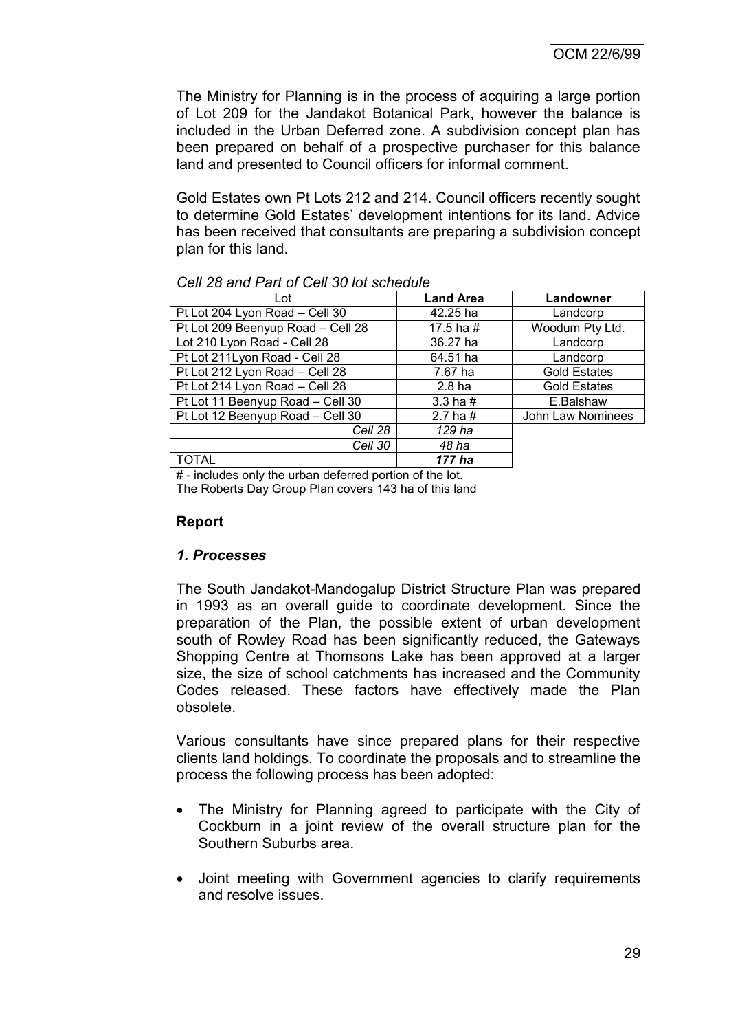The Ministry for Planning is in the process of acquiring a large portion of Lot 209 for the Jandakot Botanical Park, however the balance is included in the Urban Deferred zone. A subdivision concept plan has been prepared on behalf of a prospective purchaser for this balance land and presented to Council officers for informal comment.

Gold Estates own Pt Lots 212 and 214. Council officers recently sought to determine Gold Estates' development intentions for its land. Advice has been received that consultants are preparing a subdivision concept plan for this land.

*Cell 28 and Part of Cell 30 lot schedule*

| Lot | Land Area | Landowner |
|---|---|---|
| Pt Lot 204 Lyon Road – Cell 30 | 42.25 ha | Landcorp |
| Pt Lot 209 Beenyup Road – Cell 28 | 17.5 ha # | Woodum Pty Ltd. |
| Lot 210 Lyon Road - Cell 28 | 36.27 ha | Landcorp |
| Pt Lot 211Lyon Road - Cell 28 | 64.51 ha | Landcorp |
| Pt Lot 212 Lyon Road – Cell 28 | 7.67 ha | Gold Estates |
| Pt Lot 214 Lyon Road – Cell 28 | 2.8 ha | Gold Estates |
| Pt Lot 11 Beenyup Road – Cell 30 | 3.3 ha # | E.Balshaw |
| Pt Lot 12 Beenyup Road – Cell 30 | 2.7 ha # | John Law Nominees |
| *Cell 28* | *129 ha* | |
| *Cell 30* | *48 ha* | |
| TOTAL | ***177 ha*** | |

\# - includes only the urban deferred portion of the lot.
The Roberts Day Group Plan covers 143 ha of this land

**Report**

***1. Processes***

The South Jandakot-Mandogalup District Structure Plan was prepared in 1993 as an overall guide to coordinate development. Since the preparation of the Plan, the possible extent of urban development south of Rowley Road has been significantly reduced, the Gateways Shopping Centre at Thomsons Lake has been approved at a larger size, the size of school catchments has increased and the Community Codes released. These factors have effectively made the Plan obsolete.

Various consultants have since prepared plans for their respective clients land holdings. To coordinate the proposals and to streamline the process the following process has been adopted:

- The Ministry for Planning agreed to participate with the City of Cockburn in a joint review of the overall structure plan for the Southern Suburbs area.
- Joint meeting with Government agencies to clarify requirements and resolve issues.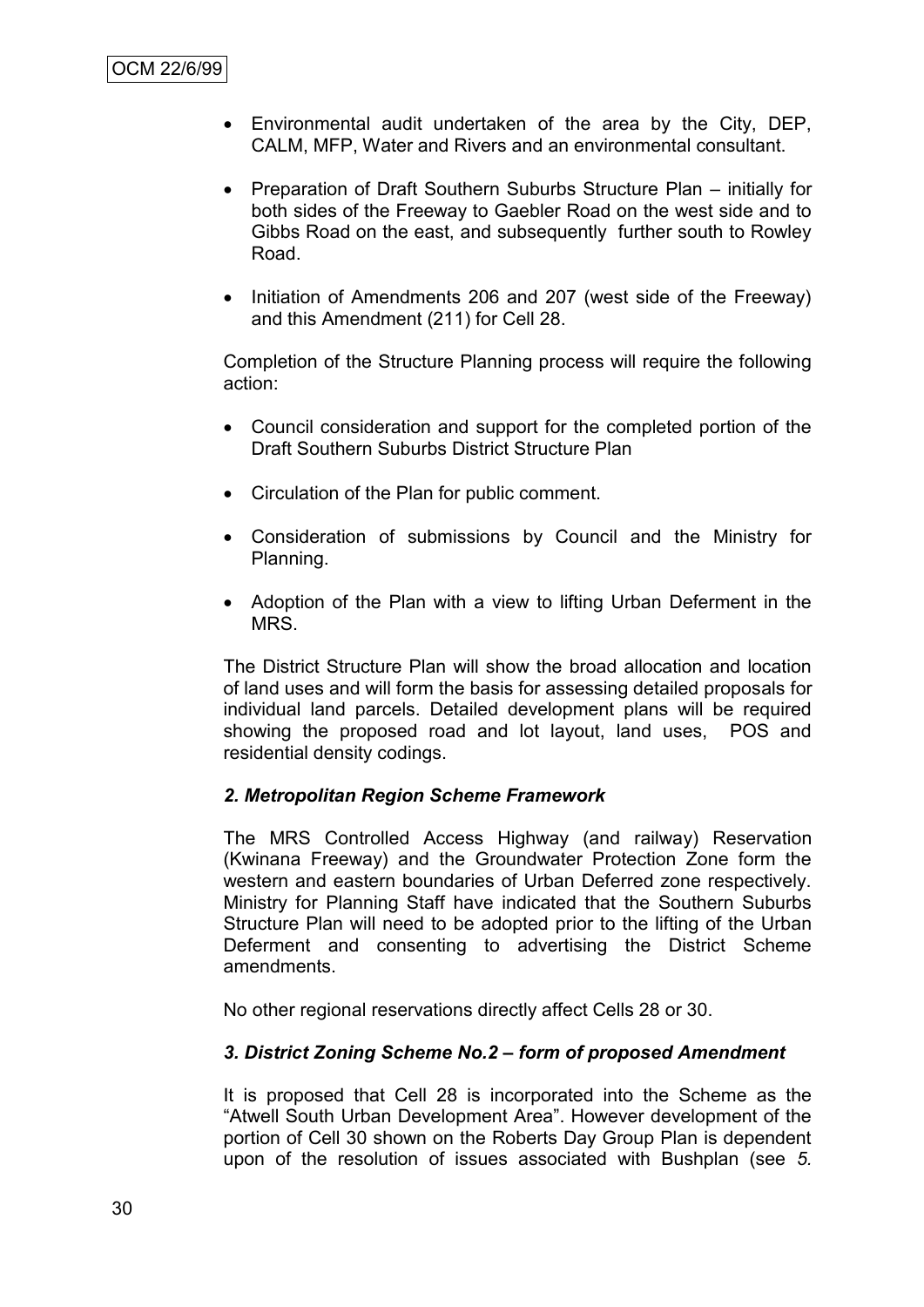- Environmental audit undertaken of the area by the City, DEP, CALM, MFP, Water and Rivers and an environmental consultant.

- Preparation of Draft Southern Suburbs Structure Plan – initially for both sides of the Freeway to Gaebler Road on the west side and to Gibbs Road on the east, and subsequently further south to Rowley Road.

- Initiation of Amendments 206 and 207 (west side of the Freeway) and this Amendment (211) for Cell 28.

Completion of the Structure Planning process will require the following action:

- Council consideration and support for the completed portion of the Draft Southern Suburbs District Structure Plan

- Circulation of the Plan for public comment.

- Consideration of submissions by Council and the Ministry for Planning.

- Adoption of the Plan with a view to lifting Urban Deferment in the MRS.

The District Structure Plan will show the broad allocation and location of land uses and will form the basis for assessing detailed proposals for individual land parcels. Detailed development plans will be required showing the proposed road and lot layout, land uses, POS and residential density codings.

***2. Metropolitan Region Scheme Framework***

The MRS Controlled Access Highway (and railway) Reservation (Kwinana Freeway) and the Groundwater Protection Zone form the western and eastern boundaries of Urban Deferred zone respectively. Ministry for Planning Staff have indicated that the Southern Suburbs Structure Plan will need to be adopted prior to the lifting of the Urban Deferment and consenting to advertising the District Scheme amendments.

No other regional reservations directly affect Cells 28 or 30.

***3. District Zoning Scheme No.2 – form of proposed Amendment***

It is proposed that Cell 28 is incorporated into the Scheme as the "Atwell South Urban Development Area". However development of the portion of Cell 30 shown on the Roberts Day Group Plan is dependent upon of the resolution of issues associated with Bushplan (see *5.*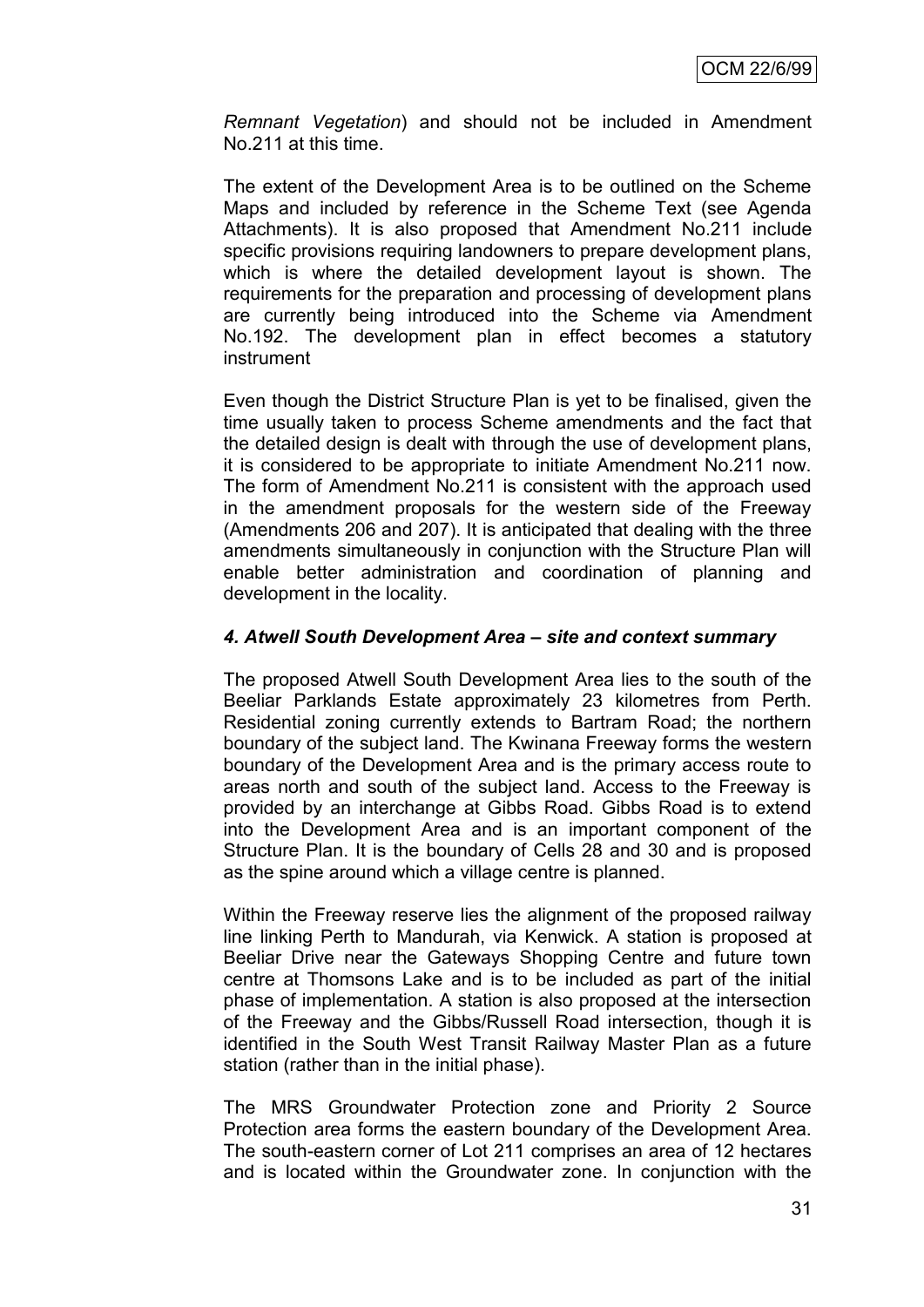*Remnant Vegetation*) and should not be included in Amendment No.211 at this time.

The extent of the Development Area is to be outlined on the Scheme Maps and included by reference in the Scheme Text (see Agenda Attachments). It is also proposed that Amendment No.211 include specific provisions requiring landowners to prepare development plans, which is where the detailed development layout is shown. The requirements for the preparation and processing of development plans are currently being introduced into the Scheme via Amendment No.192. The development plan in effect becomes a statutory instrument

Even though the District Structure Plan is yet to be finalised, given the time usually taken to process Scheme amendments and the fact that the detailed design is dealt with through the use of development plans, it is considered to be appropriate to initiate Amendment No.211 now. The form of Amendment No.211 is consistent with the approach used in the amendment proposals for the western side of the Freeway (Amendments 206 and 207). It is anticipated that dealing with the three amendments simultaneously in conjunction with the Structure Plan will enable better administration and coordination of planning and development in the locality.

***4. Atwell South Development Area – site and context summary***

The proposed Atwell South Development Area lies to the south of the Beeliar Parklands Estate approximately 23 kilometres from Perth. Residential zoning currently extends to Bartram Road; the northern boundary of the subject land. The Kwinana Freeway forms the western boundary of the Development Area and is the primary access route to areas north and south of the subject land. Access to the Freeway is provided by an interchange at Gibbs Road. Gibbs Road is to extend into the Development Area and is an important component of the Structure Plan. It is the boundary of Cells 28 and 30 and is proposed as the spine around which a village centre is planned.

Within the Freeway reserve lies the alignment of the proposed railway line linking Perth to Mandurah, via Kenwick. A station is proposed at Beeliar Drive near the Gateways Shopping Centre and future town centre at Thomsons Lake and is to be included as part of the initial phase of implementation. A station is also proposed at the intersection of the Freeway and the Gibbs/Russell Road intersection, though it is identified in the South West Transit Railway Master Plan as a future station (rather than in the initial phase).

The MRS Groundwater Protection zone and Priority 2 Source Protection area forms the eastern boundary of the Development Area. The south-eastern corner of Lot 211 comprises an area of 12 hectares and is located within the Groundwater zone. In conjunction with the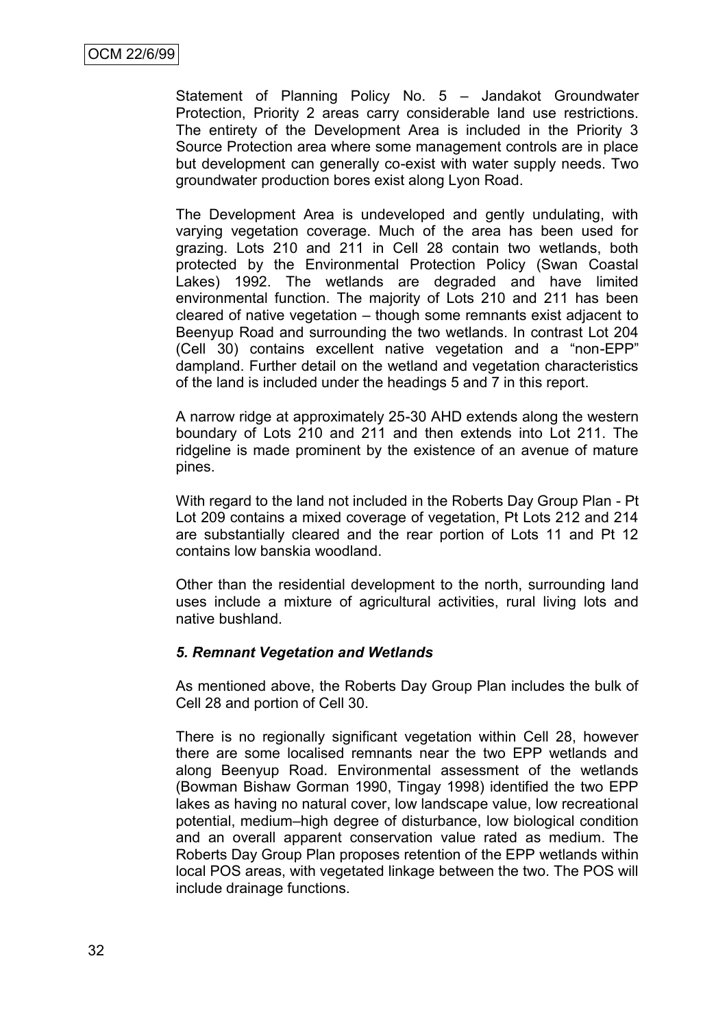Statement of Planning Policy No. 5 – Jandakot Groundwater Protection, Priority 2 areas carry considerable land use restrictions. The entirety of the Development Area is included in the Priority 3 Source Protection area where some management controls are in place but development can generally co-exist with water supply needs. Two groundwater production bores exist along Lyon Road.

The Development Area is undeveloped and gently undulating, with varying vegetation coverage. Much of the area has been used for grazing. Lots 210 and 211 in Cell 28 contain two wetlands, both protected by the Environmental Protection Policy (Swan Coastal Lakes) 1992. The wetlands are degraded and have limited environmental function. The majority of Lots 210 and 211 has been cleared of native vegetation – though some remnants exist adjacent to Beenyup Road and surrounding the two wetlands. In contrast Lot 204 (Cell 30) contains excellent native vegetation and a "non-EPP" dampland. Further detail on the wetland and vegetation characteristics of the land is included under the headings 5 and 7 in this report.

A narrow ridge at approximately 25-30 AHD extends along the western boundary of Lots 210 and 211 and then extends into Lot 211. The ridgeline is made prominent by the existence of an avenue of mature pines.

With regard to the land not included in the Roberts Day Group Plan - Pt Lot 209 contains a mixed coverage of vegetation, Pt Lots 212 and 214 are substantially cleared and the rear portion of Lots 11 and Pt 12 contains low banskia woodland.

Other than the residential development to the north, surrounding land uses include a mixture of agricultural activities, rural living lots and native bushland.

### *5. Remnant Vegetation and Wetlands*

As mentioned above, the Roberts Day Group Plan includes the bulk of Cell 28 and portion of Cell 30.

There is no regionally significant vegetation within Cell 28, however there are some localised remnants near the two EPP wetlands and along Beenyup Road. Environmental assessment of the wetlands (Bowman Bishaw Gorman 1990, Tingay 1998) identified the two EPP lakes as having no natural cover, low landscape value, low recreational potential, medium–high degree of disturbance, low biological condition and an overall apparent conservation value rated as medium. The Roberts Day Group Plan proposes retention of the EPP wetlands within local POS areas, with vegetated linkage between the two. The POS will include drainage functions.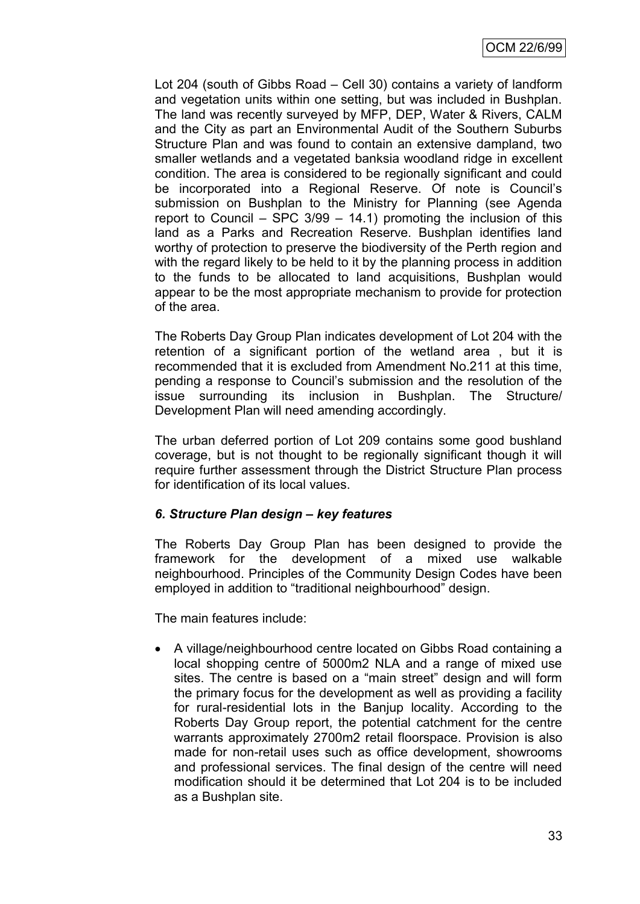Lot 204 (south of Gibbs Road – Cell 30) contains a variety of landform and vegetation units within one setting, but was included in Bushplan. The land was recently surveyed by MFP, DEP, Water & Rivers, CALM and the City as part an Environmental Audit of the Southern Suburbs Structure Plan and was found to contain an extensive dampland, two smaller wetlands and a vegetated banksia woodland ridge in excellent condition. The area is considered to be regionally significant and could be incorporated into a Regional Reserve. Of note is Council's submission on Bushplan to the Ministry for Planning (see Agenda report to Council – SPC 3/99 – 14.1) promoting the inclusion of this land as a Parks and Recreation Reserve. Bushplan identifies land worthy of protection to preserve the biodiversity of the Perth region and with the regard likely to be held to it by the planning process in addition to the funds to be allocated to land acquisitions, Bushplan would appear to be the most appropriate mechanism to provide for protection of the area.

The Roberts Day Group Plan indicates development of Lot 204 with the retention of a significant portion of the wetland area , but it is recommended that it is excluded from Amendment No.211 at this time, pending a response to Council's submission and the resolution of the issue surrounding its inclusion in Bushplan. The Structure/ Development Plan will need amending accordingly.

The urban deferred portion of Lot 209 contains some good bushland coverage, but is not thought to be regionally significant though it will require further assessment through the District Structure Plan process for identification of its local values.

### *6. Structure Plan design – key features*

The Roberts Day Group Plan has been designed to provide the framework for the development of a mixed use walkable neighbourhood. Principles of the Community Design Codes have been employed in addition to "traditional neighbourhood" design.

The main features include:

- A village/neighbourhood centre located on Gibbs Road containing a local shopping centre of 5000m2 NLA and a range of mixed use sites. The centre is based on a "main street" design and will form the primary focus for the development as well as providing a facility for rural-residential lots in the Banjup locality. According to the Roberts Day Group report, the potential catchment for the centre warrants approximately 2700m2 retail floorspace. Provision is also made for non-retail uses such as office development, showrooms and professional services. The final design of the centre will need modification should it be determined that Lot 204 is to be included as a Bushplan site.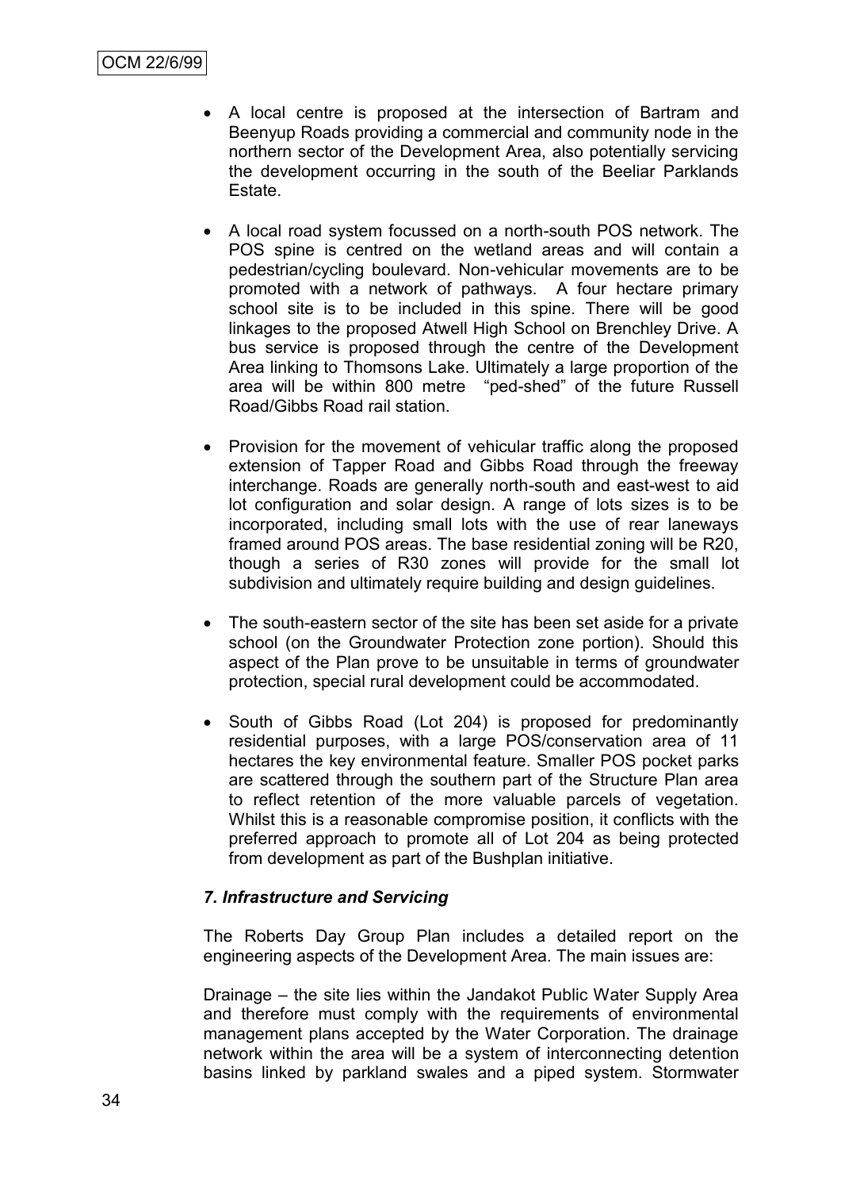- A local centre is proposed at the intersection of Bartram and Beenyup Roads providing a commercial and community node in the northern sector of the Development Area, also potentially servicing the development occurring in the south of the Beeliar Parklands Estate.

- A local road system focussed on a north-south POS network. The POS spine is centred on the wetland areas and will contain a pedestrian/cycling boulevard. Non-vehicular movements are to be promoted with a network of pathways. A four hectare primary school site is to be included in this spine. There will be good linkages to the proposed Atwell High School on Brenchley Drive. A bus service is proposed through the centre of the Development Area linking to Thomsons Lake. Ultimately a large proportion of the area will be within 800 metre "ped-shed" of the future Russell Road/Gibbs Road rail station.

- Provision for the movement of vehicular traffic along the proposed extension of Tapper Road and Gibbs Road through the freeway interchange. Roads are generally north-south and east-west to aid lot configuration and solar design. A range of lots sizes is to be incorporated, including small lots with the use of rear laneways framed around POS areas. The base residential zoning will be R20, though a series of R30 zones will provide for the small lot subdivision and ultimately require building and design guidelines.

- The south-eastern sector of the site has been set aside for a private school (on the Groundwater Protection zone portion). Should this aspect of the Plan prove to be unsuitable in terms of groundwater protection, special rural development could be accommodated.

- South of Gibbs Road (Lot 204) is proposed for predominantly residential purposes, with a large POS/conservation area of 11 hectares the key environmental feature. Smaller POS pocket parks are scattered through the southern part of the Structure Plan area to reflect retention of the more valuable parcels of vegetation. Whilst this is a reasonable compromise position, it conflicts with the preferred approach to promote all of Lot 204 as being protected from development as part of the Bushplan initiative.

### *7. Infrastructure and Servicing*

The Roberts Day Group Plan includes a detailed report on the engineering aspects of the Development Area. The main issues are:

Drainage – the site lies within the Jandakot Public Water Supply Area and therefore must comply with the requirements of environmental management plans accepted by the Water Corporation. The drainage network within the area will be a system of interconnecting detention basins linked by parkland swales and a piped system. Stormwater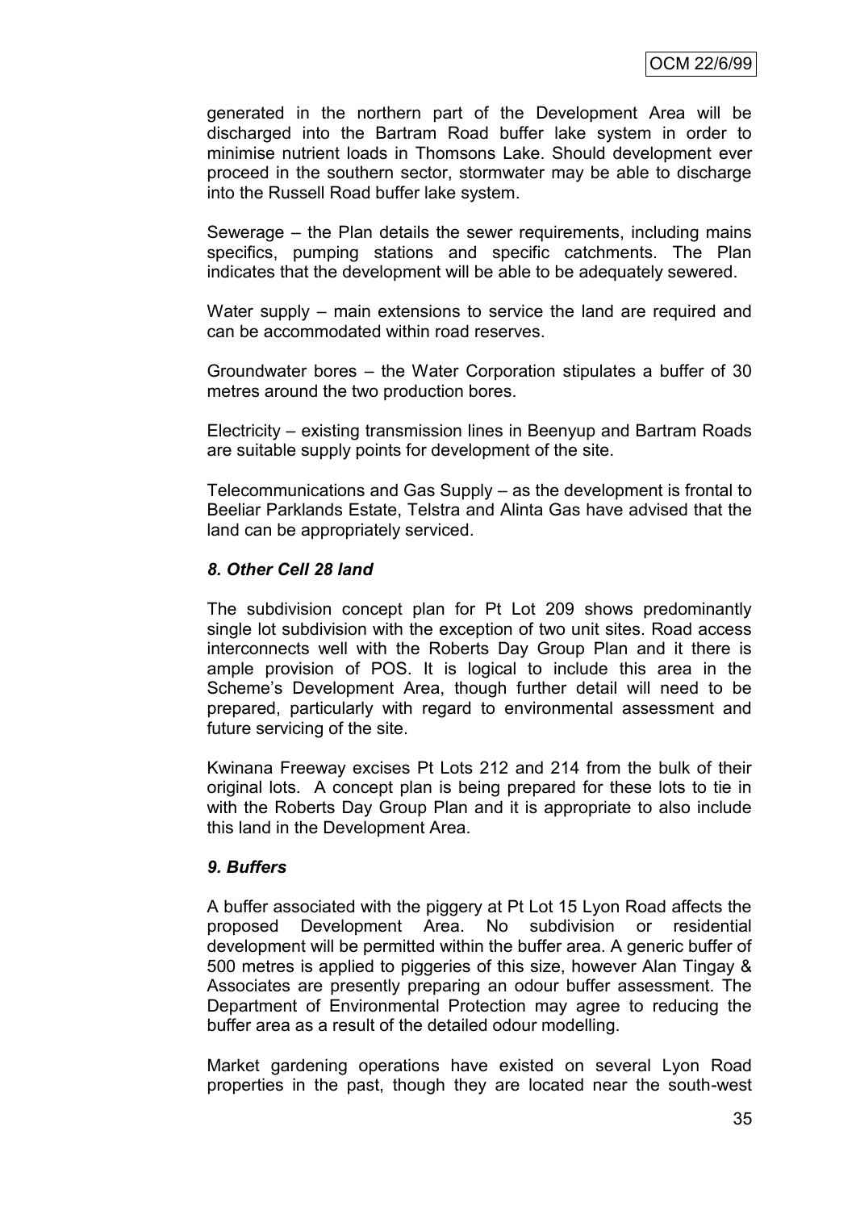generated in the northern part of the Development Area will be discharged into the Bartram Road buffer lake system in order to minimise nutrient loads in Thomsons Lake. Should development ever proceed in the southern sector, stormwater may be able to discharge into the Russell Road buffer lake system.

Sewerage – the Plan details the sewer requirements, including mains specifics, pumping stations and specific catchments. The Plan indicates that the development will be able to be adequately sewered.

Water supply – main extensions to service the land are required and can be accommodated within road reserves.

Groundwater bores – the Water Corporation stipulates a buffer of 30 metres around the two production bores.

Electricity – existing transmission lines in Beenyup and Bartram Roads are suitable supply points for development of the site.

Telecommunications and Gas Supply – as the development is frontal to Beeliar Parklands Estate, Telstra and Alinta Gas have advised that the land can be appropriately serviced.

### *8. Other Cell 28 land*

The subdivision concept plan for Pt Lot 209 shows predominantly single lot subdivision with the exception of two unit sites. Road access interconnects well with the Roberts Day Group Plan and it there is ample provision of POS. It is logical to include this area in the Scheme's Development Area, though further detail will need to be prepared, particularly with regard to environmental assessment and future servicing of the site.

Kwinana Freeway excises Pt Lots 212 and 214 from the bulk of their original lots. A concept plan is being prepared for these lots to tie in with the Roberts Day Group Plan and it is appropriate to also include this land in the Development Area.

### *9. Buffers*

A buffer associated with the piggery at Pt Lot 15 Lyon Road affects the proposed Development Area. No subdivision or residential development will be permitted within the buffer area. A generic buffer of 500 metres is applied to piggeries of this size, however Alan Tingay & Associates are presently preparing an odour buffer assessment. The Department of Environmental Protection may agree to reducing the buffer area as a result of the detailed odour modelling.

Market gardening operations have existed on several Lyon Road properties in the past, though they are located near the south-west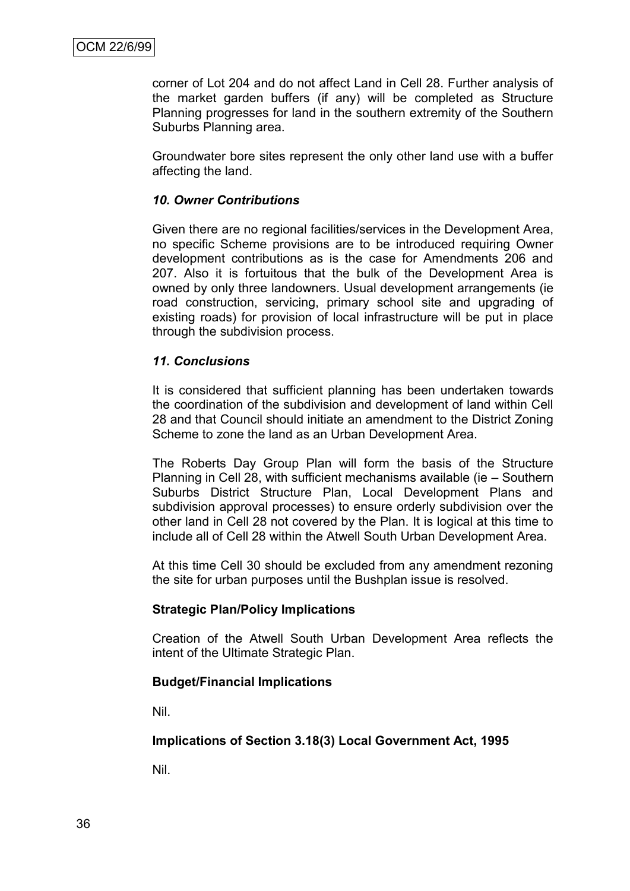corner of Lot 204 and do not affect Land in Cell 28. Further analysis of the market garden buffers (if any) will be completed as Structure Planning progresses for land in the southern extremity of the Southern Suburbs Planning area.

Groundwater bore sites represent the only other land use with a buffer affecting the land.

***10. Owner Contributions***

Given there are no regional facilities/services in the Development Area, no specific Scheme provisions are to be introduced requiring Owner development contributions as is the case for Amendments 206 and 207. Also it is fortuitous that the bulk of the Development Area is owned by only three landowners. Usual development arrangements (ie road construction, servicing, primary school site and upgrading of existing roads) for provision of local infrastructure will be put in place through the subdivision process.

***11. Conclusions***

It is considered that sufficient planning has been undertaken towards the coordination of the subdivision and development of land within Cell 28 and that Council should initiate an amendment to the District Zoning Scheme to zone the land as an Urban Development Area.

The Roberts Day Group Plan will form the basis of the Structure Planning in Cell 28, with sufficient mechanisms available (ie – Southern Suburbs District Structure Plan, Local Development Plans and subdivision approval processes) to ensure orderly subdivision over the other land in Cell 28 not covered by the Plan. It is logical at this time to include all of Cell 28 within the Atwell South Urban Development Area.

At this time Cell 30 should be excluded from any amendment rezoning the site for urban purposes until the Bushplan issue is resolved.

**Strategic Plan/Policy Implications**

Creation of the Atwell South Urban Development Area reflects the intent of the Ultimate Strategic Plan.

**Budget/Financial Implications**

Nil.

**Implications of Section 3.18(3) Local Government Act, 1995**

Nil.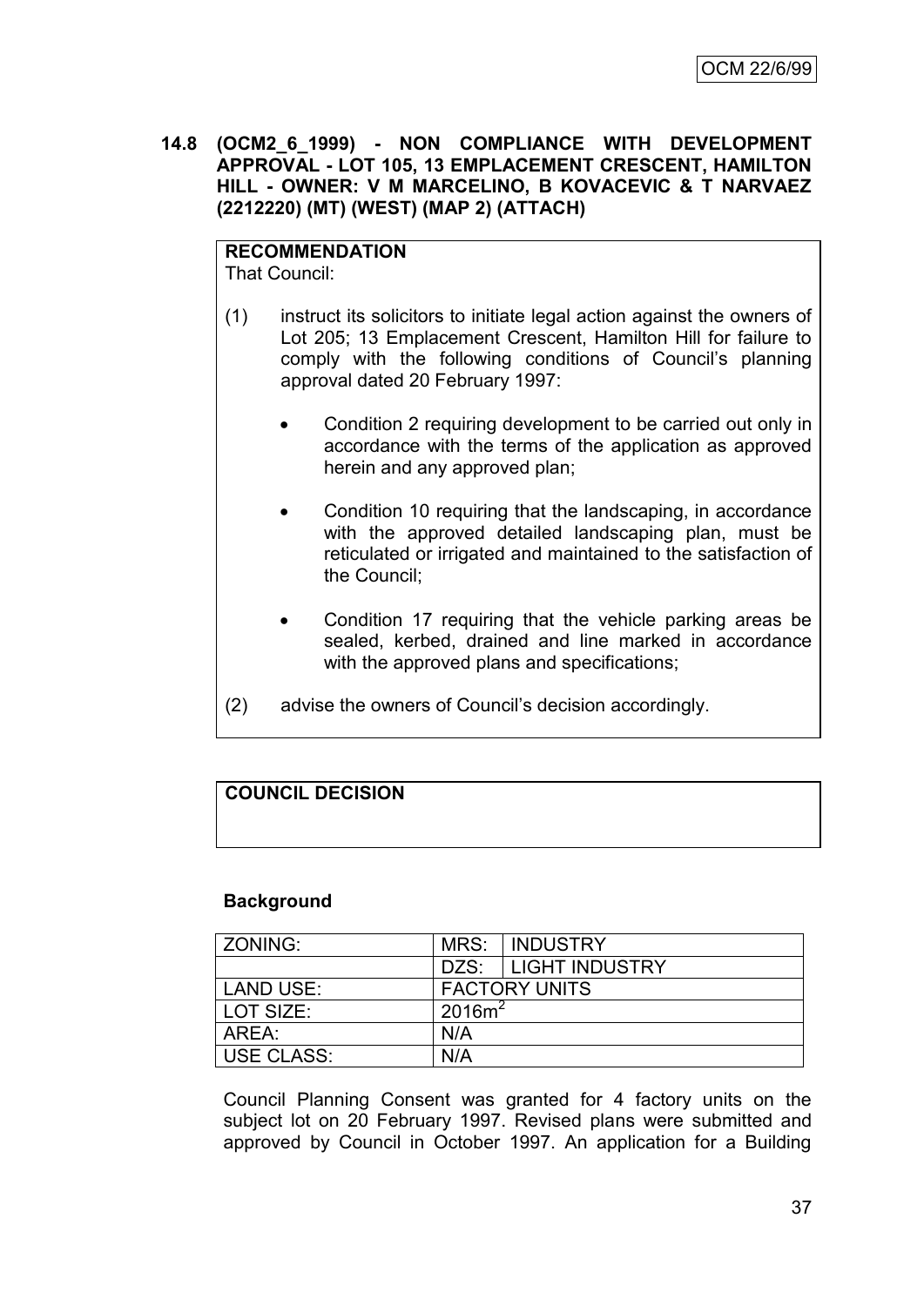**14.8 (OCM2_6_1999) - NON COMPLIANCE WITH DEVELOPMENT APPROVAL - LOT 105, 13 EMPLACEMENT CRESCENT, HAMILTON HILL - OWNER: V M MARCELINO, B KOVACEVIC & T NARVAEZ (2212220) (MT) (WEST) (MAP 2) (ATTACH)**

**RECOMMENDATION**

That Council:

(1) instruct its solicitors to initiate legal action against the owners of Lot 205; 13 Emplacement Crescent, Hamilton Hill for failure to comply with the following conditions of Council's planning approval dated 20 February 1997:

- Condition 2 requiring development to be carried out only in accordance with the terms of the application as approved herein and any approved plan;
- Condition 10 requiring that the landscaping, in accordance with the approved detailed landscaping plan, must be reticulated or irrigated and maintained to the satisfaction of the Council;
- Condition 17 requiring that the vehicle parking areas be sealed, kerbed, drained and line marked in accordance with the approved plans and specifications;

(2) advise the owners of Council's decision accordingly.

**COUNCIL DECISION**

**Background**

| ZONING: | MRS: | INDUSTRY |
|---|---|---|
| | DZS: | LIGHT INDUSTRY |
| LAND USE: | FACTORY UNITS | |
| LOT SIZE: | $2016m^2$ | |
| AREA: | N/A | |
| USE CLASS: | N/A | |

Council Planning Consent was granted for 4 factory units on the subject lot on 20 February 1997. Revised plans were submitted and approved by Council in October 1997. An application for a Building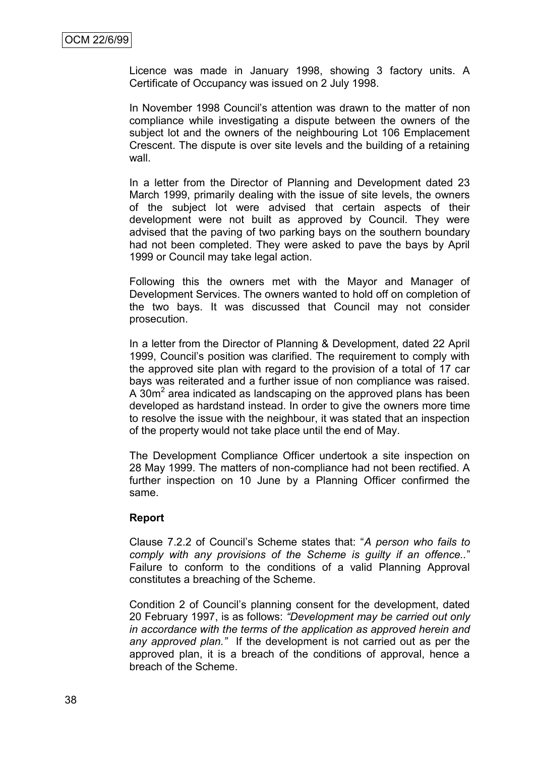Licence was made in January 1998, showing 3 factory units. A Certificate of Occupancy was issued on 2 July 1998.

In November 1998 Council's attention was drawn to the matter of non compliance while investigating a dispute between the owners of the subject lot and the owners of the neighbouring Lot 106 Emplacement Crescent. The dispute is over site levels and the building of a retaining wall.

In a letter from the Director of Planning and Development dated 23 March 1999, primarily dealing with the issue of site levels, the owners of the subject lot were advised that certain aspects of their development were not built as approved by Council. They were advised that the paving of two parking bays on the southern boundary had not been completed. They were asked to pave the bays by April 1999 or Council may take legal action.

Following this the owners met with the Mayor and Manager of Development Services. The owners wanted to hold off on completion of the two bays. It was discussed that Council may not consider prosecution.

In a letter from the Director of Planning & Development, dated 22 April 1999, Council's position was clarified. The requirement to comply with the approved site plan with regard to the provision of a total of 17 car bays was reiterated and a further issue of non compliance was raised. A $30m^2$ area indicated as landscaping on the approved plans has been developed as hardstand instead. In order to give the owners more time to resolve the issue with the neighbour, it was stated that an inspection of the property would not take place until the end of May.

The Development Compliance Officer undertook a site inspection on 28 May 1999. The matters of non-compliance had not been rectified. A further inspection on 10 June by a Planning Officer confirmed the same.

**Report**

Clause 7.2.2 of Council's Scheme states that: "*A person who fails to comply with any provisions of the Scheme is guilty if an offence..*" Failure to conform to the conditions of a valid Planning Approval constitutes a breaching of the Scheme.

Condition 2 of Council's planning consent for the development, dated 20 February 1997, is as follows: *"Development may be carried out only in accordance with the terms of the application as approved herein and any approved plan."* If the development is not carried out as per the approved plan, it is a breach of the conditions of approval, hence a breach of the Scheme.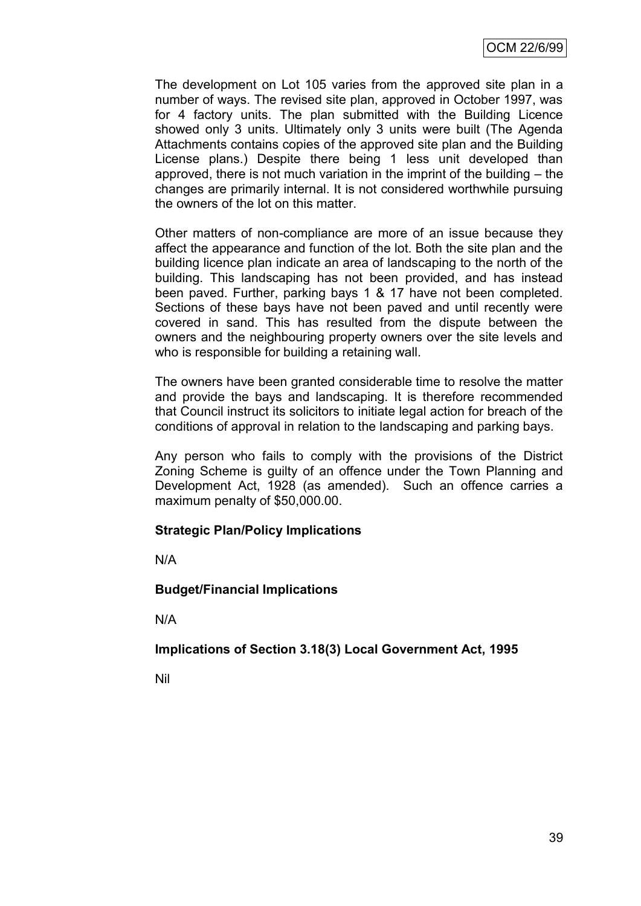The development on Lot 105 varies from the approved site plan in a number of ways. The revised site plan, approved in October 1997, was for 4 factory units. The plan submitted with the Building Licence showed only 3 units. Ultimately only 3 units were built (The Agenda Attachments contains copies of the approved site plan and the Building License plans.) Despite there being 1 less unit developed than approved, there is not much variation in the imprint of the building – the changes are primarily internal. It is not considered worthwhile pursuing the owners of the lot on this matter.

Other matters of non-compliance are more of an issue because they affect the appearance and function of the lot. Both the site plan and the building licence plan indicate an area of landscaping to the north of the building. This landscaping has not been provided, and has instead been paved. Further, parking bays 1 & 17 have not been completed. Sections of these bays have not been paved and until recently were covered in sand. This has resulted from the dispute between the owners and the neighbouring property owners over the site levels and who is responsible for building a retaining wall.

The owners have been granted considerable time to resolve the matter and provide the bays and landscaping. It is therefore recommended that Council instruct its solicitors to initiate legal action for breach of the conditions of approval in relation to the landscaping and parking bays.

Any person who fails to comply with the provisions of the District Zoning Scheme is guilty of an offence under the Town Planning and Development Act, 1928 (as amended). Such an offence carries a maximum penalty of $50,000.00.

**Strategic Plan/Policy Implications**

N/A

**Budget/Financial Implications**

N/A

**Implications of Section 3.18(3) Local Government Act, 1995**

Nil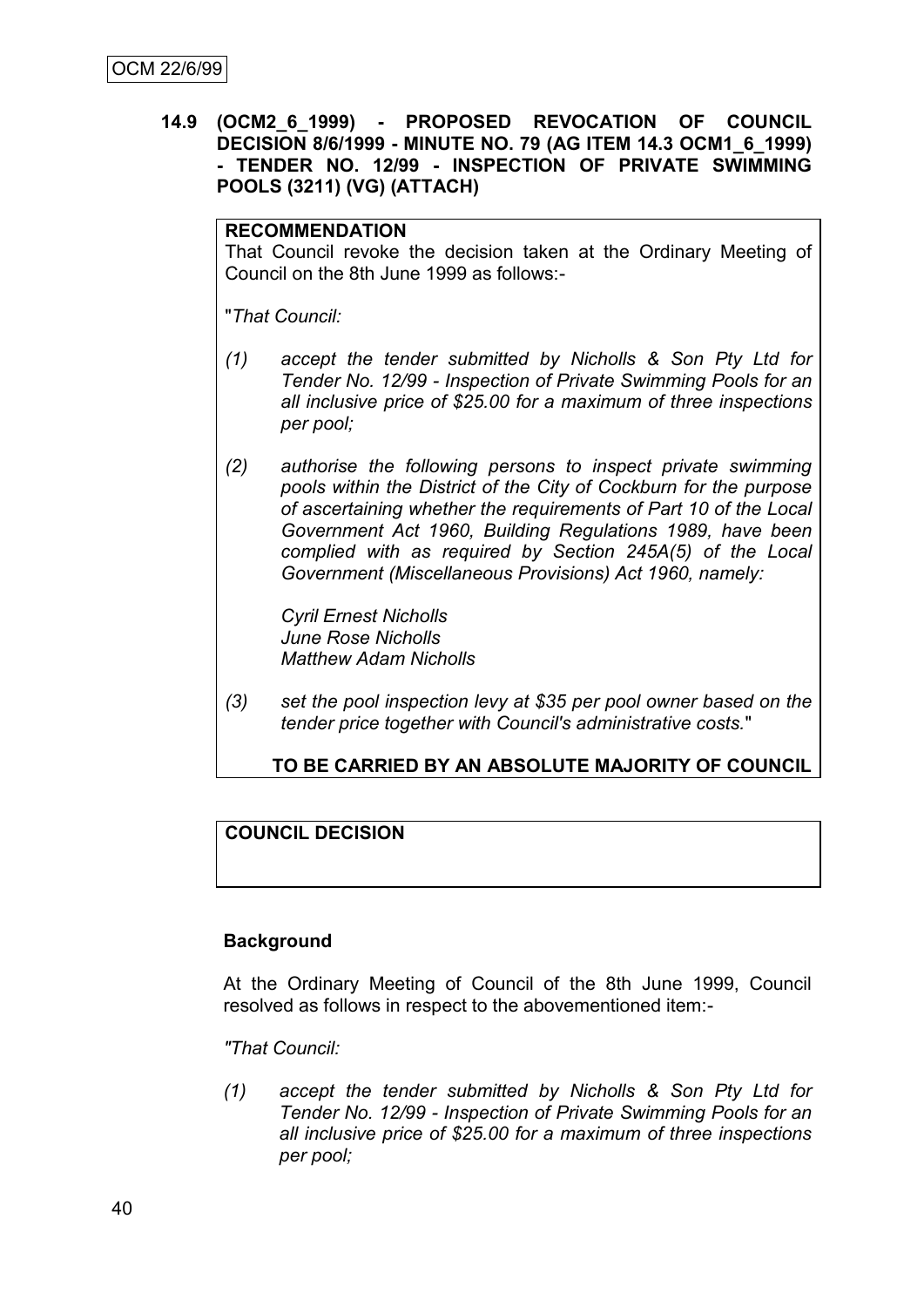**14.9 (OCM2_6_1999) - PROPOSED REVOCATION OF COUNCIL DECISION 8/6/1999 - MINUTE NO. 79 (AG ITEM 14.3 OCM1_6_1999) - TENDER NO. 12/99 - INSPECTION OF PRIVATE SWIMMING POOLS (3211) (VG) (ATTACH)**

**RECOMMENDATION**

That Council revoke the decision taken at the Ordinary Meeting of Council on the 8th June 1999 as follows:-

"*That Council:*

*(1) accept the tender submitted by Nicholls & Son Pty Ltd for Tender No. 12/99 - Inspection of Private Swimming Pools for an all inclusive price of $25.00 for a maximum of three inspections per pool;*

*(2) authorise the following persons to inspect private swimming pools within the District of the City of Cockburn for the purpose of ascertaining whether the requirements of Part 10 of the Local Government Act 1960, Building Regulations 1989, have been complied with as required by Section 245A(5) of the Local Government (Miscellaneous Provisions) Act 1960, namely:*

*Cyril Ernest Nicholls*
*June Rose Nicholls*
*Matthew Adam Nicholls*

*(3) set the pool inspection levy at $35 per pool owner based on the tender price together with Council's administrative costs.*"

**TO BE CARRIED BY AN ABSOLUTE MAJORITY OF COUNCIL**

**COUNCIL DECISION**

**Background**

At the Ordinary Meeting of Council of the 8th June 1999, Council resolved as follows in respect to the abovementioned item:-

*"That Council:*

*(1) accept the tender submitted by Nicholls & Son Pty Ltd for Tender No. 12/99 - Inspection of Private Swimming Pools for an all inclusive price of $25.00 for a maximum of three inspections per pool;*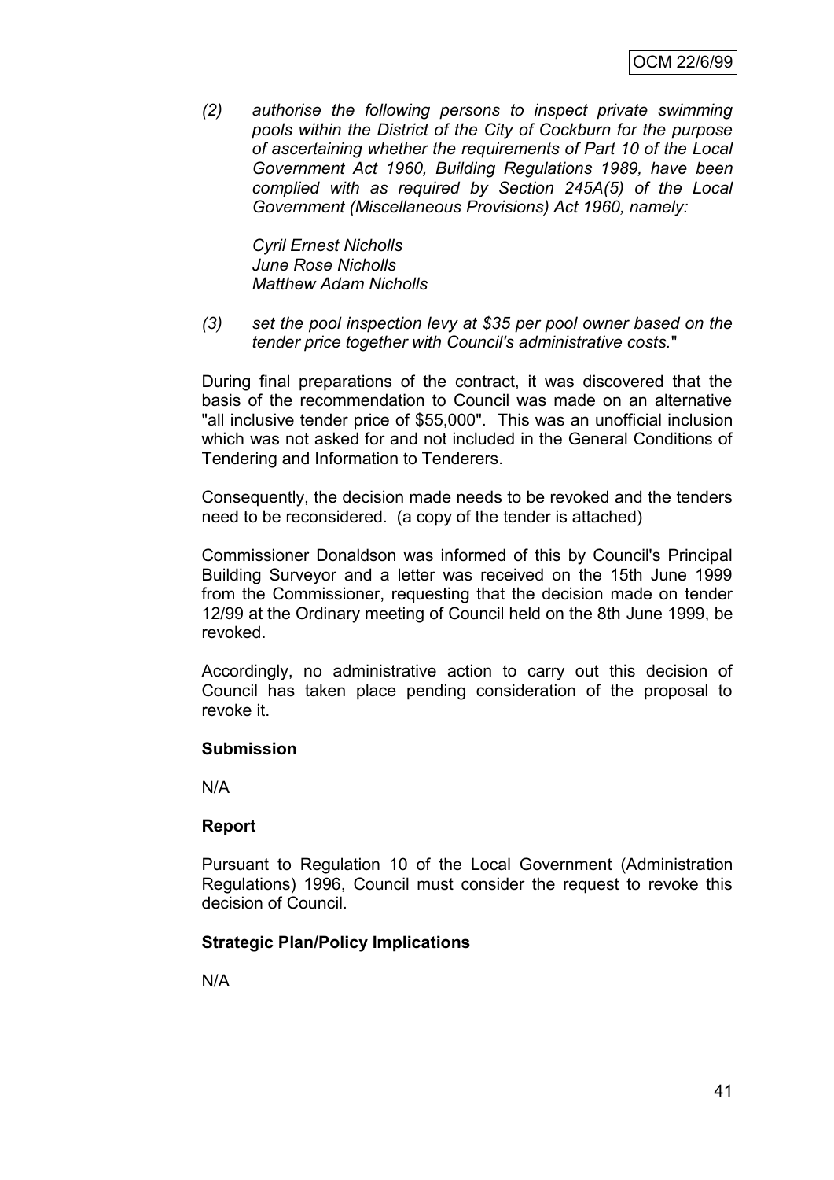*(2) authorise the following persons to inspect private swimming pools within the District of the City of Cockburn for the purpose of ascertaining whether the requirements of Part 10 of the Local Government Act 1960, Building Regulations 1989, have been complied with as required by Section 245A(5) of the Local Government (Miscellaneous Provisions) Act 1960, namely:*

*Cyril Ernest Nicholls*
*June Rose Nicholls*
*Matthew Adam Nicholls*

*(3) set the pool inspection levy at $35 per pool owner based on the tender price together with Council's administrative costs.*"

During final preparations of the contract, it was discovered that the basis of the recommendation to Council was made on an alternative "all inclusive tender price of $55,000". This was an unofficial inclusion which was not asked for and not included in the General Conditions of Tendering and Information to Tenderers.

Consequently, the decision made needs to be revoked and the tenders need to be reconsidered. (a copy of the tender is attached)

Commissioner Donaldson was informed of this by Council's Principal Building Surveyor and a letter was received on the 15th June 1999 from the Commissioner, requesting that the decision made on tender 12/99 at the Ordinary meeting of Council held on the 8th June 1999, be revoked.

Accordingly, no administrative action to carry out this decision of Council has taken place pending consideration of the proposal to revoke it.

**Submission**

N/A

**Report**

Pursuant to Regulation 10 of the Local Government (Administration Regulations) 1996, Council must consider the request to revoke this decision of Council.

**Strategic Plan/Policy Implications**

N/A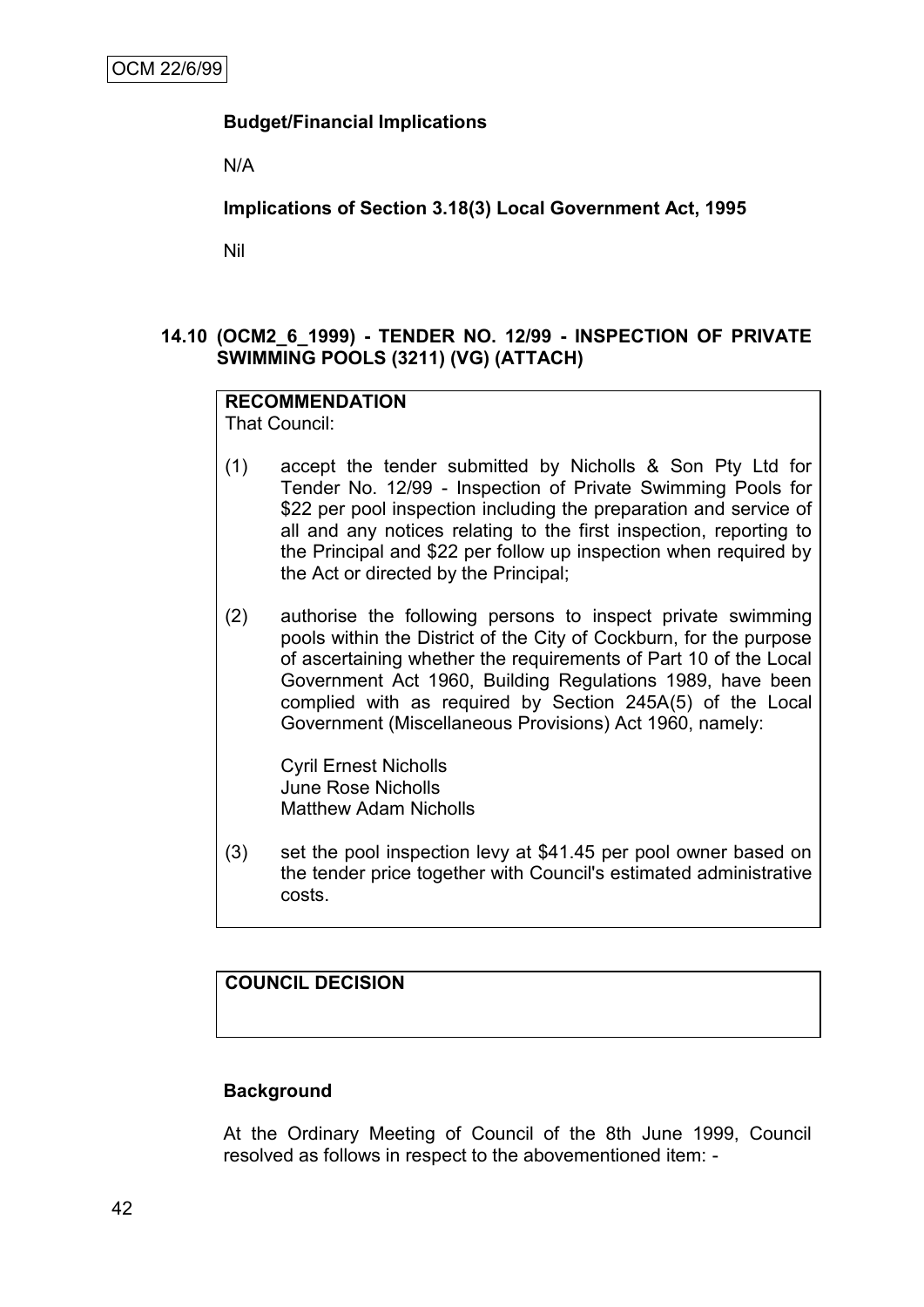**Budget/Financial Implications**

N/A

**Implications of Section 3.18(3) Local Government Act, 1995**

Nil

### 14.10 (OCM2_6_1999) - TENDER NO. 12/99 - INSPECTION OF PRIVATE SWIMMING POOLS (3211) (VG) (ATTACH)

**RECOMMENDATION**
That Council:

(1) accept the tender submitted by Nicholls & Son Pty Ltd for Tender No. 12/99 - Inspection of Private Swimming Pools for \$22 per pool inspection including the preparation and service of all and any notices relating to the first inspection, reporting to the Principal and \$22 per follow up inspection when required by the Act or directed by the Principal;

(2) authorise the following persons to inspect private swimming pools within the District of the City of Cockburn, for the purpose of ascertaining whether the requirements of Part 10 of the Local Government Act 1960, Building Regulations 1989, have been complied with as required by Section 245A(5) of the Local Government (Miscellaneous Provisions) Act 1960, namely:

Cyril Ernest Nicholls
June Rose Nicholls
Matthew Adam Nicholls

(3) set the pool inspection levy at \$41.45 per pool owner based on the tender price together with Council's estimated administrative costs.

**COUNCIL DECISION**

**Background**

At the Ordinary Meeting of Council of the 8th June 1999, Council resolved as follows in respect to the abovementioned item: -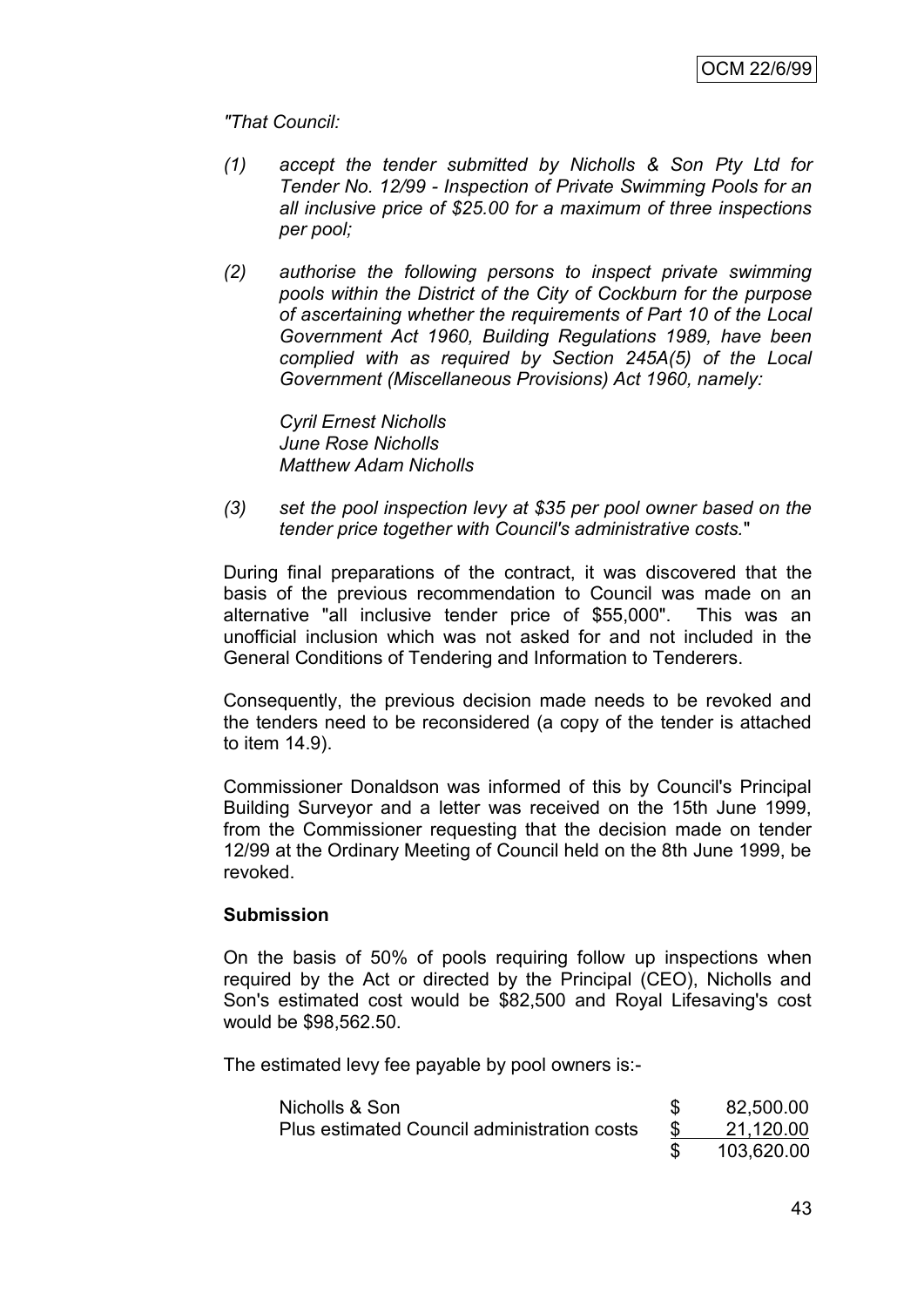*"That Council:*

*(1) accept the tender submitted by Nicholls & Son Pty Ltd for Tender No. 12/99 - Inspection of Private Swimming Pools for an all inclusive price of $25.00 for a maximum of three inspections per pool;*

*(2) authorise the following persons to inspect private swimming pools within the District of the City of Cockburn for the purpose of ascertaining whether the requirements of Part 10 of the Local Government Act 1960, Building Regulations 1989, have been complied with as required by Section 245A(5) of the Local Government (Miscellaneous Provisions) Act 1960, namely:*

*Cyril Ernest Nicholls*
*June Rose Nicholls*
*Matthew Adam Nicholls*

*(3) set the pool inspection levy at $35 per pool owner based on the tender price together with Council's administrative costs.*"

During final preparations of the contract, it was discovered that the basis of the previous recommendation to Council was made on an alternative "all inclusive tender price of $55,000". This was an unofficial inclusion which was not asked for and not included in the General Conditions of Tendering and Information to Tenderers.

Consequently, the previous decision made needs to be revoked and the tenders need to be reconsidered (a copy of the tender is attached to item 14.9).

Commissioner Donaldson was informed of this by Council's Principal Building Surveyor and a letter was received on the 15th June 1999, from the Commissioner requesting that the decision made on tender 12/99 at the Ordinary Meeting of Council held on the 8th June 1999, be revoked.

**Submission**

On the basis of 50% of pools requiring follow up inspections when required by the Act or directed by the Principal (CEO), Nicholls and Son's estimated cost would be $82,500 and Royal Lifesaving's cost would be $98,562.50.

The estimated levy fee payable by pool owners is:-

| | | |
|---|---|---|
| Nicholls & Son | $ | 82,500.00 |
| Plus estimated Council administration costs | $ | 21,120.00 |
| | $ | 103,620.00 |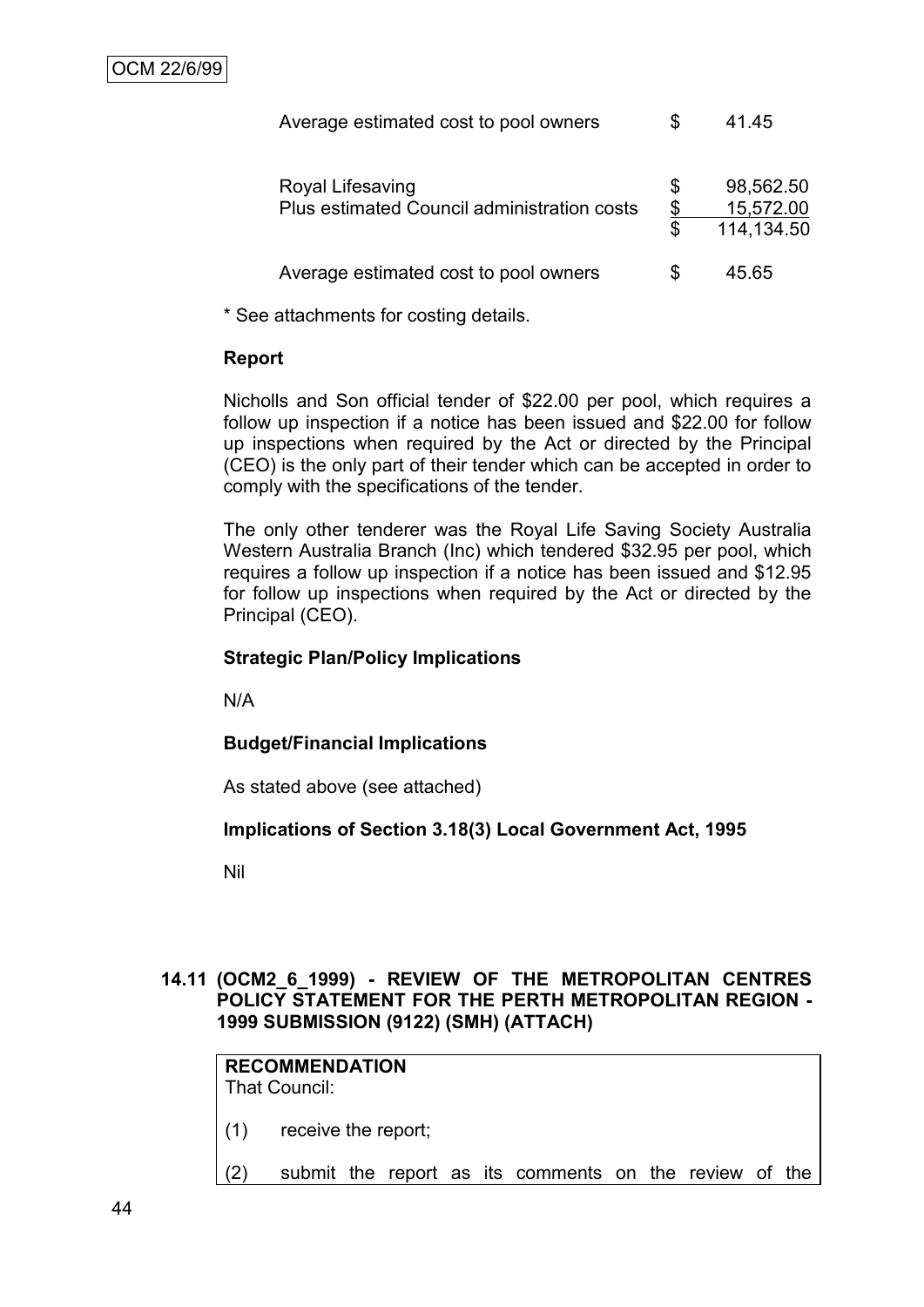| | | |
|---|---|---|
| Average estimated cost to pool owners | $ | 41.45 |
| | | |
| Royal Lifesaving | $ | 98,562.50 |
| Plus estimated Council administration costs | $ | 15,572.00 |
| | $ | 114,134.50 |
| | | |
| Average estimated cost to pool owners | $ | 45.65 |

\* See attachments for costing details.

**Report**

Nicholls and Son official tender of $22.00 per pool, which requires a follow up inspection if a notice has been issued and $22.00 for follow up inspections when required by the Act or directed by the Principal (CEO) is the only part of their tender which can be accepted in order to comply with the specifications of the tender.

The only other tenderer was the Royal Life Saving Society Australia Western Australia Branch (Inc) which tendered $32.95 per pool, which requires a follow up inspection if a notice has been issued and $12.95 for follow up inspections when required by the Act or directed by the Principal (CEO).

**Strategic Plan/Policy Implications**

N/A

**Budget/Financial Implications**

As stated above (see attached)

**Implications of Section 3.18(3) Local Government Act, 1995**

Nil

### 14.11 (OCM2_6_1999) - REVIEW OF THE METROPOLITAN CENTRES POLICY STATEMENT FOR THE PERTH METROPOLITAN REGION - 1999 SUBMISSION (9122) (SMH) (ATTACH)

**RECOMMENDATION**

That Council:

(1) receive the report;

(2) submit the report as its comments on the review of the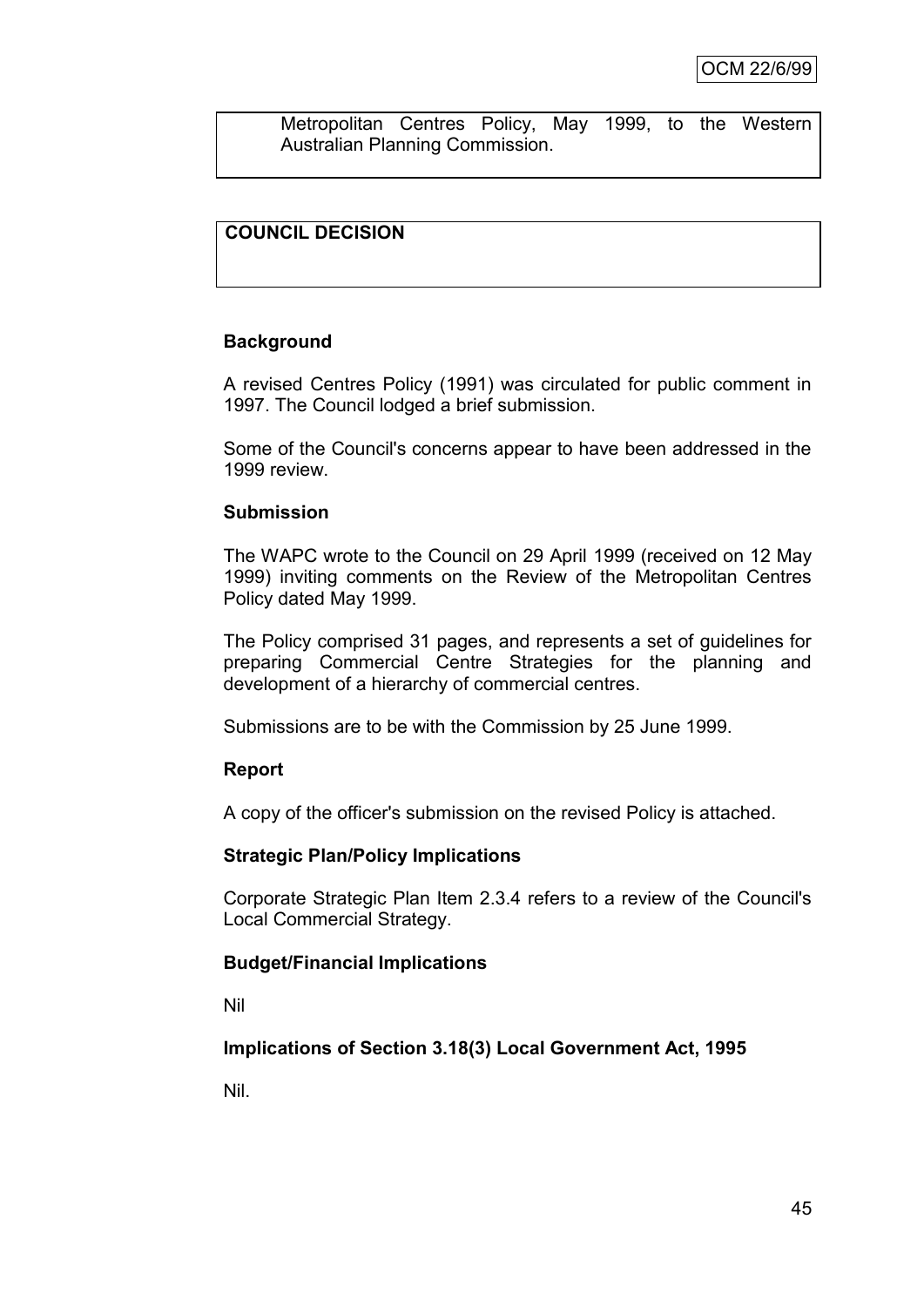Metropolitan Centres Policy, May 1999, to the Western Australian Planning Commission.

**COUNCIL DECISION**

### Background

A revised Centres Policy (1991) was circulated for public comment in 1997. The Council lodged a brief submission.

Some of the Council's concerns appear to have been addressed in the 1999 review.

### Submission

The WAPC wrote to the Council on 29 April 1999 (received on 12 May 1999) inviting comments on the Review of the Metropolitan Centres Policy dated May 1999.

The Policy comprised 31 pages, and represents a set of guidelines for preparing Commercial Centre Strategies for the planning and development of a hierarchy of commercial centres.

Submissions are to be with the Commission by 25 June 1999.

### Report

A copy of the officer's submission on the revised Policy is attached.

### Strategic Plan/Policy Implications

Corporate Strategic Plan Item 2.3.4 refers to a review of the Council's Local Commercial Strategy.

### Budget/Financial Implications

Nil

### Implications of Section 3.18(3) Local Government Act, 1995

Nil.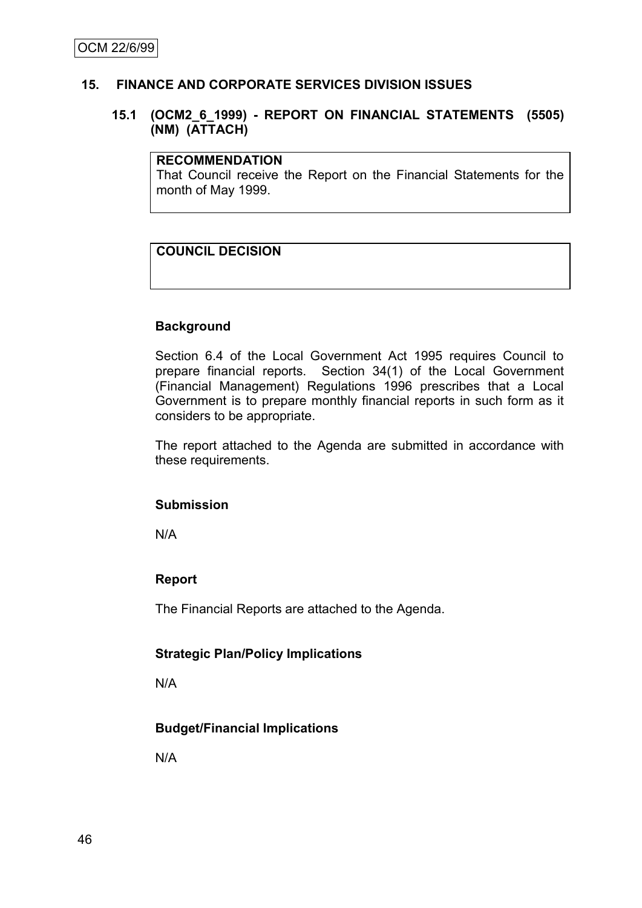## 15. FINANCE AND CORPORATE SERVICES DIVISION ISSUES

### 15.1 (OCM2_6_1999) - REPORT ON FINANCIAL STATEMENTS (5505) (NM) (ATTACH)

| **RECOMMENDATION** |
|---|
| That Council receive the Report on the Financial Statements for the month of May 1999. |

| **COUNCIL DECISION** |
|---|
| |

**Background**

Section 6.4 of the Local Government Act 1995 requires Council to prepare financial reports. Section 34(1) of the Local Government (Financial Management) Regulations 1996 prescribes that a Local Government is to prepare monthly financial reports in such form as it considers to be appropriate.

The report attached to the Agenda are submitted in accordance with these requirements.

**Submission**

N/A

**Report**

The Financial Reports are attached to the Agenda.

**Strategic Plan/Policy Implications**

N/A

**Budget/Financial Implications**

N/A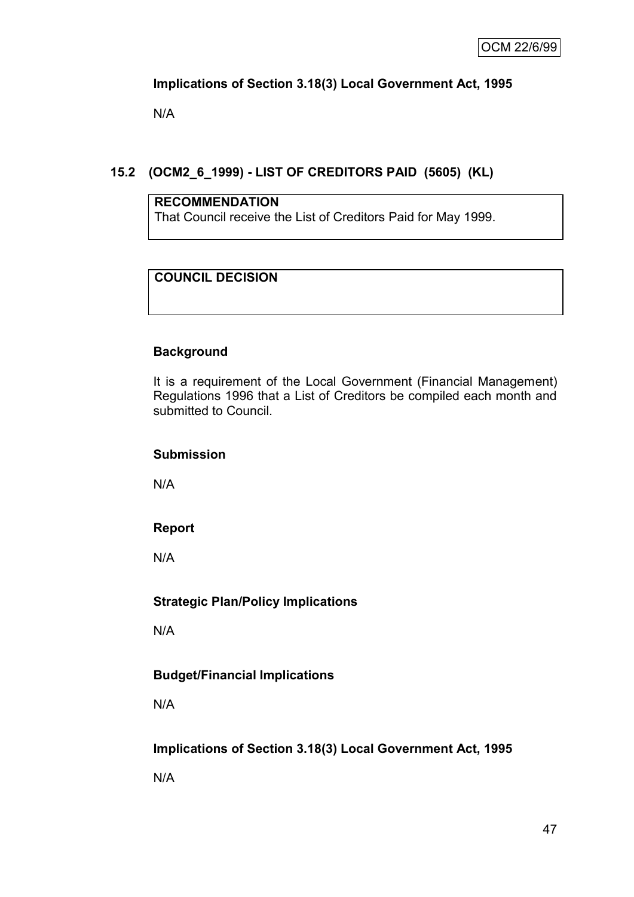**Implications of Section 3.18(3) Local Government Act, 1995**

N/A

## 15.2 (OCM2_6_1999) - LIST OF CREDITORS PAID (5605) (KL)

| **RECOMMENDATION** |
| --- |
| That Council receive the List of Creditors Paid for May 1999. |

| **COUNCIL DECISION** |
| --- |
| |

**Background**

It is a requirement of the Local Government (Financial Management) Regulations 1996 that a List of Creditors be compiled each month and submitted to Council.

**Submission**

N/A

**Report**

N/A

**Strategic Plan/Policy Implications**

N/A

**Budget/Financial Implications**

N/A

**Implications of Section 3.18(3) Local Government Act, 1995**

N/A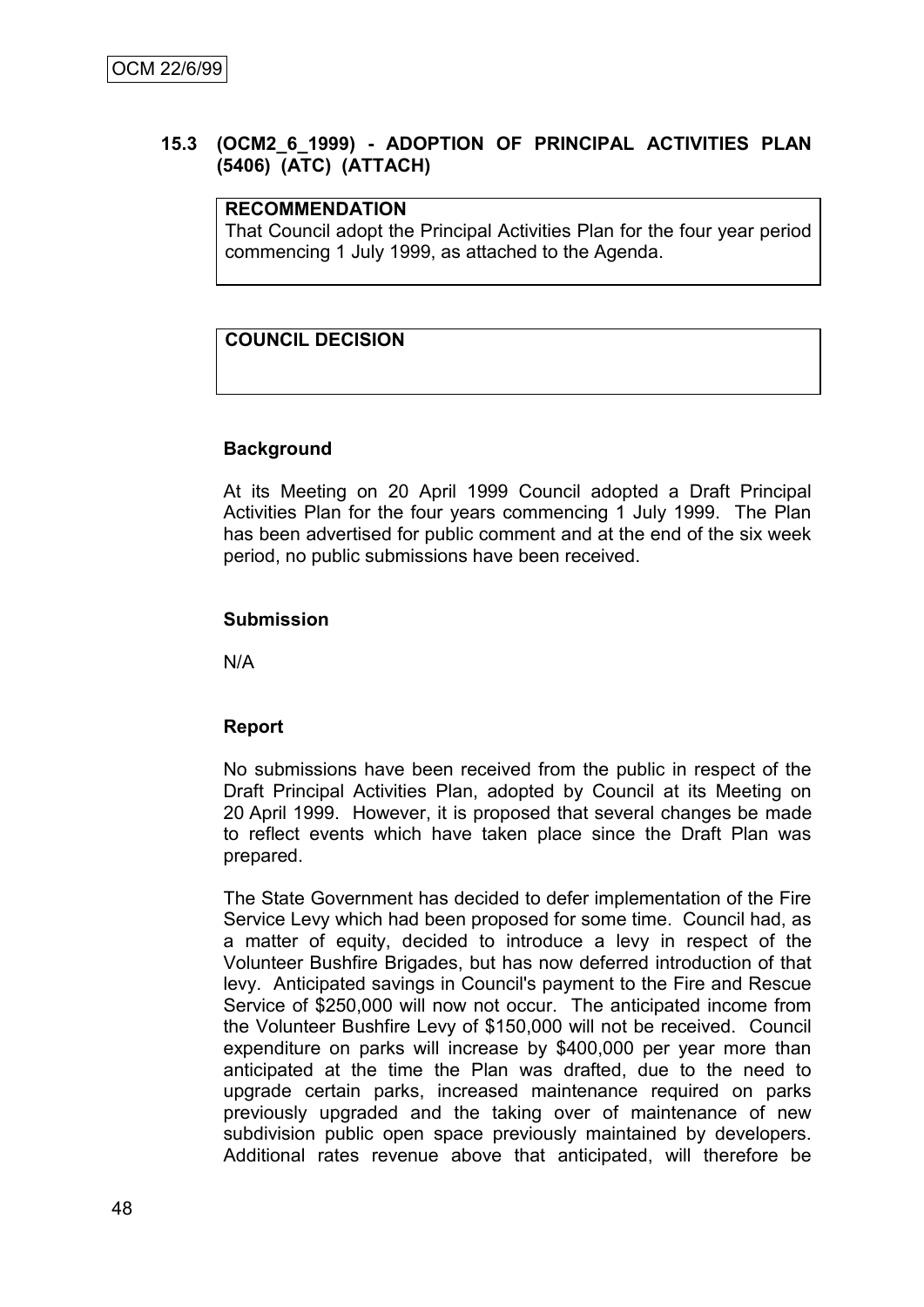## 15.3 (OCM2_6_1999) - ADOPTION OF PRINCIPAL ACTIVITIES PLAN (5406) (ATC) (ATTACH)

| RECOMMENDATION |
| --- |
| That Council adopt the Principal Activities Plan for the four year period commencing 1 July 1999, as attached to the Agenda. |

| COUNCIL DECISION |
| --- |
| |

### Background

At its Meeting on 20 April 1999 Council adopted a Draft Principal Activities Plan for the four years commencing 1 July 1999. The Plan has been advertised for public comment and at the end of the six week period, no public submissions have been received.

### Submission

N/A

### Report

No submissions have been received from the public in respect of the Draft Principal Activities Plan, adopted by Council at its Meeting on 20 April 1999. However, it is proposed that several changes be made to reflect events which have taken place since the Draft Plan was prepared.

The State Government has decided to defer implementation of the Fire Service Levy which had been proposed for some time. Council had, as a matter of equity, decided to introduce a levy in respect of the Volunteer Bushfire Brigades, but has now deferred introduction of that levy. Anticipated savings in Council's payment to the Fire and Rescue Service of $250,000 will now not occur. The anticipated income from the Volunteer Bushfire Levy of $150,000 will not be received. Council expenditure on parks will increase by $400,000 per year more than anticipated at the time the Plan was drafted, due to the need to upgrade certain parks, increased maintenance required on parks previously upgraded and the taking over of maintenance of new subdivision public open space previously maintained by developers. Additional rates revenue above that anticipated, will therefore be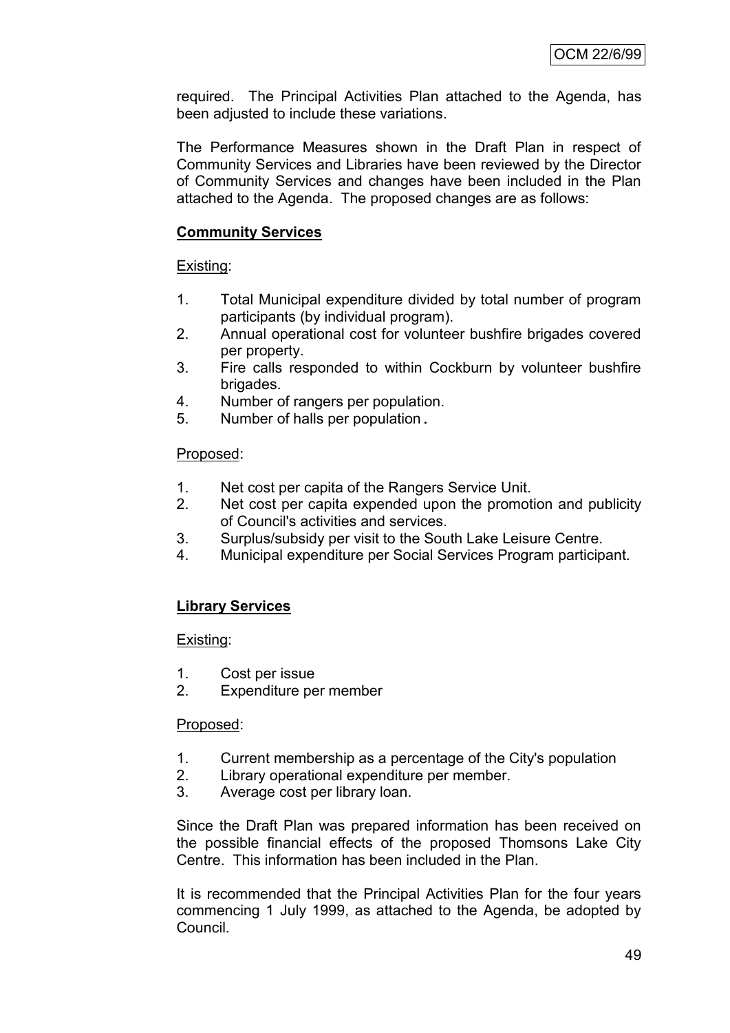required. The Principal Activities Plan attached to the Agenda, has been adjusted to include these variations.

The Performance Measures shown in the Draft Plan in respect of Community Services and Libraries have been reviewed by the Director of Community Services and changes have been included in the Plan attached to the Agenda. The proposed changes are as follows:

**Community Services**

Existing:

1. Total Municipal expenditure divided by total number of program participants (by individual program).
2. Annual operational cost for volunteer bushfire brigades covered per property.
3. Fire calls responded to within Cockburn by volunteer bushfire brigades.
4. Number of rangers per population.
5. Number of halls per population.

Proposed:

1. Net cost per capita of the Rangers Service Unit.
2. Net cost per capita expended upon the promotion and publicity of Council's activities and services.
3. Surplus/subsidy per visit to the South Lake Leisure Centre.
4. Municipal expenditure per Social Services Program participant.

**Library Services**

Existing:

1. Cost per issue
2. Expenditure per member

Proposed:

1. Current membership as a percentage of the City's population
2. Library operational expenditure per member.
3. Average cost per library loan.

Since the Draft Plan was prepared information has been received on the possible financial effects of the proposed Thomsons Lake City Centre. This information has been included in the Plan.

It is recommended that the Principal Activities Plan for the four years commencing 1 July 1999, as attached to the Agenda, be adopted by Council.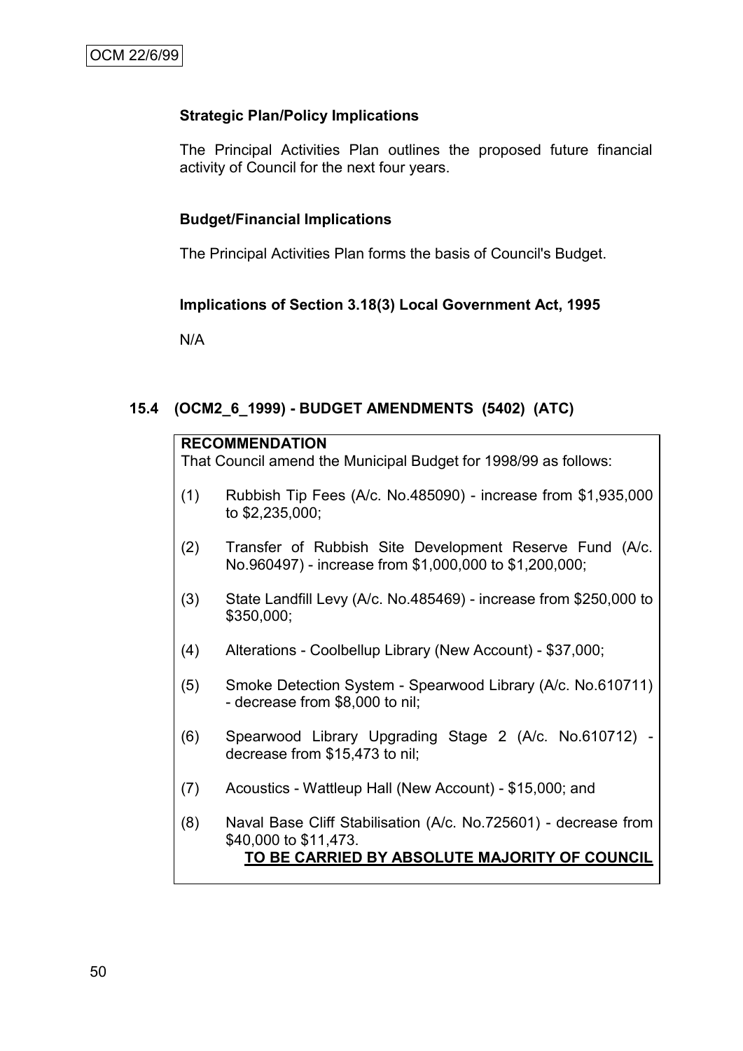### Strategic Plan/Policy Implications

The Principal Activities Plan outlines the proposed future financial activity of Council for the next four years.

### Budget/Financial Implications

The Principal Activities Plan forms the basis of Council's Budget.

### Implications of Section 3.18(3) Local Government Act, 1995

N/A

## 15.4 (OCM2_6_1999) - BUDGET AMENDMENTS (5402) (ATC)

**RECOMMENDATION**

That Council amend the Municipal Budget for 1998/99 as follows:

(1) Rubbish Tip Fees (A/c. No.485090) - increase from $1,935,000 to $2,235,000;

(2) Transfer of Rubbish Site Development Reserve Fund (A/c. No.960497) - increase from $1,000,000 to $1,200,000;

(3) State Landfill Levy (A/c. No.485469) - increase from $250,000 to $350,000;

(4) Alterations - Coolbellup Library (New Account) - $37,000;

(5) Smoke Detection System - Spearwood Library (A/c. No.610711) - decrease from $8,000 to nil;

(6) Spearwood Library Upgrading Stage 2 (A/c. No.610712) - decrease from $15,473 to nil;

(7) Acoustics - Wattleup Hall (New Account) - $15,000; and

(8) Naval Base Cliff Stabilisation (A/c. No.725601) - decrease from $40,000 to $11,473.

**TO BE CARRIED BY ABSOLUTE MAJORITY OF COUNCIL**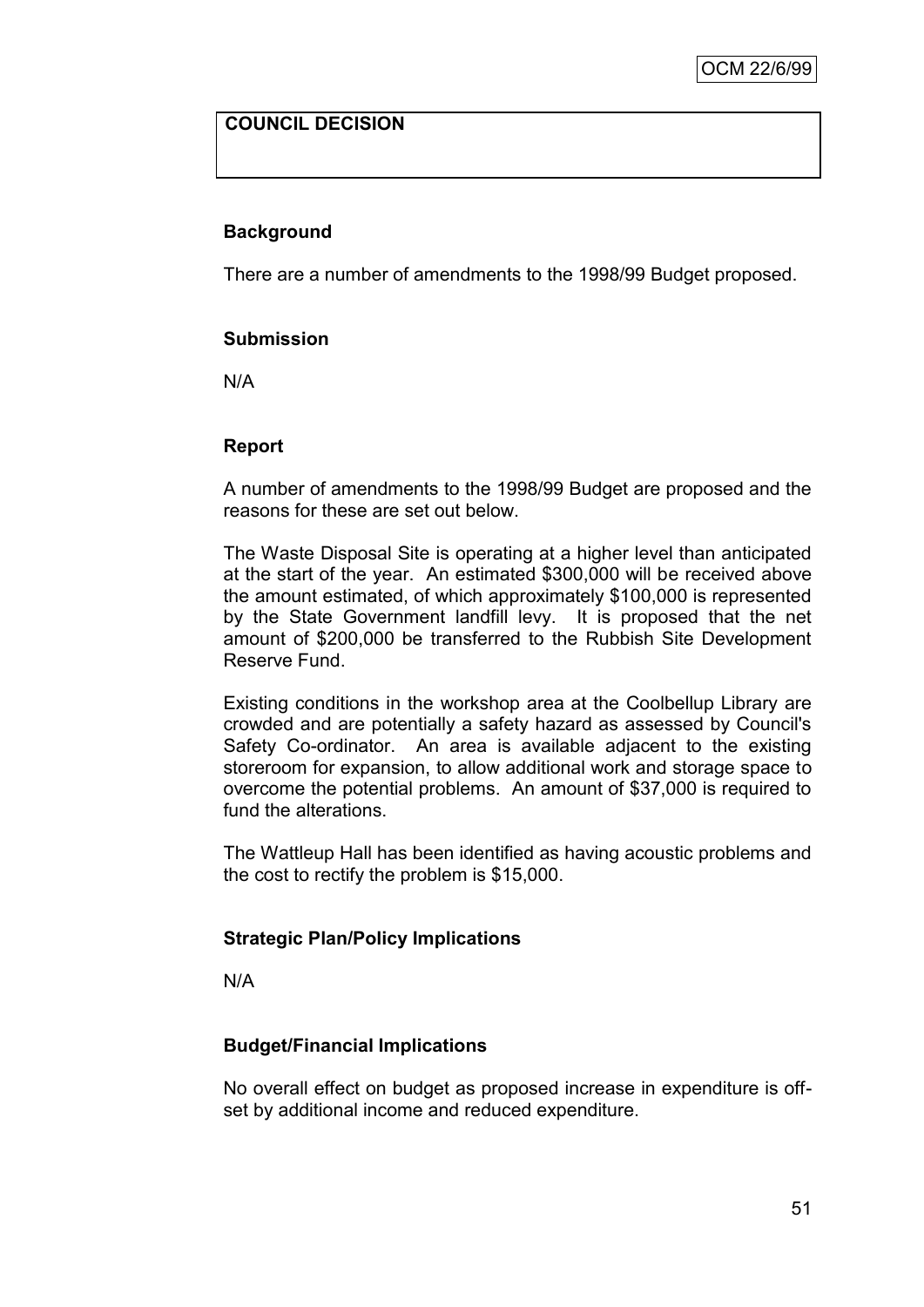**COUNCIL DECISION**

**Background**

There are a number of amendments to the 1998/99 Budget proposed.

**Submission**

N/A

**Report**

A number of amendments to the 1998/99 Budget are proposed and the reasons for these are set out below.

The Waste Disposal Site is operating at a higher level than anticipated at the start of the year. An estimated $300,000 will be received above the amount estimated, of which approximately $100,000 is represented by the State Government landfill levy. It is proposed that the net amount of $200,000 be transferred to the Rubbish Site Development Reserve Fund.

Existing conditions in the workshop area at the Coolbellup Library are crowded and are potentially a safety hazard as assessed by Council's Safety Co-ordinator. An area is available adjacent to the existing storeroom for expansion, to allow additional work and storage space to overcome the potential problems. An amount of $37,000 is required to fund the alterations.

The Wattleup Hall has been identified as having acoustic problems and the cost to rectify the problem is $15,000.

**Strategic Plan/Policy Implications**

N/A

**Budget/Financial Implications**

No overall effect on budget as proposed increase in expenditure is off-set by additional income and reduced expenditure.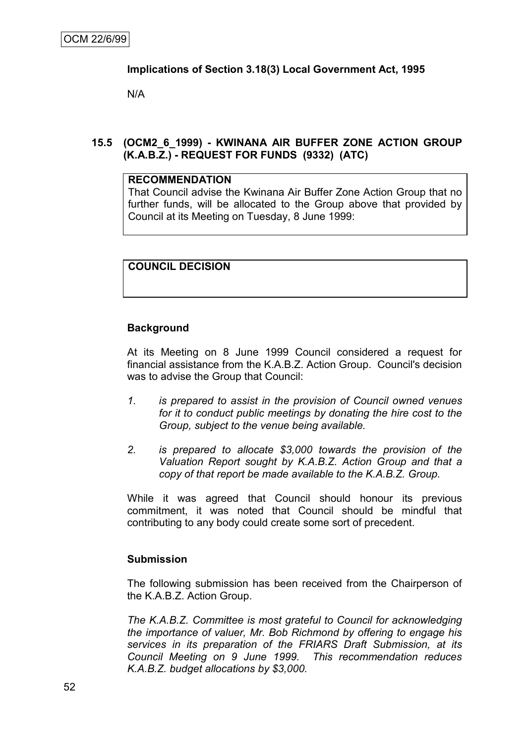OCM 22/6/99

**Implications of Section 3.18(3) Local Government Act, 1995**

N/A

## 15.5 (OCM2_6_1999) - KWINANA AIR BUFFER ZONE ACTION GROUP (K.A.B.Z.) - REQUEST FOR FUNDS (9332) (ATC)

| **RECOMMENDATION** |
|---|
| That Council advise the Kwinana Air Buffer Zone Action Group that no further funds, will be allocated to the Group above that provided by Council at its Meeting on Tuesday, 8 June 1999: |

| **COUNCIL DECISION** |
|---|
| |

### Background

At its Meeting on 8 June 1999 Council considered a request for financial assistance from the K.A.B.Z. Action Group. Council's decision was to advise the Group that Council:

1. *is prepared to assist in the provision of Council owned venues for it to conduct public meetings by donating the hire cost to the Group, subject to the venue being available.*

2. *is prepared to allocate $3,000 towards the provision of the Valuation Report sought by K.A.B.Z. Action Group and that a copy of that report be made available to the K.A.B.Z. Group.*

While it was agreed that Council should honour its previous commitment, it was noted that Council should be mindful that contributing to any body could create some sort of precedent.

### Submission

The following submission has been received from the Chairperson of the K.A.B.Z. Action Group.

*The K.A.B.Z. Committee is most grateful to Council for acknowledging the importance of valuer, Mr. Bob Richmond by offering to engage his services in its preparation of the FRIARS Draft Submission, at its Council Meeting on 9 June 1999. This recommendation reduces K.A.B.Z. budget allocations by $3,000.*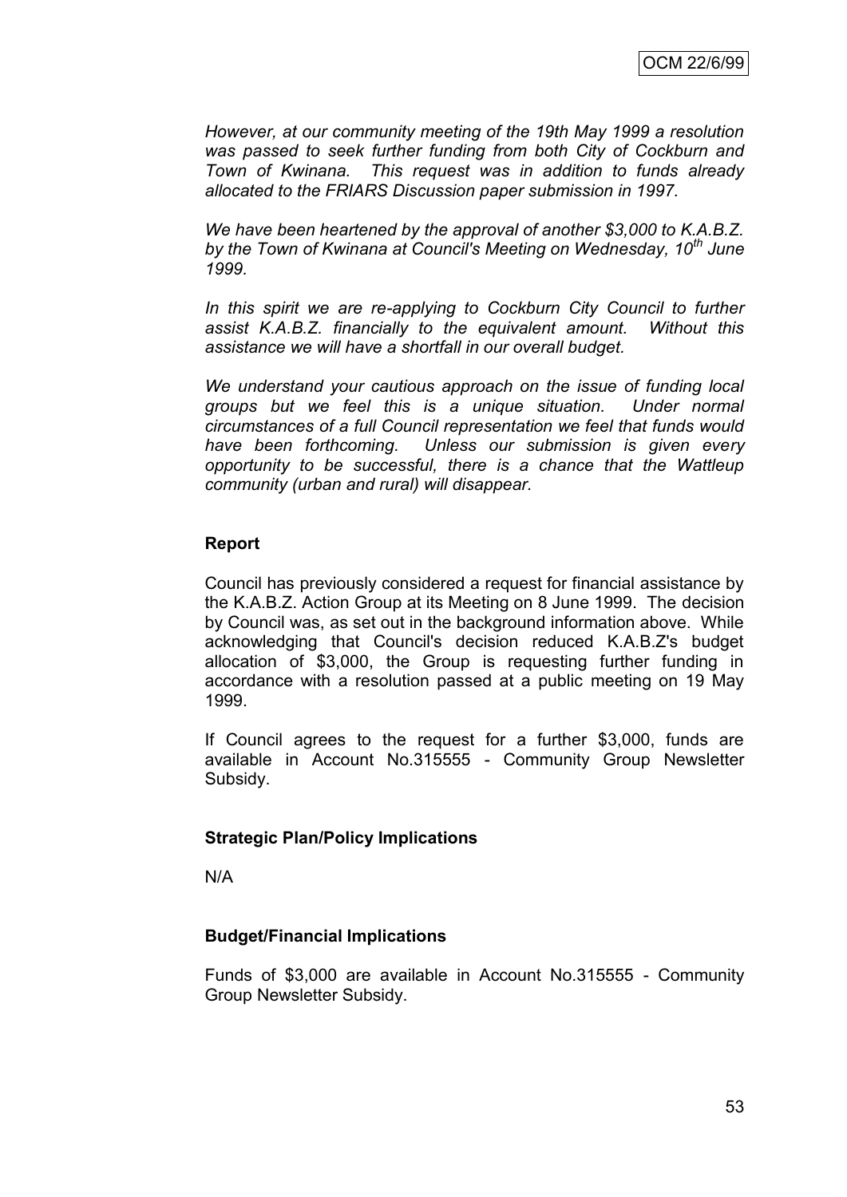*However, at our community meeting of the 19th May 1999 a resolution was passed to seek further funding from both City of Cockburn and Town of Kwinana. This request was in addition to funds already allocated to the FRIARS Discussion paper submission in 1997.*

*We have been heartened by the approval of another $3,000 to K.A.B.Z. by the Town of Kwinana at Council's Meeting on Wednesday, 10th June 1999.*

*In this spirit we are re-applying to Cockburn City Council to further assist K.A.B.Z. financially to the equivalent amount. Without this assistance we will have a shortfall in our overall budget.*

*We understand your cautious approach on the issue of funding local groups but we feel this is a unique situation. Under normal circumstances of a full Council representation we feel that funds would have been forthcoming. Unless our submission is given every opportunity to be successful, there is a chance that the Wattleup community (urban and rural) will disappear.*

**Report**

Council has previously considered a request for financial assistance by the K.A.B.Z. Action Group at its Meeting on 8 June 1999. The decision by Council was, as set out in the background information above. While acknowledging that Council's decision reduced K.A.B.Z's budget allocation of $3,000, the Group is requesting further funding in accordance with a resolution passed at a public meeting on 19 May 1999.

If Council agrees to the request for a further $3,000, funds are available in Account No.315555 - Community Group Newsletter Subsidy.

**Strategic Plan/Policy Implications**

N/A

**Budget/Financial Implications**

Funds of $3,000 are available in Account No.315555 - Community Group Newsletter Subsidy.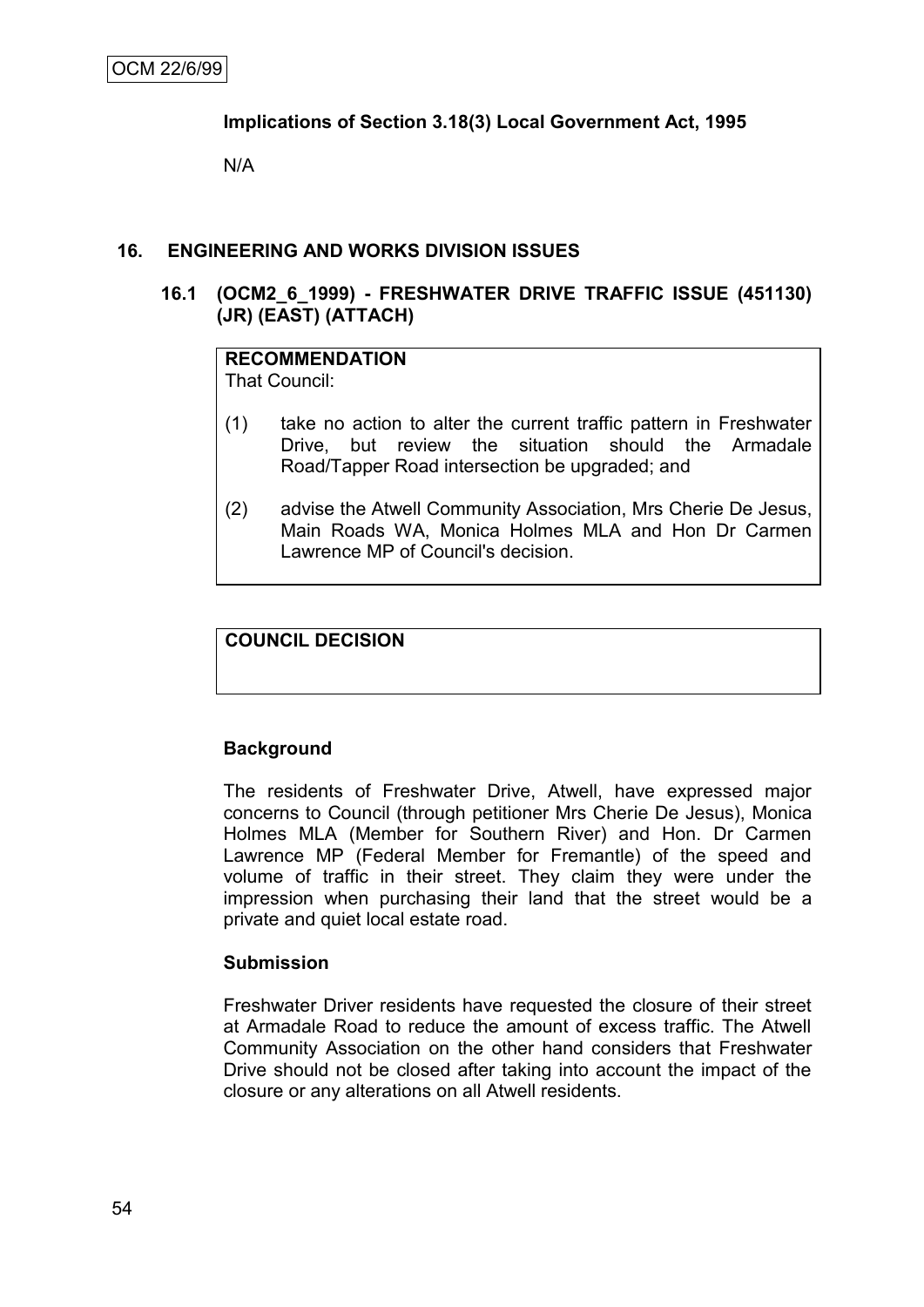OCM 22/6/99

**Implications of Section 3.18(3) Local Government Act, 1995**

N/A

## 16. ENGINEERING AND WORKS DIVISION ISSUES

### 16.1 (OCM2_6_1999) - FRESHWATER DRIVE TRAFFIC ISSUE (451130) (JR) (EAST) (ATTACH)

**RECOMMENDATION**
That Council:

(1) take no action to alter the current traffic pattern in Freshwater Drive, but review the situation should the Armadale Road/Tapper Road intersection be upgraded; and

(2) advise the Atwell Community Association, Mrs Cherie De Jesus, Main Roads WA, Monica Holmes MLA and Hon Dr Carmen Lawrence MP of Council's decision.

**COUNCIL DECISION**

**Background**

The residents of Freshwater Drive, Atwell, have expressed major concerns to Council (through petitioner Mrs Cherie De Jesus), Monica Holmes MLA (Member for Southern River) and Hon. Dr Carmen Lawrence MP (Federal Member for Fremantle) of the speed and volume of traffic in their street. They claim they were under the impression when purchasing their land that the street would be a private and quiet local estate road.

**Submission**

Freshwater Driver residents have requested the closure of their street at Armadale Road to reduce the amount of excess traffic. The Atwell Community Association on the other hand considers that Freshwater Drive should not be closed after taking into account the impact of the closure or any alterations on all Atwell residents.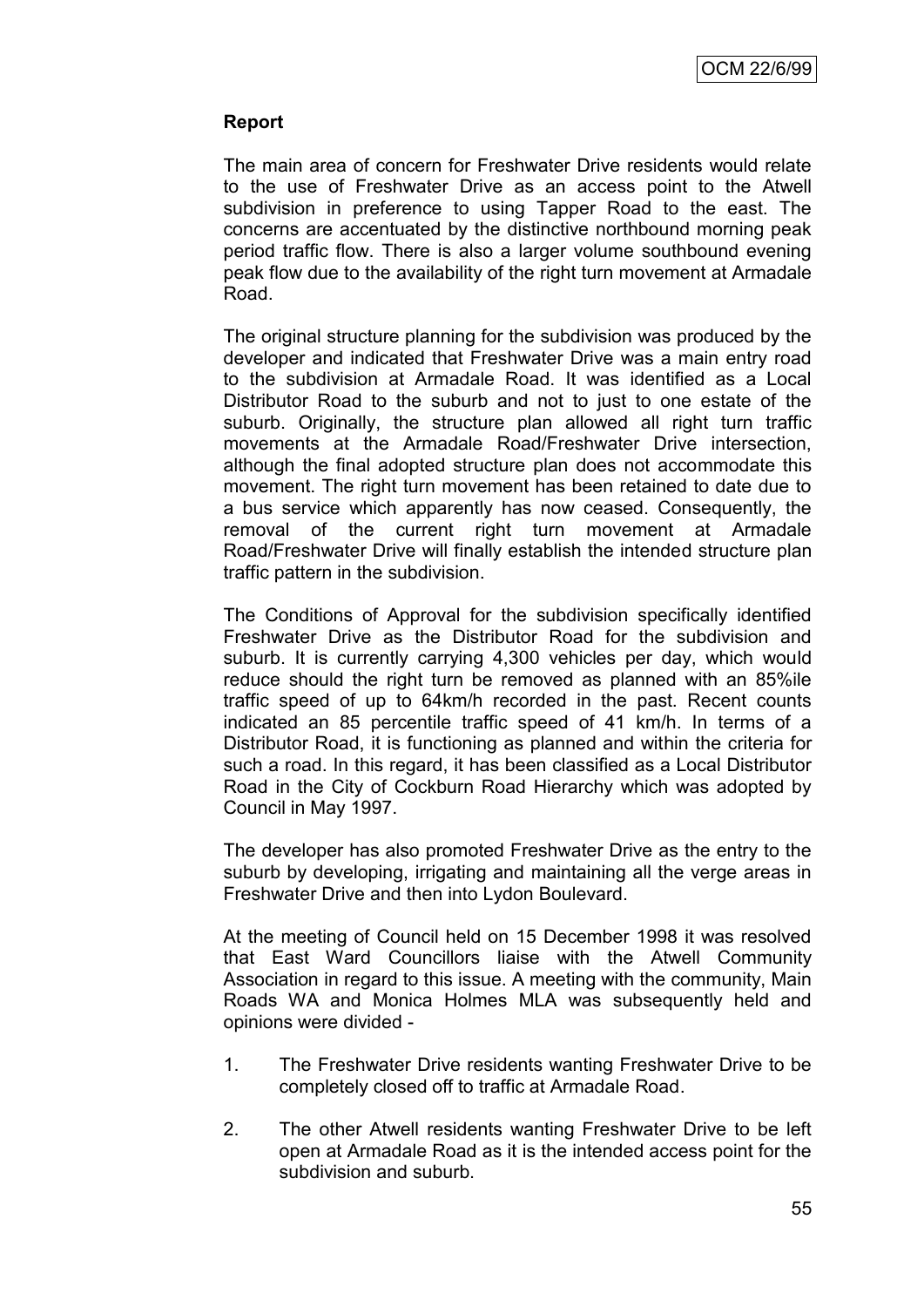**Report**

The main area of concern for Freshwater Drive residents would relate to the use of Freshwater Drive as an access point to the Atwell subdivision in preference to using Tapper Road to the east. The concerns are accentuated by the distinctive northbound morning peak period traffic flow. There is also a larger volume southbound evening peak flow due to the availability of the right turn movement at Armadale Road.

The original structure planning for the subdivision was produced by the developer and indicated that Freshwater Drive was a main entry road to the subdivision at Armadale Road. It was identified as a Local Distributor Road to the suburb and not to just to one estate of the suburb. Originally, the structure plan allowed all right turn traffic movements at the Armadale Road/Freshwater Drive intersection, although the final adopted structure plan does not accommodate this movement. The right turn movement has been retained to date due to a bus service which apparently has now ceased. Consequently, the removal of the current right turn movement at Armadale Road/Freshwater Drive will finally establish the intended structure plan traffic pattern in the subdivision.

The Conditions of Approval for the subdivision specifically identified Freshwater Drive as the Distributor Road for the subdivision and suburb. It is currently carrying 4,300 vehicles per day, which would reduce should the right turn be removed as planned with an 85%ile traffic speed of up to 64km/h recorded in the past. Recent counts indicated an 85 percentile traffic speed of 41 km/h. In terms of a Distributor Road, it is functioning as planned and within the criteria for such a road. In this regard, it has been classified as a Local Distributor Road in the City of Cockburn Road Hierarchy which was adopted by Council in May 1997.

The developer has also promoted Freshwater Drive as the entry to the suburb by developing, irrigating and maintaining all the verge areas in Freshwater Drive and then into Lydon Boulevard.

At the meeting of Council held on 15 December 1998 it was resolved that East Ward Councillors liaise with the Atwell Community Association in regard to this issue. A meeting with the community, Main Roads WA and Monica Holmes MLA was subsequently held and opinions were divided -

1. The Freshwater Drive residents wanting Freshwater Drive to be completely closed off to traffic at Armadale Road.

2. The other Atwell residents wanting Freshwater Drive to be left open at Armadale Road as it is the intended access point for the subdivision and suburb.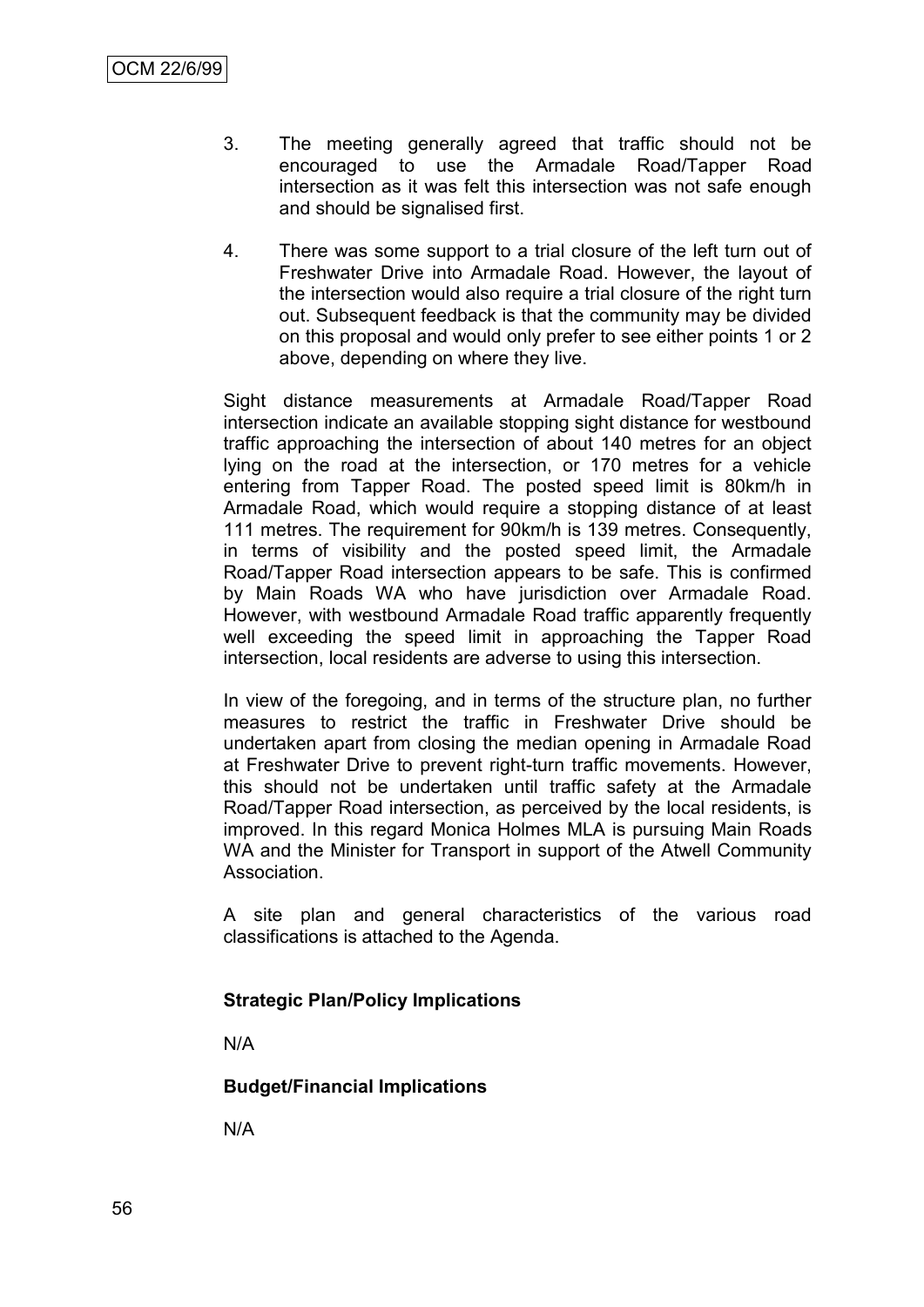3. The meeting generally agreed that traffic should not be encouraged to use the Armadale Road/Tapper Road intersection as it was felt this intersection was not safe enough and should be signalised first.

4. There was some support to a trial closure of the left turn out of Freshwater Drive into Armadale Road. However, the layout of the intersection would also require a trial closure of the right turn out. Subsequent feedback is that the community may be divided on this proposal and would only prefer to see either points 1 or 2 above, depending on where they live.

Sight distance measurements at Armadale Road/Tapper Road intersection indicate an available stopping sight distance for westbound traffic approaching the intersection of about 140 metres for an object lying on the road at the intersection, or 170 metres for a vehicle entering from Tapper Road. The posted speed limit is 80km/h in Armadale Road, which would require a stopping distance of at least 111 metres. The requirement for 90km/h is 139 metres. Consequently, in terms of visibility and the posted speed limit, the Armadale Road/Tapper Road intersection appears to be safe. This is confirmed by Main Roads WA who have jurisdiction over Armadale Road. However, with westbound Armadale Road traffic apparently frequently well exceeding the speed limit in approaching the Tapper Road intersection, local residents are adverse to using this intersection.

In view of the foregoing, and in terms of the structure plan, no further measures to restrict the traffic in Freshwater Drive should be undertaken apart from closing the median opening in Armadale Road at Freshwater Drive to prevent right-turn traffic movements. However, this should not be undertaken until traffic safety at the Armadale Road/Tapper Road intersection, as perceived by the local residents, is improved. In this regard Monica Holmes MLA is pursuing Main Roads WA and the Minister for Transport in support of the Atwell Community Association.

A site plan and general characteristics of the various road classifications is attached to the Agenda.

**Strategic Plan/Policy Implications**

N/A

**Budget/Financial Implications**

N/A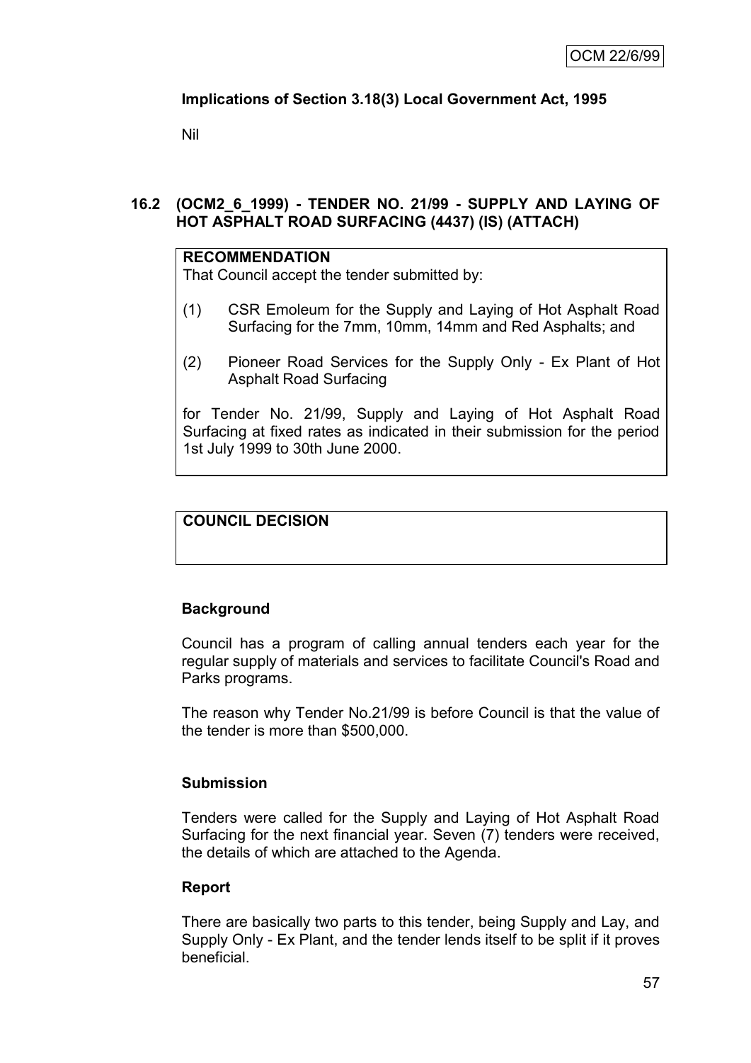**Implications of Section 3.18(3) Local Government Act, 1995**

Nil

## 16.2 (OCM2_6_1999) - TENDER NO. 21/99 - SUPPLY AND LAYING OF HOT ASPHALT ROAD SURFACING (4437) (IS) (ATTACH)

**RECOMMENDATION**

That Council accept the tender submitted by:

(1) CSR Emoleum for the Supply and Laying of Hot Asphalt Road Surfacing for the 7mm, 10mm, 14mm and Red Asphalts; and

(2) Pioneer Road Services for the Supply Only - Ex Plant of Hot Asphalt Road Surfacing

for Tender No. 21/99, Supply and Laying of Hot Asphalt Road Surfacing at fixed rates as indicated in their submission for the period 1st July 1999 to 30th June 2000.

**COUNCIL DECISION**

### Background

Council has a program of calling annual tenders each year for the regular supply of materials and services to facilitate Council's Road and Parks programs.

The reason why Tender No.21/99 is before Council is that the value of the tender is more than $500,000.

### Submission

Tenders were called for the Supply and Laying of Hot Asphalt Road Surfacing for the next financial year. Seven (7) tenders were received, the details of which are attached to the Agenda.

### Report

There are basically two parts to this tender, being Supply and Lay, and Supply Only - Ex Plant, and the tender lends itself to be split if it proves beneficial.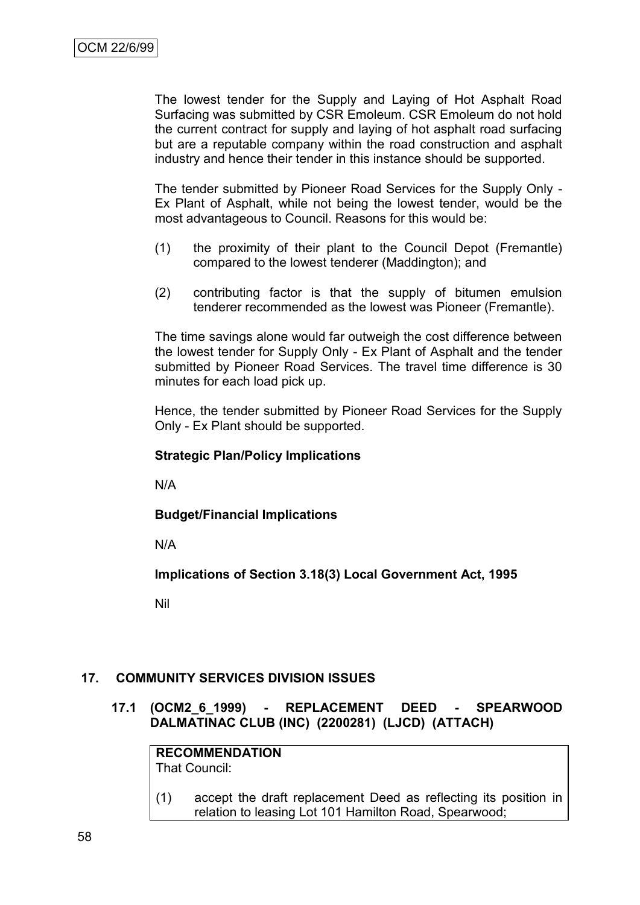The lowest tender for the Supply and Laying of Hot Asphalt Road Surfacing was submitted by CSR Emoleum. CSR Emoleum do not hold the current contract for supply and laying of hot asphalt road surfacing but are a reputable company within the road construction and asphalt industry and hence their tender in this instance should be supported.

The tender submitted by Pioneer Road Services for the Supply Only - Ex Plant of Asphalt, while not being the lowest tender, would be the most advantageous to Council. Reasons for this would be:

(1) the proximity of their plant to the Council Depot (Fremantle) compared to the lowest tenderer (Maddington); and

(2) contributing factor is that the supply of bitumen emulsion tenderer recommended as the lowest was Pioneer (Fremantle).

The time savings alone would far outweigh the cost difference between the lowest tender for Supply Only - Ex Plant of Asphalt and the tender submitted by Pioneer Road Services. The travel time difference is 30 minutes for each load pick up.

Hence, the tender submitted by Pioneer Road Services for the Supply Only - Ex Plant should be supported.

**Strategic Plan/Policy Implications**

N/A

**Budget/Financial Implications**

N/A

**Implications of Section 3.18(3) Local Government Act, 1995**

Nil

## 17. COMMUNITY SERVICES DIVISION ISSUES

### 17.1 (OCM2_6_1999) - REPLACEMENT DEED - SPEARWOOD DALMATINAC CLUB (INC) (2200281) (LJCD) (ATTACH)

**RECOMMENDATION**
That Council:

(1) accept the draft replacement Deed as reflecting its position in relation to leasing Lot 101 Hamilton Road, Spearwood;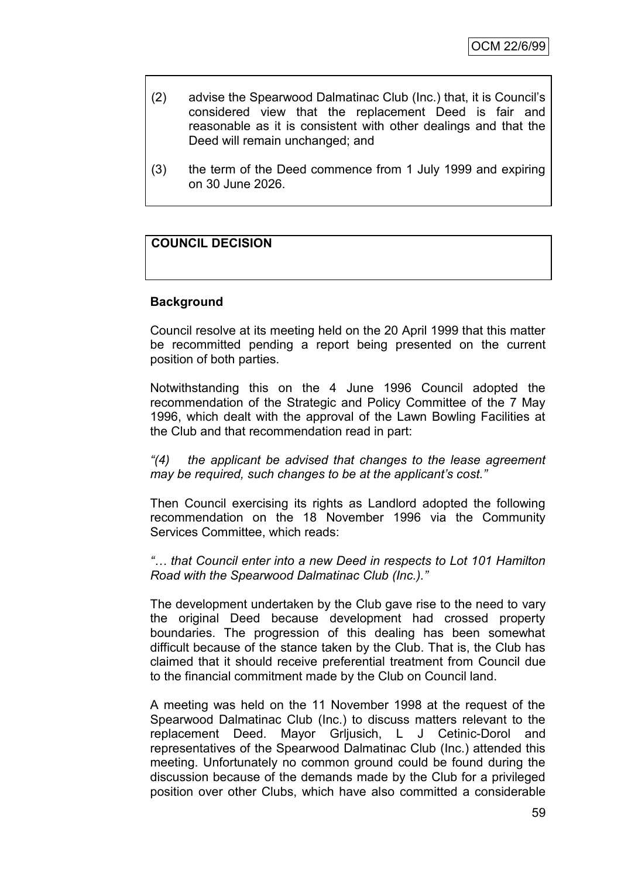(2) advise the Spearwood Dalmatinac Club (Inc.) that, it is Council's considered view that the replacement Deed is fair and reasonable as it is consistent with other dealings and that the Deed will remain unchanged; and

(3) the term of the Deed commence from 1 July 1999 and expiring on 30 June 2026.

**COUNCIL DECISION**

**Background**

Council resolve at its meeting held on the 20 April 1999 that this matter be recommitted pending a report being presented on the current position of both parties.

Notwithstanding this on the 4 June 1996 Council adopted the recommendation of the Strategic and Policy Committee of the 7 May 1996, which dealt with the approval of the Lawn Bowling Facilities at the Club and that recommendation read in part:

*"(4) the applicant be advised that changes to the lease agreement may be required, such changes to be at the applicant's cost."*

Then Council exercising its rights as Landlord adopted the following recommendation on the 18 November 1996 via the Community Services Committee, which reads:

*"… that Council enter into a new Deed in respects to Lot 101 Hamilton Road with the Spearwood Dalmatinac Club (Inc.)."*

The development undertaken by the Club gave rise to the need to vary the original Deed because development had crossed property boundaries. The progression of this dealing has been somewhat difficult because of the stance taken by the Club. That is, the Club has claimed that it should receive preferential treatment from Council due to the financial commitment made by the Club on Council land.

A meeting was held on the 11 November 1998 at the request of the Spearwood Dalmatinac Club (Inc.) to discuss matters relevant to the replacement Deed. Mayor Grljusich, L J Cetinic-Dorol and representatives of the Spearwood Dalmatinac Club (Inc.) attended this meeting. Unfortunately no common ground could be found during the discussion because of the demands made by the Club for a privileged position over other Clubs, which have also committed a considerable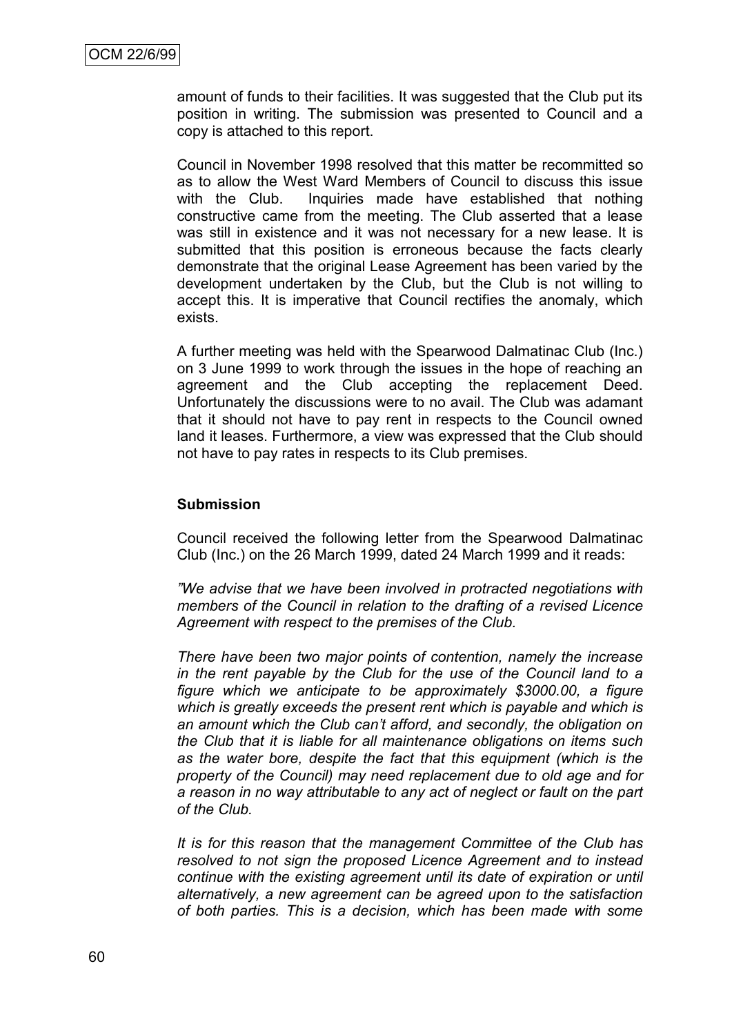amount of funds to their facilities. It was suggested that the Club put its position in writing. The submission was presented to Council and a copy is attached to this report.

Council in November 1998 resolved that this matter be recommitted so as to allow the West Ward Members of Council to discuss this issue with the Club. Inquiries made have established that nothing constructive came from the meeting. The Club asserted that a lease was still in existence and it was not necessary for a new lease. It is submitted that this position is erroneous because the facts clearly demonstrate that the original Lease Agreement has been varied by the development undertaken by the Club, but the Club is not willing to accept this. It is imperative that Council rectifies the anomaly, which exists.

A further meeting was held with the Spearwood Dalmatinac Club (Inc.) on 3 June 1999 to work through the issues in the hope of reaching an agreement and the Club accepting the replacement Deed. Unfortunately the discussions were to no avail. The Club was adamant that it should not have to pay rent in respects to the Council owned land it leases. Furthermore, a view was expressed that the Club should not have to pay rates in respects to its Club premises.

**Submission**

Council received the following letter from the Spearwood Dalmatinac Club (Inc.) on the 26 March 1999, dated 24 March 1999 and it reads:

*"We advise that we have been involved in protracted negotiations with members of the Council in relation to the drafting of a revised Licence Agreement with respect to the premises of the Club.*

*There have been two major points of contention, namely the increase in the rent payable by the Club for the use of the Council land to a figure which we anticipate to be approximately $3000.00, a figure which is greatly exceeds the present rent which is payable and which is an amount which the Club can't afford, and secondly, the obligation on the Club that it is liable for all maintenance obligations on items such as the water bore, despite the fact that this equipment (which is the property of the Council) may need replacement due to old age and for a reason in no way attributable to any act of neglect or fault on the part of the Club.*

*It is for this reason that the management Committee of the Club has resolved to not sign the proposed Licence Agreement and to instead continue with the existing agreement until its date of expiration or until alternatively, a new agreement can be agreed upon to the satisfaction of both parties. This is a decision, which has been made with some*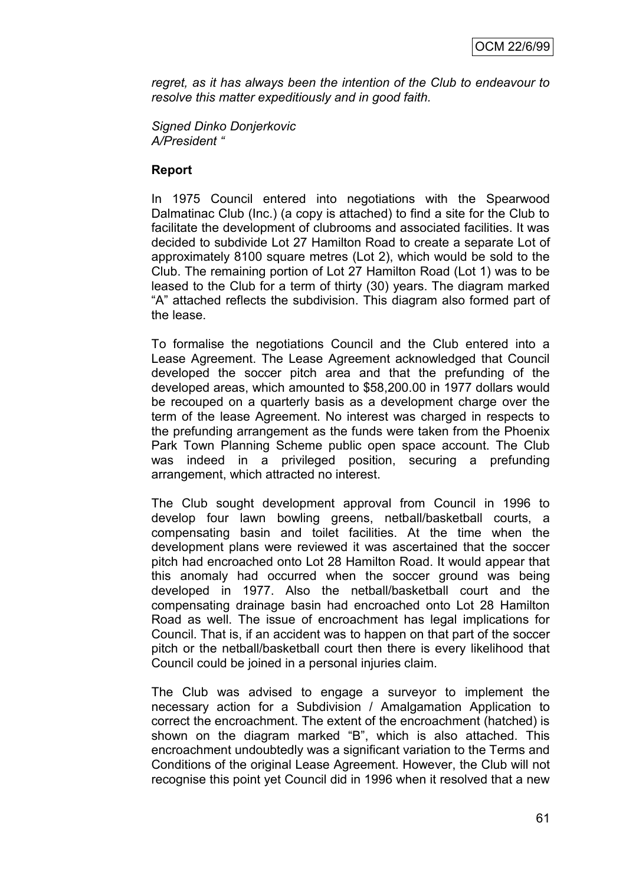*regret, as it has always been the intention of the Club to endeavour to resolve this matter expeditiously and in good faith.*

*Signed Dinko Donjerkovic*
*A/President "*

**Report**

In 1975 Council entered into negotiations with the Spearwood Dalmatinac Club (Inc.) (a copy is attached) to find a site for the Club to facilitate the development of clubrooms and associated facilities. It was decided to subdivide Lot 27 Hamilton Road to create a separate Lot of approximately 8100 square metres (Lot 2), which would be sold to the Club. The remaining portion of Lot 27 Hamilton Road (Lot 1) was to be leased to the Club for a term of thirty (30) years. The diagram marked "A" attached reflects the subdivision. This diagram also formed part of the lease.

To formalise the negotiations Council and the Club entered into a Lease Agreement. The Lease Agreement acknowledged that Council developed the soccer pitch area and that the prefunding of the developed areas, which amounted to $58,200.00 in 1977 dollars would be recouped on a quarterly basis as a development charge over the term of the lease Agreement. No interest was charged in respects to the prefunding arrangement as the funds were taken from the Phoenix Park Town Planning Scheme public open space account. The Club was indeed in a privileged position, securing a prefunding arrangement, which attracted no interest.

The Club sought development approval from Council in 1996 to develop four lawn bowling greens, netball/basketball courts, a compensating basin and toilet facilities. At the time when the development plans were reviewed it was ascertained that the soccer pitch had encroached onto Lot 28 Hamilton Road. It would appear that this anomaly had occurred when the soccer ground was being developed in 1977. Also the netball/basketball court and the compensating drainage basin had encroached onto Lot 28 Hamilton Road as well. The issue of encroachment has legal implications for Council. That is, if an accident was to happen on that part of the soccer pitch or the netball/basketball court then there is every likelihood that Council could be joined in a personal injuries claim.

The Club was advised to engage a surveyor to implement the necessary action for a Subdivision / Amalgamation Application to correct the encroachment. The extent of the encroachment (hatched) is shown on the diagram marked "B", which is also attached. This encroachment undoubtedly was a significant variation to the Terms and Conditions of the original Lease Agreement. However, the Club will not recognise this point yet Council did in 1996 when it resolved that a new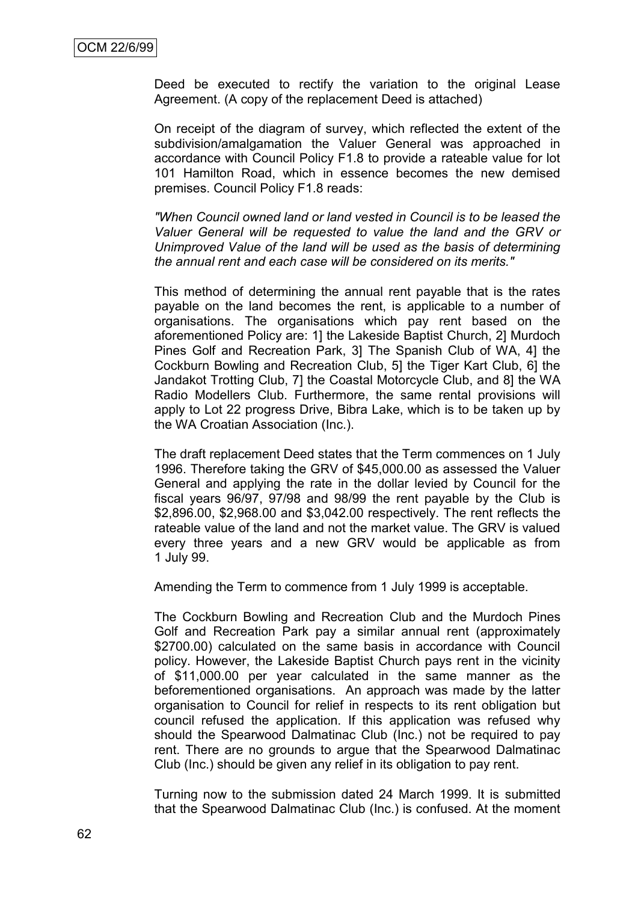Deed be executed to rectify the variation to the original Lease Agreement. (A copy of the replacement Deed is attached)

On receipt of the diagram of survey, which reflected the extent of the subdivision/amalgamation the Valuer General was approached in accordance with Council Policy F1.8 to provide a rateable value for lot 101 Hamilton Road, which in essence becomes the new demised premises. Council Policy F1.8 reads:

*"When Council owned land or land vested in Council is to be leased the Valuer General will be requested to value the land and the GRV or Unimproved Value of the land will be used as the basis of determining the annual rent and each case will be considered on its merits."*

This method of determining the annual rent payable that is the rates payable on the land becomes the rent, is applicable to a number of organisations. The organisations which pay rent based on the aforementioned Policy are: 1] the Lakeside Baptist Church, 2] Murdoch Pines Golf and Recreation Park, 3] The Spanish Club of WA, 4] the Cockburn Bowling and Recreation Club, 5] the Tiger Kart Club, 6] the Jandakot Trotting Club, 7] the Coastal Motorcycle Club, and 8] the WA Radio Modellers Club. Furthermore, the same rental provisions will apply to Lot 22 progress Drive, Bibra Lake, which is to be taken up by the WA Croatian Association (Inc.).

The draft replacement Deed states that the Term commences on 1 July 1996. Therefore taking the GRV of $45,000.00 as assessed the Valuer General and applying the rate in the dollar levied by Council for the fiscal years 96/97, 97/98 and 98/99 the rent payable by the Club is $2,896.00, $2,968.00 and $3,042.00 respectively. The rent reflects the rateable value of the land and not the market value. The GRV is valued every three years and a new GRV would be applicable as from 1 July 99.

Amending the Term to commence from 1 July 1999 is acceptable.

The Cockburn Bowling and Recreation Club and the Murdoch Pines Golf and Recreation Park pay a similar annual rent (approximately $2700.00) calculated on the same basis in accordance with Council policy. However, the Lakeside Baptist Church pays rent in the vicinity of $11,000.00 per year calculated in the same manner as the beforementioned organisations. An approach was made by the latter organisation to Council for relief in respects to its rent obligation but council refused the application. If this application was refused why should the Spearwood Dalmatinac Club (Inc.) not be required to pay rent. There are no grounds to argue that the Spearwood Dalmatinac Club (Inc.) should be given any relief in its obligation to pay rent.

Turning now to the submission dated 24 March 1999. It is submitted that the Spearwood Dalmatinac Club (Inc.) is confused. At the moment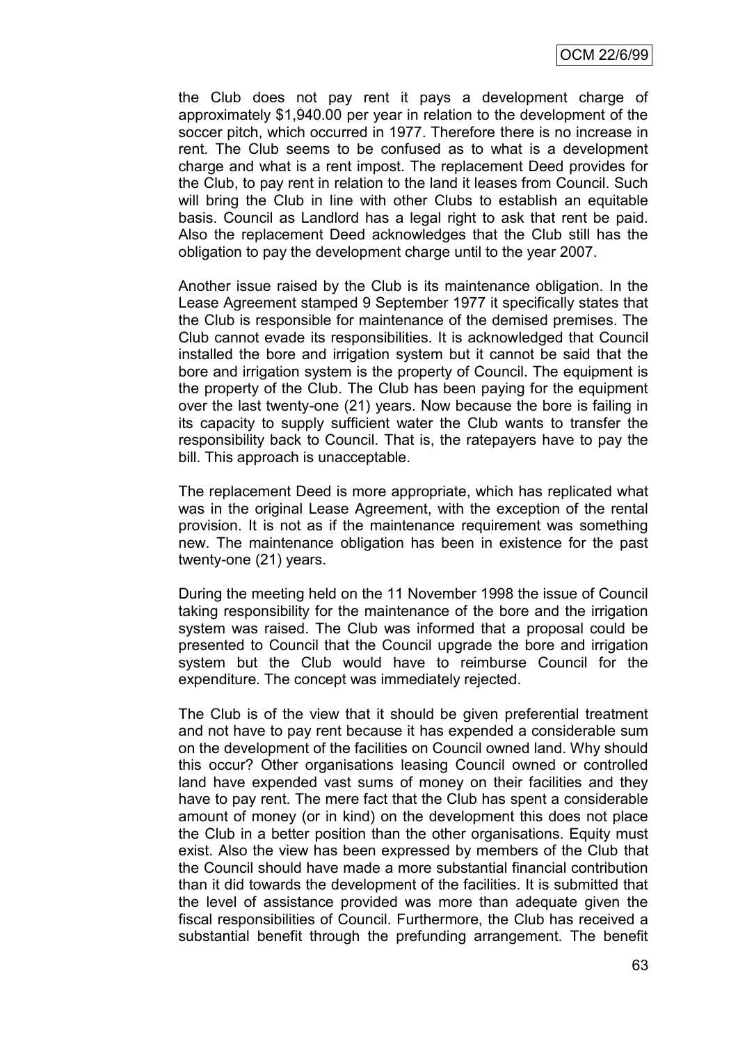the Club does not pay rent it pays a development charge of approximately $1,940.00 per year in relation to the development of the soccer pitch, which occurred in 1977. Therefore there is no increase in rent. The Club seems to be confused as to what is a development charge and what is a rent impost. The replacement Deed provides for the Club, to pay rent in relation to the land it leases from Council. Such will bring the Club in line with other Clubs to establish an equitable basis. Council as Landlord has a legal right to ask that rent be paid. Also the replacement Deed acknowledges that the Club still has the obligation to pay the development charge until to the year 2007.

Another issue raised by the Club is its maintenance obligation. In the Lease Agreement stamped 9 September 1977 it specifically states that the Club is responsible for maintenance of the demised premises. The Club cannot evade its responsibilities. It is acknowledged that Council installed the bore and irrigation system but it cannot be said that the bore and irrigation system is the property of Council. The equipment is the property of the Club. The Club has been paying for the equipment over the last twenty-one (21) years. Now because the bore is failing in its capacity to supply sufficient water the Club wants to transfer the responsibility back to Council. That is, the ratepayers have to pay the bill. This approach is unacceptable.

The replacement Deed is more appropriate, which has replicated what was in the original Lease Agreement, with the exception of the rental provision. It is not as if the maintenance requirement was something new. The maintenance obligation has been in existence for the past twenty-one (21) years.

During the meeting held on the 11 November 1998 the issue of Council taking responsibility for the maintenance of the bore and the irrigation system was raised. The Club was informed that a proposal could be presented to Council that the Council upgrade the bore and irrigation system but the Club would have to reimburse Council for the expenditure. The concept was immediately rejected.

The Club is of the view that it should be given preferential treatment and not have to pay rent because it has expended a considerable sum on the development of the facilities on Council owned land. Why should this occur? Other organisations leasing Council owned or controlled land have expended vast sums of money on their facilities and they have to pay rent. The mere fact that the Club has spent a considerable amount of money (or in kind) on the development this does not place the Club in a better position than the other organisations. Equity must exist. Also the view has been expressed by members of the Club that the Council should have made a more substantial financial contribution than it did towards the development of the facilities. It is submitted that the level of assistance provided was more than adequate given the fiscal responsibilities of Council. Furthermore, the Club has received a substantial benefit through the prefunding arrangement. The benefit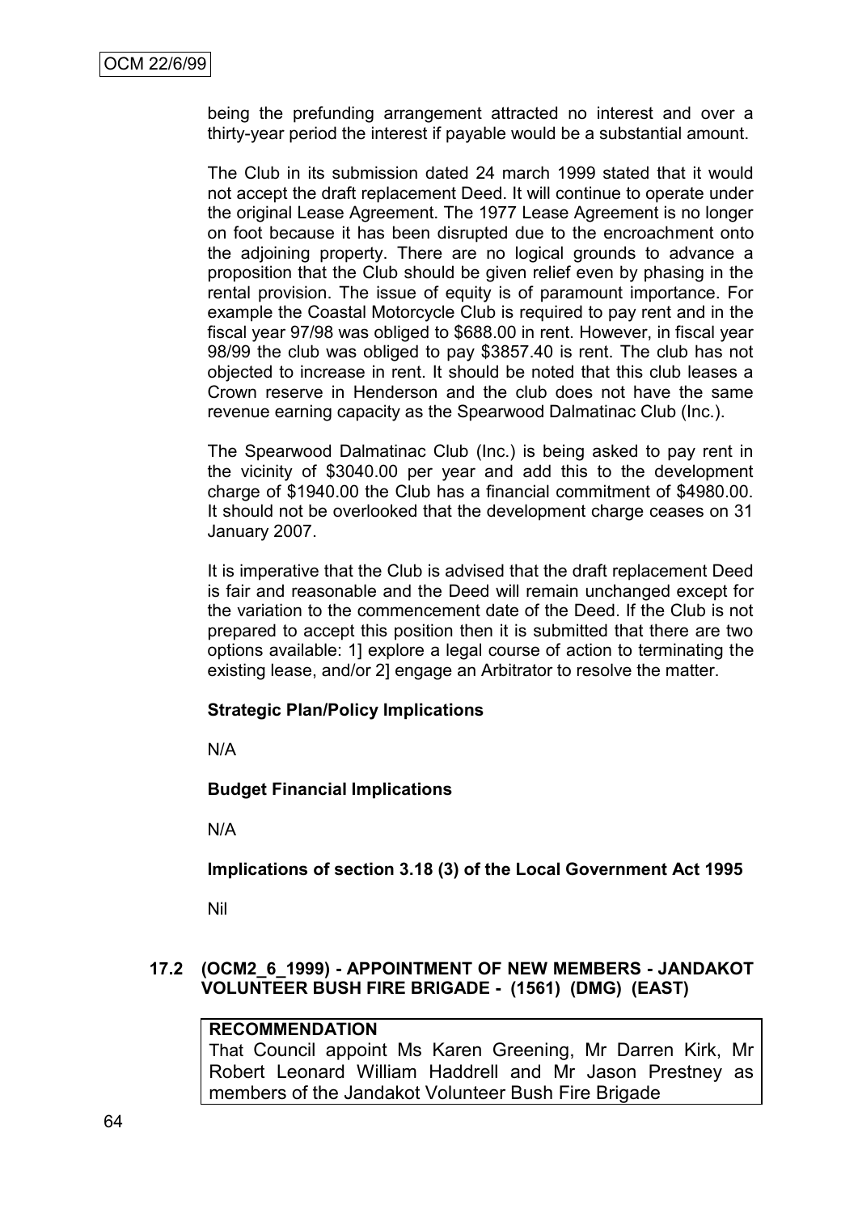being the prefunding arrangement attracted no interest and over a thirty-year period the interest if payable would be a substantial amount.

The Club in its submission dated 24 march 1999 stated that it would not accept the draft replacement Deed. It will continue to operate under the original Lease Agreement. The 1977 Lease Agreement is no longer on foot because it has been disrupted due to the encroachment onto the adjoining property. There are no logical grounds to advance a proposition that the Club should be given relief even by phasing in the rental provision. The issue of equity is of paramount importance. For example the Coastal Motorcycle Club is required to pay rent and in the fiscal year 97/98 was obliged to $688.00 in rent. However, in fiscal year 98/99 the club was obliged to pay $3857.40 is rent. The club has not objected to increase in rent. It should be noted that this club leases a Crown reserve in Henderson and the club does not have the same revenue earning capacity as the Spearwood Dalmatinac Club (Inc.).

The Spearwood Dalmatinac Club (Inc.) is being asked to pay rent in the vicinity of $3040.00 per year and add this to the development charge of $1940.00 the Club has a financial commitment of $4980.00. It should not be overlooked that the development charge ceases on 31 January 2007.

It is imperative that the Club is advised that the draft replacement Deed is fair and reasonable and the Deed will remain unchanged except for the variation to the commencement date of the Deed. If the Club is not prepared to accept this position then it is submitted that there are two options available: 1] explore a legal course of action to terminating the existing lease, and/or 2] engage an Arbitrator to resolve the matter.

**Strategic Plan/Policy Implications**

N/A

**Budget Financial Implications**

N/A

**Implications of section 3.18 (3) of the Local Government Act 1995**

Nil

### 17.2 (OCM2_6_1999) - APPOINTMENT OF NEW MEMBERS - JANDAKOT VOLUNTEER BUSH FIRE BRIGADE - (1561) (DMG) (EAST)

**RECOMMENDATION**
That Council appoint Ms Karen Greening, Mr Darren Kirk, Mr Robert Leonard William Haddrell and Mr Jason Prestney as members of the Jandakot Volunteer Bush Fire Brigade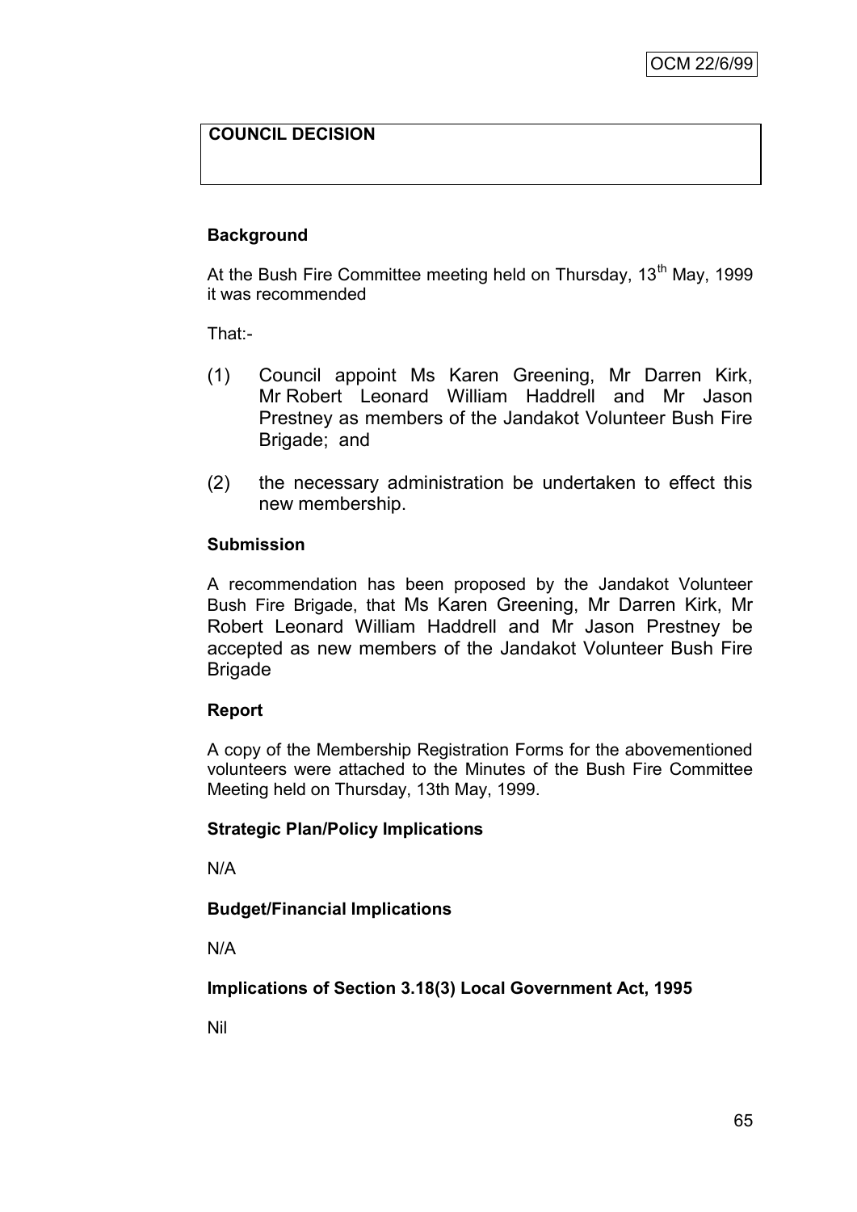**COUNCIL DECISION**

**Background**

At the Bush Fire Committee meeting held on Thursday, 13th May, 1999 it was recommended

That:-

(1) Council appoint Ms Karen Greening, Mr Darren Kirk, Mr Robert Leonard William Haddrell and Mr Jason Prestney as members of the Jandakot Volunteer Bush Fire Brigade; and

(2) the necessary administration be undertaken to effect this new membership.

**Submission**

A recommendation has been proposed by the Jandakot Volunteer Bush Fire Brigade, that Ms Karen Greening, Mr Darren Kirk, Mr Robert Leonard William Haddrell and Mr Jason Prestney be accepted as new members of the Jandakot Volunteer Bush Fire Brigade

**Report**

A copy of the Membership Registration Forms for the abovementioned volunteers were attached to the Minutes of the Bush Fire Committee Meeting held on Thursday, 13th May, 1999.

**Strategic Plan/Policy Implications**

N/A

**Budget/Financial Implications**

N/A

**Implications of Section 3.18(3) Local Government Act, 1995**

Nil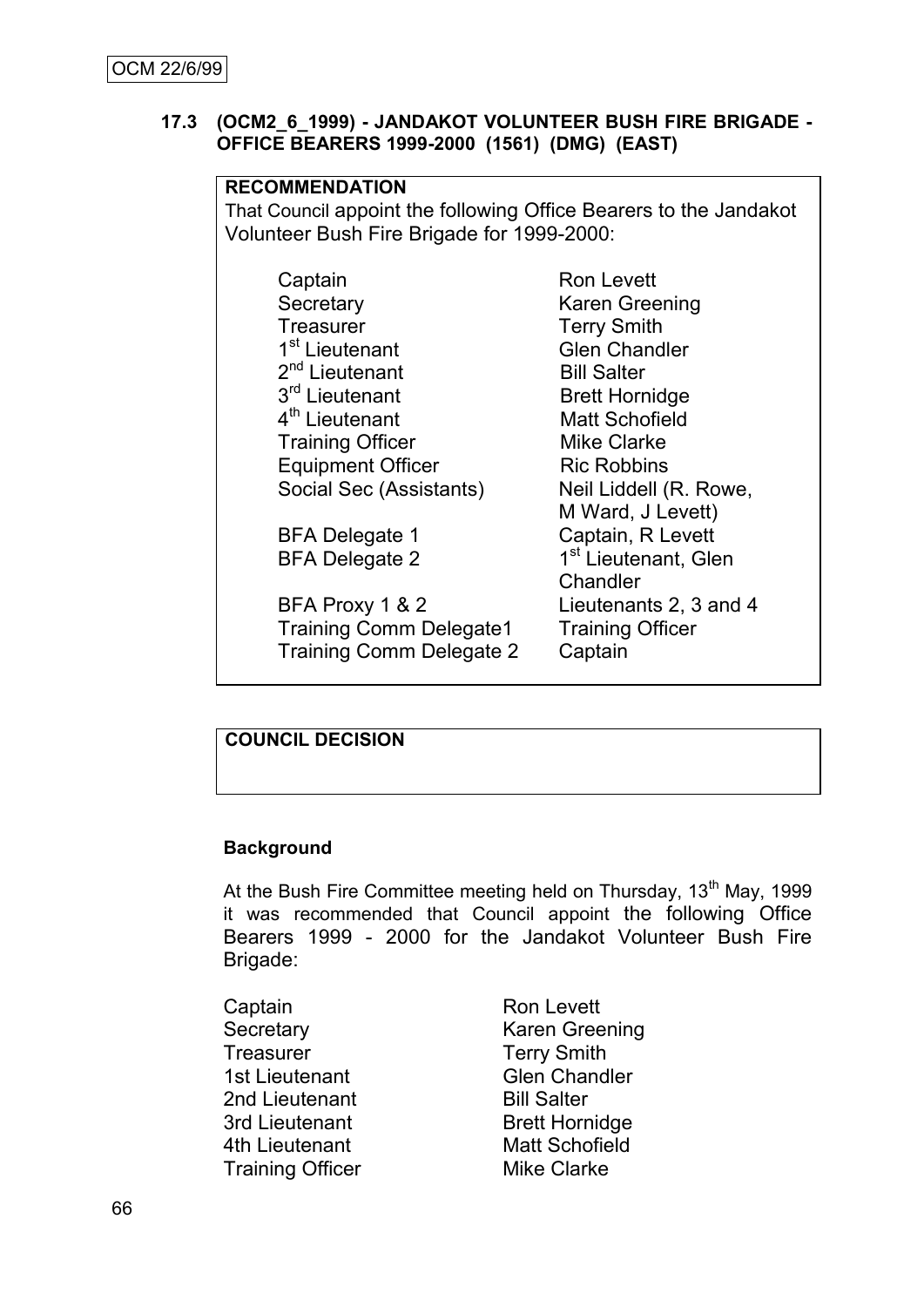OCM 22/6/99

### 17.3 (OCM2_6_1999) - JANDAKOT VOLUNTEER BUSH FIRE BRIGADE - OFFICE BEARERS 1999-2000 (1561) (DMG) (EAST)

**RECOMMENDATION**

That Council appoint the following Office Bearers to the Jandakot Volunteer Bush Fire Brigade for 1999-2000:

| | |
|---|---|
| Captain | Ron Levett |
| Secretary | Karen Greening |
| Treasurer | Terry Smith |
| 1st Lieutenant | Glen Chandler |
| 2nd Lieutenant | Bill Salter |
| 3rd Lieutenant | Brett Hornidge |
| 4th Lieutenant | Matt Schofield |
| Training Officer | Mike Clarke |
| Equipment Officer | Ric Robbins |
| Social Sec (Assistants) | Neil Liddell (R. Rowe, M Ward, J Levett) |
| BFA Delegate 1 | Captain, R Levett |
| BFA Delegate 2 | 1st Lieutenant, Glen Chandler |
| BFA Proxy 1 & 2 | Lieutenants 2, 3 and 4 |
| Training Comm Delegate1 | Training Officer |
| Training Comm Delegate 2 | Captain |

**COUNCIL DECISION**

**Background**

At the Bush Fire Committee meeting held on Thursday, 13th May, 1999 it was recommended that Council appoint the following Office Bearers 1999 - 2000 for the Jandakot Volunteer Bush Fire Brigade:

| | |
|---|---|
| Captain | Ron Levett |
| Secretary | Karen Greening |
| Treasurer | Terry Smith |
| 1st Lieutenant | Glen Chandler |
| 2nd Lieutenant | Bill Salter |
| 3rd Lieutenant | Brett Hornidge |
| 4th Lieutenant | Matt Schofield |
| Training Officer | Mike Clarke |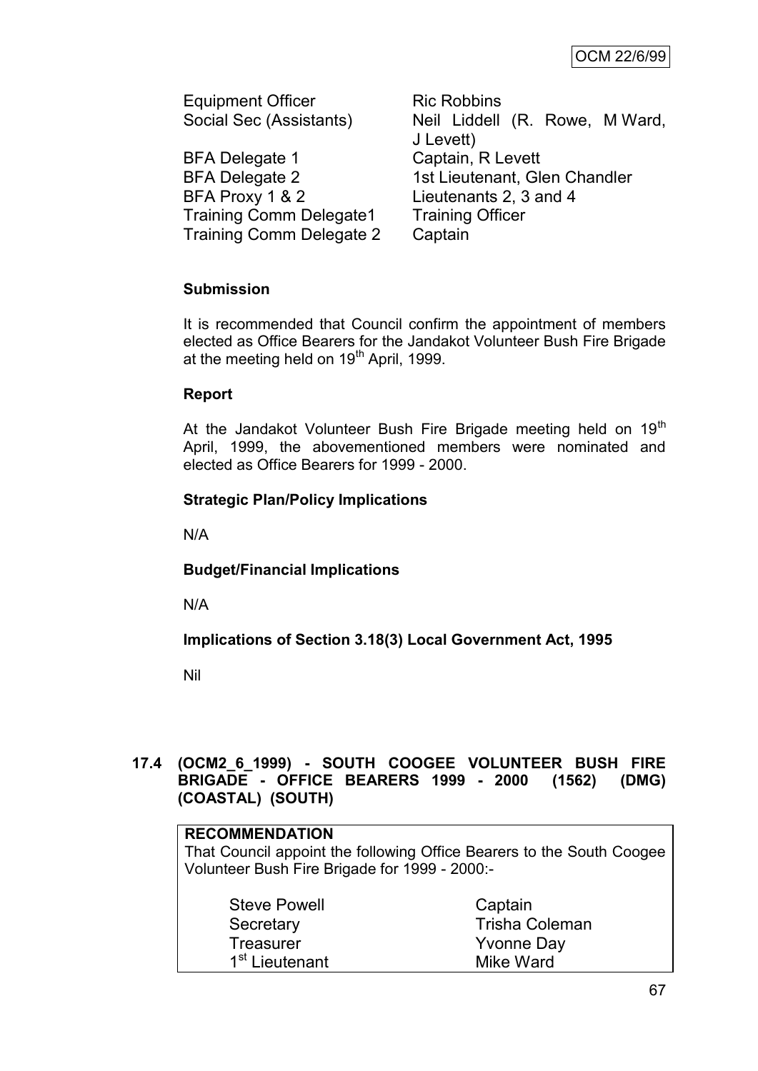| | |
|---|---|
| Equipment Officer | Ric Robbins |
| Social Sec (Assistants) | Neil Liddell (R. Rowe, M Ward, J Levett) |
| BFA Delegate 1 | Captain, R Levett |
| BFA Delegate 2 | 1st Lieutenant, Glen Chandler |
| BFA Proxy 1 & 2 | Lieutenants 2, 3 and 4 |
| Training Comm Delegate1 | Training Officer |
| Training Comm Delegate 2 | Captain |

**Submission**

It is recommended that Council confirm the appointment of members elected as Office Bearers for the Jandakot Volunteer Bush Fire Brigade at the meeting held on 19th April, 1999.

**Report**

At the Jandakot Volunteer Bush Fire Brigade meeting held on 19th April, 1999, the abovementioned members were nominated and elected as Office Bearers for 1999 - 2000.

**Strategic Plan/Policy Implications**

N/A

**Budget/Financial Implications**

N/A

**Implications of Section 3.18(3) Local Government Act, 1995**

Nil

### 17.4 (OCM2_6_1999) - SOUTH COOGEE VOLUNTEER BUSH FIRE BRIGADE - OFFICE BEARERS 1999 - 2000 (1562) (DMG) (COASTAL) (SOUTH)

**RECOMMENDATION**

That Council appoint the following Office Bearers to the South Coogee Volunteer Bush Fire Brigade for 1999 - 2000:-

| | |
|---|---|
| Steve Powell | Captain |
| Secretary | Trisha Coleman |
| Treasurer | Yvonne Day |
| 1st Lieutenant | Mike Ward |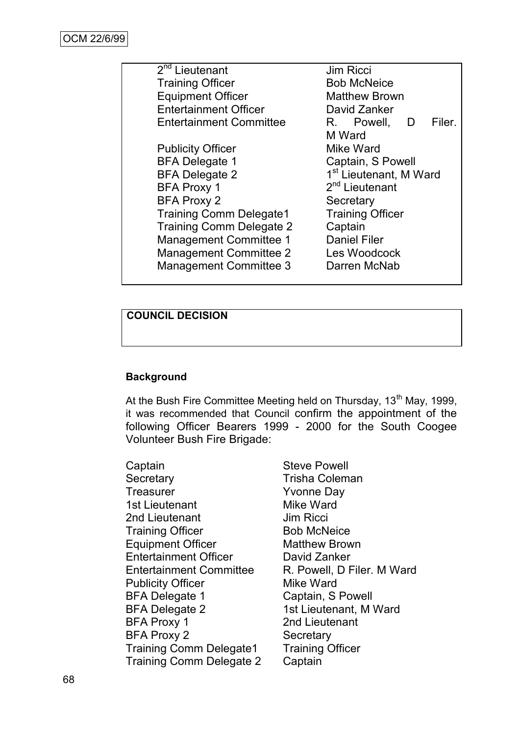| | |
|---|---|
| 2nd Lieutenant | Jim Ricci |
| Training Officer | Bob McNeice |
| Equipment Officer | Matthew Brown |
| Entertainment Officer | David Zanker |
| Entertainment Committee | R. Powell, D Filer. M Ward |
| Publicity Officer | Mike Ward |
| BFA Delegate 1 | Captain, S Powell |
| BFA Delegate 2 | 1st Lieutenant, M Ward |
| BFA Proxy 1 | 2nd Lieutenant |
| BFA Proxy 2 | Secretary |
| Training Comm Delegate1 | Training Officer |
| Training Comm Delegate 2 | Captain |
| Management Committee 1 | Daniel Filer |
| Management Committee 2 | Les Woodcock |
| Management Committee 3 | Darren McNab |

**COUNCIL DECISION**

**Background**

At the Bush Fire Committee Meeting held on Thursday, 13th May, 1999, it was recommended that Council confirm the appointment of the following Officer Bearers 1999 - 2000 for the South Coogee Volunteer Bush Fire Brigade:

| | |
|---|---|
| Captain | Steve Powell |
| Secretary | Trisha Coleman |
| Treasurer | Yvonne Day |
| 1st Lieutenant | Mike Ward |
| 2nd Lieutenant | Jim Ricci |
| Training Officer | Bob McNeice |
| Equipment Officer | Matthew Brown |
| Entertainment Officer | David Zanker |
| Entertainment Committee | R. Powell, D Filer. M Ward |
| Publicity Officer | Mike Ward |
| BFA Delegate 1 | Captain, S Powell |
| BFA Delegate 2 | 1st Lieutenant, M Ward |
| BFA Proxy 1 | 2nd Lieutenant |
| BFA Proxy 2 | Secretary |
| Training Comm Delegate1 | Training Officer |
| Training Comm Delegate 2 | Captain |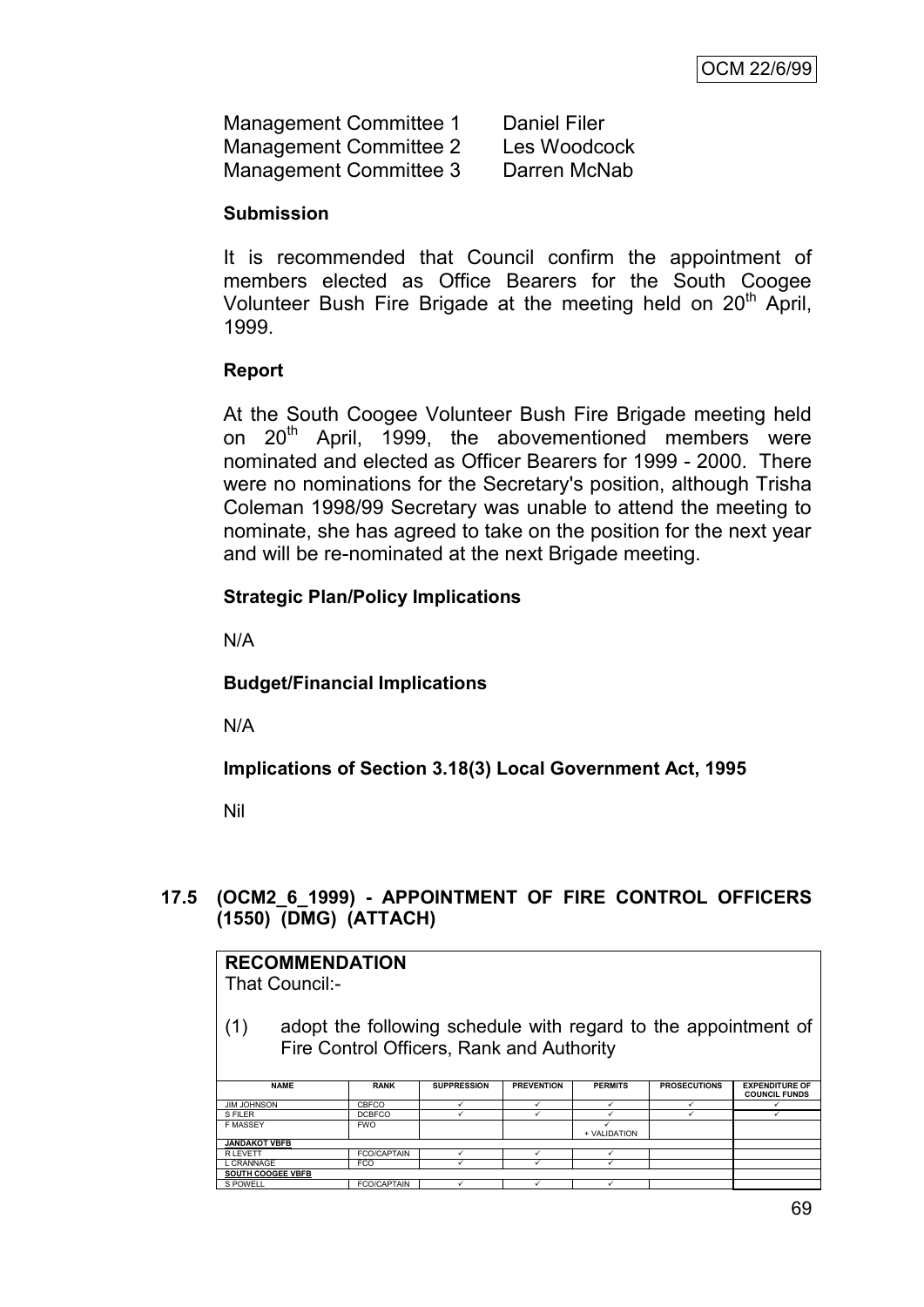| | |
|---|---|
| Management Committee 1 | Daniel Filer |
| Management Committee 2 | Les Woodcock |
| Management Committee 3 | Darren McNab |

**Submission**

It is recommended that Council confirm the appointment of members elected as Office Bearers for the South Coogee Volunteer Bush Fire Brigade at the meeting held on 20th April, 1999.

**Report**

At the South Coogee Volunteer Bush Fire Brigade meeting held on 20th April, 1999, the abovementioned members were nominated and elected as Officer Bearers for 1999 - 2000. There were no nominations for the Secretary's position, although Trisha Coleman 1998/99 Secretary was unable to attend the meeting to nominate, she has agreed to take on the position for the next year and will be re-nominated at the next Brigade meeting.

**Strategic Plan/Policy Implications**

N/A

**Budget/Financial Implications**

N/A

**Implications of Section 3.18(3) Local Government Act, 1995**

Nil

## 17.5 (OCM2_6_1999) - APPOINTMENT OF FIRE CONTROL OFFICERS (1550) (DMG) (ATTACH)

**RECOMMENDATION**
That Council:-

(1) adopt the following schedule with regard to the appointment of Fire Control Officers, Rank and Authority

| NAME | RANK | SUPPRESSION | PREVENTION | PERMITS | PROSECUTIONS | EXPENDITURE OF COUNCIL FUNDS |
|---|---|---|---|---|---|---|
| JIM JOHNSON | CBFCO | ✓ | ✓ | ✓ | ✓ | ✓ |
| S FILER | DCBFCO | ✓ | ✓ | ✓ | ✓ | ✓ |
| F MASSEY | FWO | | | ✓ + VALIDATION | | |
| **JANDAKOT VBFB** | | | | | | |
| R LEVETT | FCO/CAPTAIN | ✓ | ✓ | ✓ | | |
| L CRANNAGE | FCO | ✓ | ✓ | ✓ | | |
| **SOUTH COOGEE VBFB** | | | | | | |
| S POWELL | FCO/CAPTAIN | ✓ | ✓ | ✓ | | |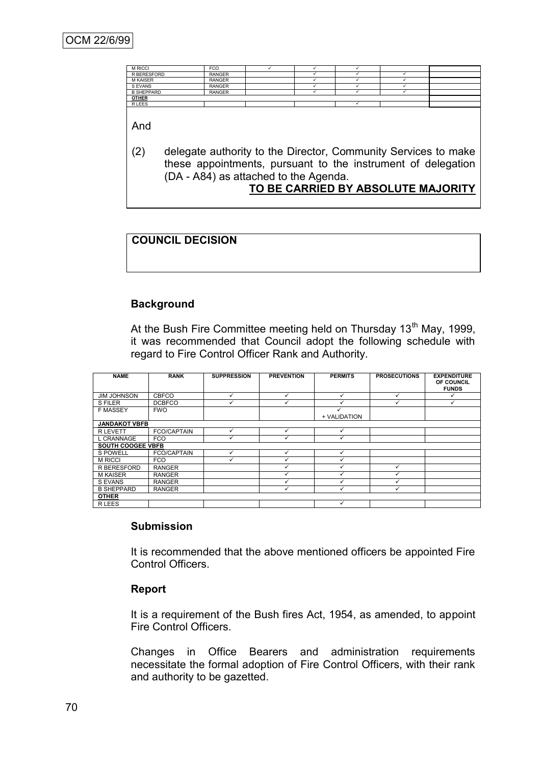| | | | | | | |
|---|---|---|---|---|---|---|
| M RICCI | FCO | ✓ | ✓ | ✓ | | |
| R BERESFORD | RANGER | | ✓ | ✓ | ✓ | |
| M KAISER | RANGER | | ✓ | ✓ | ✓ | |
| S EVANS | RANGER | | ✓ | ✓ | ✓ | |
| B SHEPPARD | RANGER | | ✓ | ✓ | ✓ | |
| **OTHER** | | | | | | |
| R LEES | | | | ✓ | | |

And

(2) delegate authority to the Director, Community Services to make these appointments, pursuant to the instrument of delegation (DA - A84) as attached to the Agenda.

**TO BE CARRIED BY ABSOLUTE MAJORITY**

**COUNCIL DECISION**

### Background

At the Bush Fire Committee meeting held on Thursday 13th May, 1999, it was recommended that Council adopt the following schedule with regard to Fire Control Officer Rank and Authority.

| NAME | RANK | SUPPRESSION | PREVENTION | PERMITS | PROSECUTIONS | EXPENDITURE OF COUNCIL FUNDS |
|---|---|---|---|---|---|---|
| JIM JOHNSON | CBFCO | ✓ | ✓ | ✓ | ✓ | ✓ |
| S FILER | DCBFCO | ✓ | ✓ | ✓ | ✓ | ✓ |
| F MASSEY | FWO | | | ✓ + VALIDATION | | |
| **JANDAKOT VBFB** | | | | | | |
| R LEVETT | FCO/CAPTAIN | ✓ | ✓ | ✓ | | |
| L CRANNAGE | FCO | ✓ | ✓ | ✓ | | |
| **SOUTH COOGEE VBFB** | | | | | | |
| S POWELL | FCO/CAPTAIN | ✓ | ✓ | ✓ | | |
| M RICCI | FCO | ✓ | ✓ | ✓ | | |
| R BERESFORD | RANGER | | ✓ | ✓ | ✓ | |
| M KAISER | RANGER | | ✓ | ✓ | ✓ | |
| S EVANS | RANGER | | ✓ | ✓ | ✓ | |
| B SHEPPARD | RANGER | | ✓ | ✓ | ✓ | |
| **OTHER** | | | | | | |
| R LEES | | | | ✓ | | |

### Submission

It is recommended that the above mentioned officers be appointed Fire Control Officers.

### Report

It is a requirement of the Bush fires Act, 1954, as amended, to appoint Fire Control Officers.

Changes in Office Bearers and administration requirements necessitate the formal adoption of Fire Control Officers, with their rank and authority to be gazetted.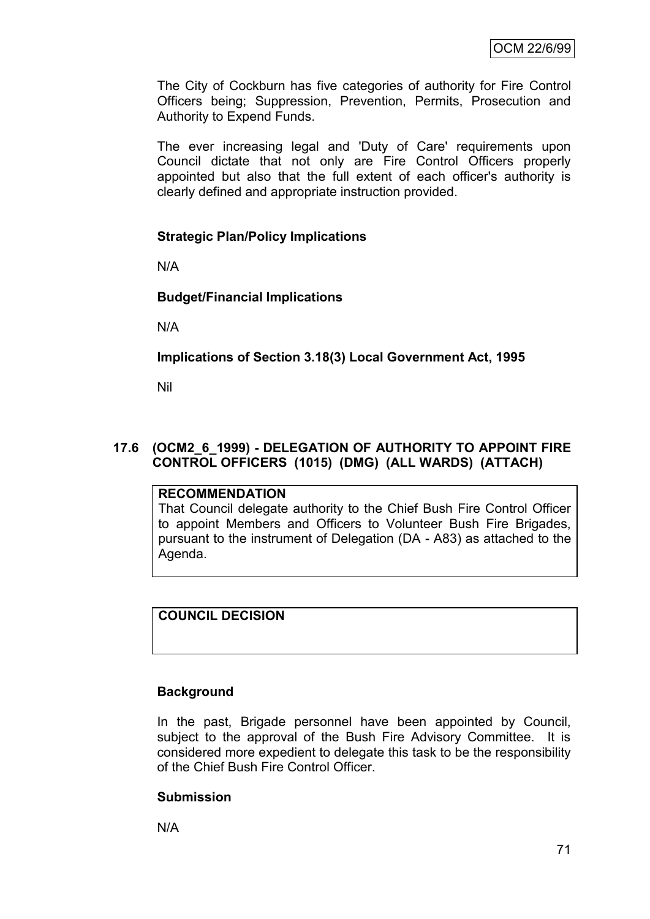The City of Cockburn has five categories of authority for Fire Control Officers being; Suppression, Prevention, Permits, Prosecution and Authority to Expend Funds.

The ever increasing legal and 'Duty of Care' requirements upon Council dictate that not only are Fire Control Officers properly appointed but also that the full extent of each officer's authority is clearly defined and appropriate instruction provided.

**Strategic Plan/Policy Implications**

N/A

**Budget/Financial Implications**

N/A

**Implications of Section 3.18(3) Local Government Act, 1995**

Nil

### 17.6 (OCM2_6_1999) - DELEGATION OF AUTHORITY TO APPOINT FIRE CONTROL OFFICERS (1015) (DMG) (ALL WARDS) (ATTACH)

**RECOMMENDATION**

That Council delegate authority to the Chief Bush Fire Control Officer to appoint Members and Officers to Volunteer Bush Fire Brigades, pursuant to the instrument of Delegation (DA - A83) as attached to the Agenda.

**COUNCIL DECISION**

**Background**

In the past, Brigade personnel have been appointed by Council, subject to the approval of the Bush Fire Advisory Committee. It is considered more expedient to delegate this task to be the responsibility of the Chief Bush Fire Control Officer.

**Submission**

N/A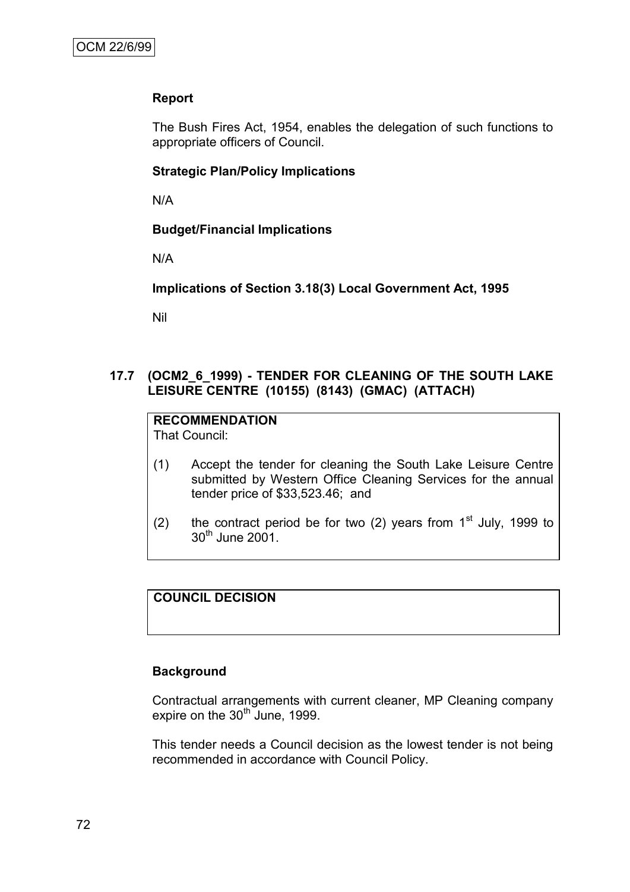**Report**

The Bush Fires Act, 1954, enables the delegation of such functions to appropriate officers of Council.

**Strategic Plan/Policy Implications**

N/A

**Budget/Financial Implications**

N/A

**Implications of Section 3.18(3) Local Government Act, 1995**

Nil

## 17.7 (OCM2_6_1999) - TENDER FOR CLEANING OF THE SOUTH LAKE LEISURE CENTRE (10155) (8143) (GMAC) (ATTACH)

**RECOMMENDATION**

That Council:

(1) Accept the tender for cleaning the South Lake Leisure Centre submitted by Western Office Cleaning Services for the annual tender price of $33,523.46; and

(2) the contract period be for two (2) years from 1st July, 1999 to 30th June 2001.

**COUNCIL DECISION**

**Background**

Contractual arrangements with current cleaner, MP Cleaning company expire on the 30th June, 1999.

This tender needs a Council decision as the lowest tender is not being recommended in accordance with Council Policy.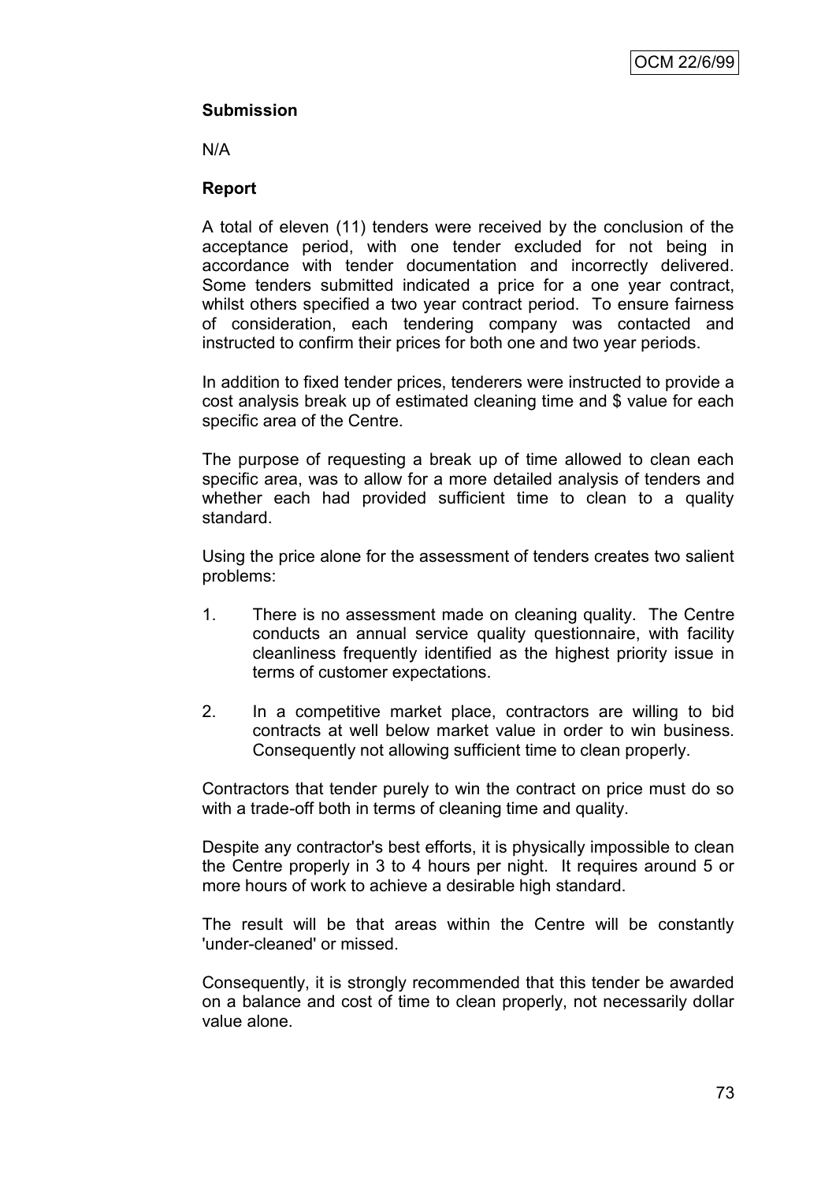**Submission**

N/A

**Report**

A total of eleven (11) tenders were received by the conclusion of the acceptance period, with one tender excluded for not being in accordance with tender documentation and incorrectly delivered. Some tenders submitted indicated a price for a one year contract, whilst others specified a two year contract period. To ensure fairness of consideration, each tendering company was contacted and instructed to confirm their prices for both one and two year periods.

In addition to fixed tender prices, tenderers were instructed to provide a cost analysis break up of estimated cleaning time and $ value for each specific area of the Centre.

The purpose of requesting a break up of time allowed to clean each specific area, was to allow for a more detailed analysis of tenders and whether each had provided sufficient time to clean to a quality standard.

Using the price alone for the assessment of tenders creates two salient problems:

1. There is no assessment made on cleaning quality. The Centre conducts an annual service quality questionnaire, with facility cleanliness frequently identified as the highest priority issue in terms of customer expectations.

2. In a competitive market place, contractors are willing to bid contracts at well below market value in order to win business. Consequently not allowing sufficient time to clean properly.

Contractors that tender purely to win the contract on price must do so with a trade-off both in terms of cleaning time and quality.

Despite any contractor's best efforts, it is physically impossible to clean the Centre properly in 3 to 4 hours per night. It requires around 5 or more hours of work to achieve a desirable high standard.

The result will be that areas within the Centre will be constantly 'under-cleaned' or missed.

Consequently, it is strongly recommended that this tender be awarded on a balance and cost of time to clean properly, not necessarily dollar value alone.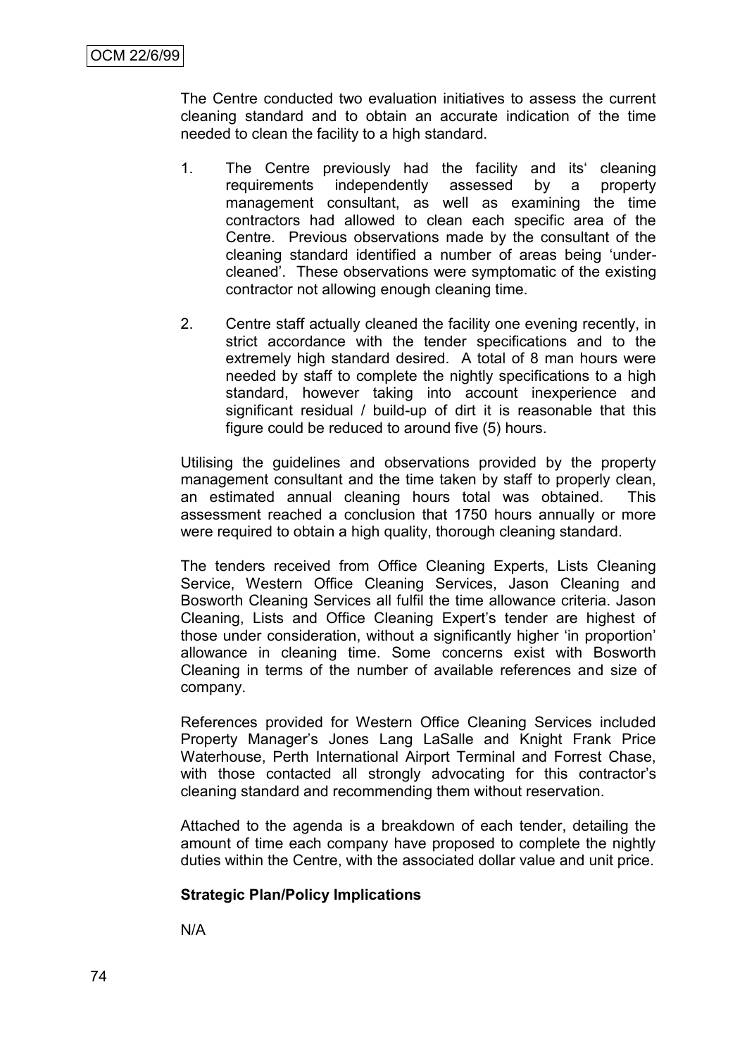The Centre conducted two evaluation initiatives to assess the current cleaning standard and to obtain an accurate indication of the time needed to clean the facility to a high standard.

1. The Centre previously had the facility and its' cleaning requirements independently assessed by a property management consultant, as well as examining the time contractors had allowed to clean each specific area of the Centre. Previous observations made by the consultant of the cleaning standard identified a number of areas being 'under-cleaned'. These observations were symptomatic of the existing contractor not allowing enough cleaning time.

2. Centre staff actually cleaned the facility one evening recently, in strict accordance with the tender specifications and to the extremely high standard desired. A total of 8 man hours were needed by staff to complete the nightly specifications to a high standard, however taking into account inexperience and significant residual / build-up of dirt it is reasonable that this figure could be reduced to around five (5) hours.

Utilising the guidelines and observations provided by the property management consultant and the time taken by staff to properly clean, an estimated annual cleaning hours total was obtained. This assessment reached a conclusion that 1750 hours annually or more were required to obtain a high quality, thorough cleaning standard.

The tenders received from Office Cleaning Experts, Lists Cleaning Service, Western Office Cleaning Services, Jason Cleaning and Bosworth Cleaning Services all fulfil the time allowance criteria. Jason Cleaning, Lists and Office Cleaning Expert's tender are highest of those under consideration, without a significantly higher 'in proportion' allowance in cleaning time. Some concerns exist with Bosworth Cleaning in terms of the number of available references and size of company.

References provided for Western Office Cleaning Services included Property Manager's Jones Lang LaSalle and Knight Frank Price Waterhouse, Perth International Airport Terminal and Forrest Chase, with those contacted all strongly advocating for this contractor's cleaning standard and recommending them without reservation.

Attached to the agenda is a breakdown of each tender, detailing the amount of time each company have proposed to complete the nightly duties within the Centre, with the associated dollar value and unit price.

**Strategic Plan/Policy Implications**

N/A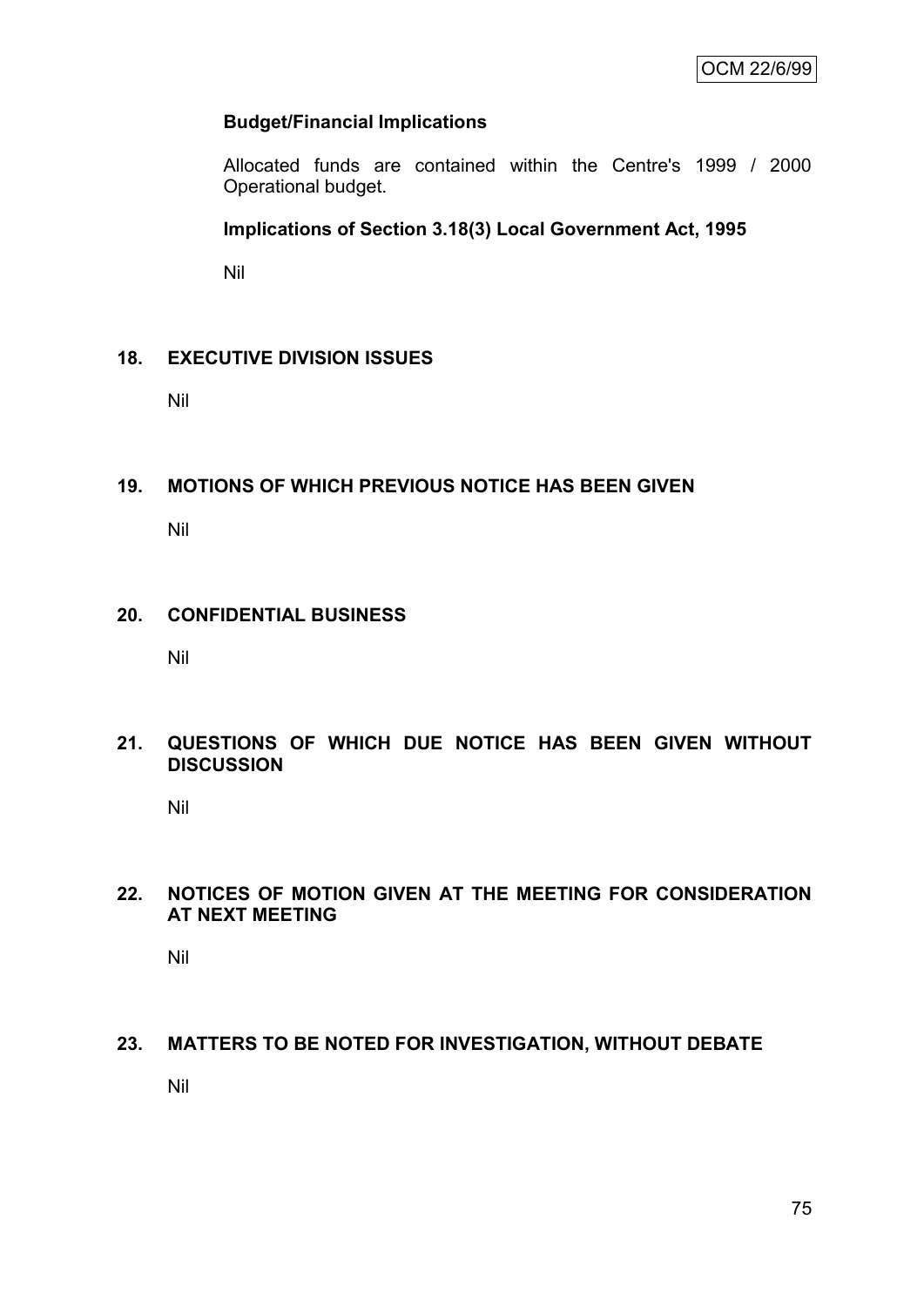**Budget/Financial Implications**

Allocated funds are contained within the Centre's 1999 / 2000 Operational budget.

**Implications of Section 3.18(3) Local Government Act, 1995**

Nil

## 18. EXECUTIVE DIVISION ISSUES

Nil

## 19. MOTIONS OF WHICH PREVIOUS NOTICE HAS BEEN GIVEN

Nil

## 20. CONFIDENTIAL BUSINESS

Nil

## 21. QUESTIONS OF WHICH DUE NOTICE HAS BEEN GIVEN WITHOUT DISCUSSION

Nil

## 22. NOTICES OF MOTION GIVEN AT THE MEETING FOR CONSIDERATION AT NEXT MEETING

Nil

## 23. MATTERS TO BE NOTED FOR INVESTIGATION, WITHOUT DEBATE

Nil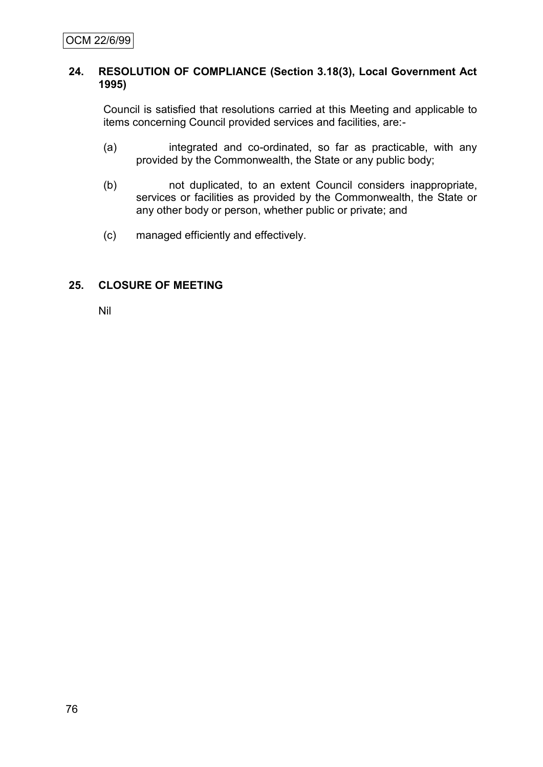## 24. RESOLUTION OF COMPLIANCE (Section 3.18(3), Local Government Act 1995)

Council is satisfied that resolutions carried at this Meeting and applicable to items concerning Council provided services and facilities, are:-

(a) integrated and co-ordinated, so far as practicable, with any provided by the Commonwealth, the State or any public body;

(b) not duplicated, to an extent Council considers inappropriate, services or facilities as provided by the Commonwealth, the State or any other body or person, whether public or private; and

(c) managed efficiently and effectively.

## 25. CLOSURE OF MEETING

Nil